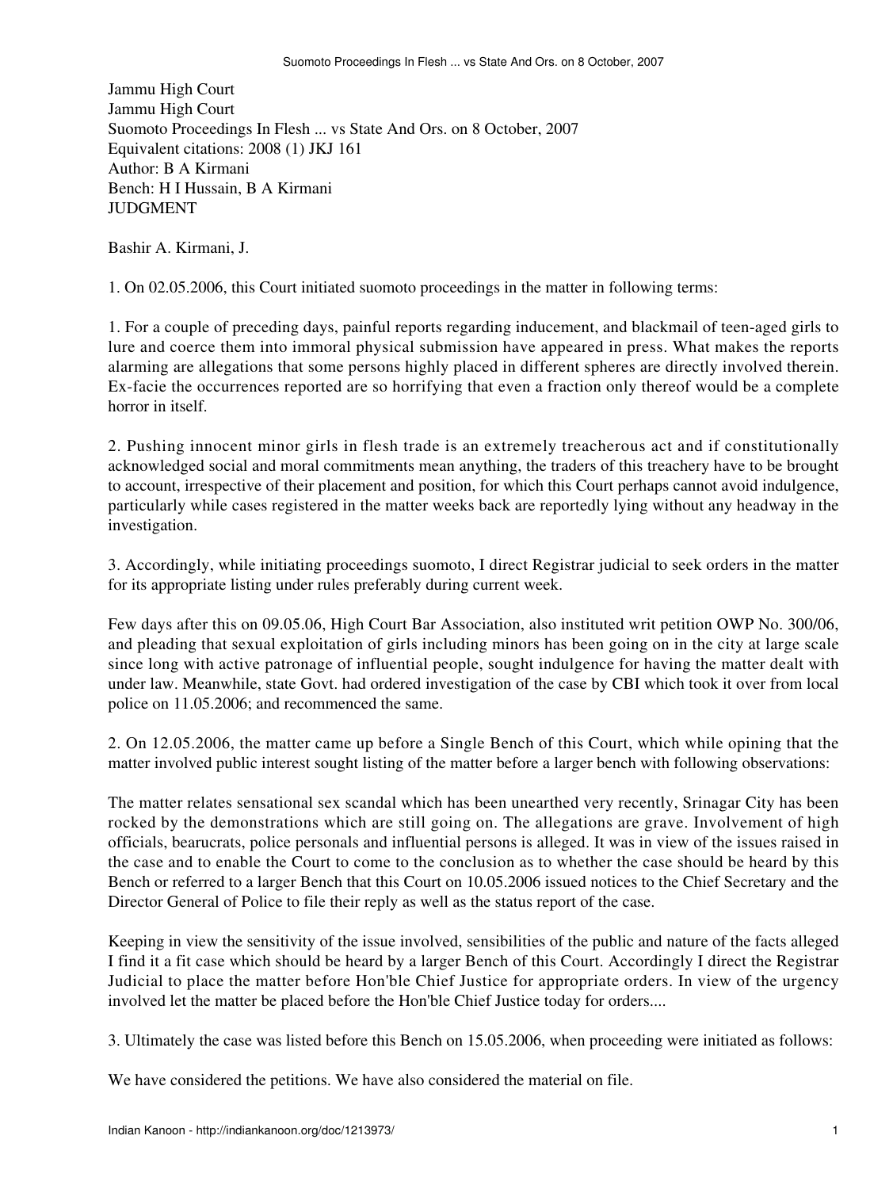Jammu High Court
Jammu High Court
Suomoto Proceedings In Flesh ... vs State And Ors. on 8 October, 2007
Equivalent citations: 2008 (1) JKJ 161
Author: B A Kirmani
Bench: H I Hussain, B A Kirmani
JUDGMENT

Bashir A. Kirmani, J.

1. On 02.05.2006, this Court initiated suomoto proceedings in the matter in following terms:

1. For a couple of preceding days, painful reports regarding inducement, and blackmail of teen-aged girls to lure and coerce them into immoral physical submission have appeared in press. What makes the reports alarming are allegations that some persons highly placed in different spheres are directly involved therein. Ex-facie the occurrences reported are so horrifying that even a fraction only thereof would be a complete horror in itself.

2. Pushing innocent minor girls in flesh trade is an extremely treacherous act and if constitutionally acknowledged social and moral commitments mean anything, the traders of this treachery have to be brought to account, irrespective of their placement and position, for which this Court perhaps cannot avoid indulgence, particularly while cases registered in the matter weeks back are reportedly lying without any headway in the investigation.

3. Accordingly, while initiating proceedings suomoto, I direct Registrar judicial to seek orders in the matter for its appropriate listing under rules preferably during current week.

Few days after this on 09.05.06, High Court Bar Association, also instituted writ petition OWP No. 300/06, and pleading that sexual exploitation of girls including minors has been going on in the city at large scale since long with active patronage of influential people, sought indulgence for having the matter dealt with under law. Meanwhile, state Govt. had ordered investigation of the case by CBI which took it over from local police on 11.05.2006; and recommenced the same.

2. On 12.05.2006, the matter came up before a Single Bench of this Court, which while opining that the matter involved public interest sought listing of the matter before a larger bench with following observations:

The matter relates sensational sex scandal which has been unearthed very recently, Srinagar City has been rocked by the demonstrations which are still going on. The allegations are grave. Involvement of high officials, bearucrats, police personals and influential persons is alleged. It was in view of the issues raised in the case and to enable the Court to come to the conclusion as to whether the case should be heard by this Bench or referred to a larger Bench that this Court on 10.05.2006 issued notices to the Chief Secretary and the Director General of Police to file their reply as well as the status report of the case.

Keeping in view the sensitivity of the issue involved, sensibilities of the public and nature of the facts alleged I find it a fit case which should be heard by a larger Bench of this Court. Accordingly I direct the Registrar Judicial to place the matter before Hon'ble Chief Justice for appropriate orders. In view of the urgency involved let the matter be placed before the Hon'ble Chief Justice today for orders....

3. Ultimately the case was listed before this Bench on 15.05.2006, when proceeding were initiated as follows:

We have considered the petitions. We have also considered the material on file.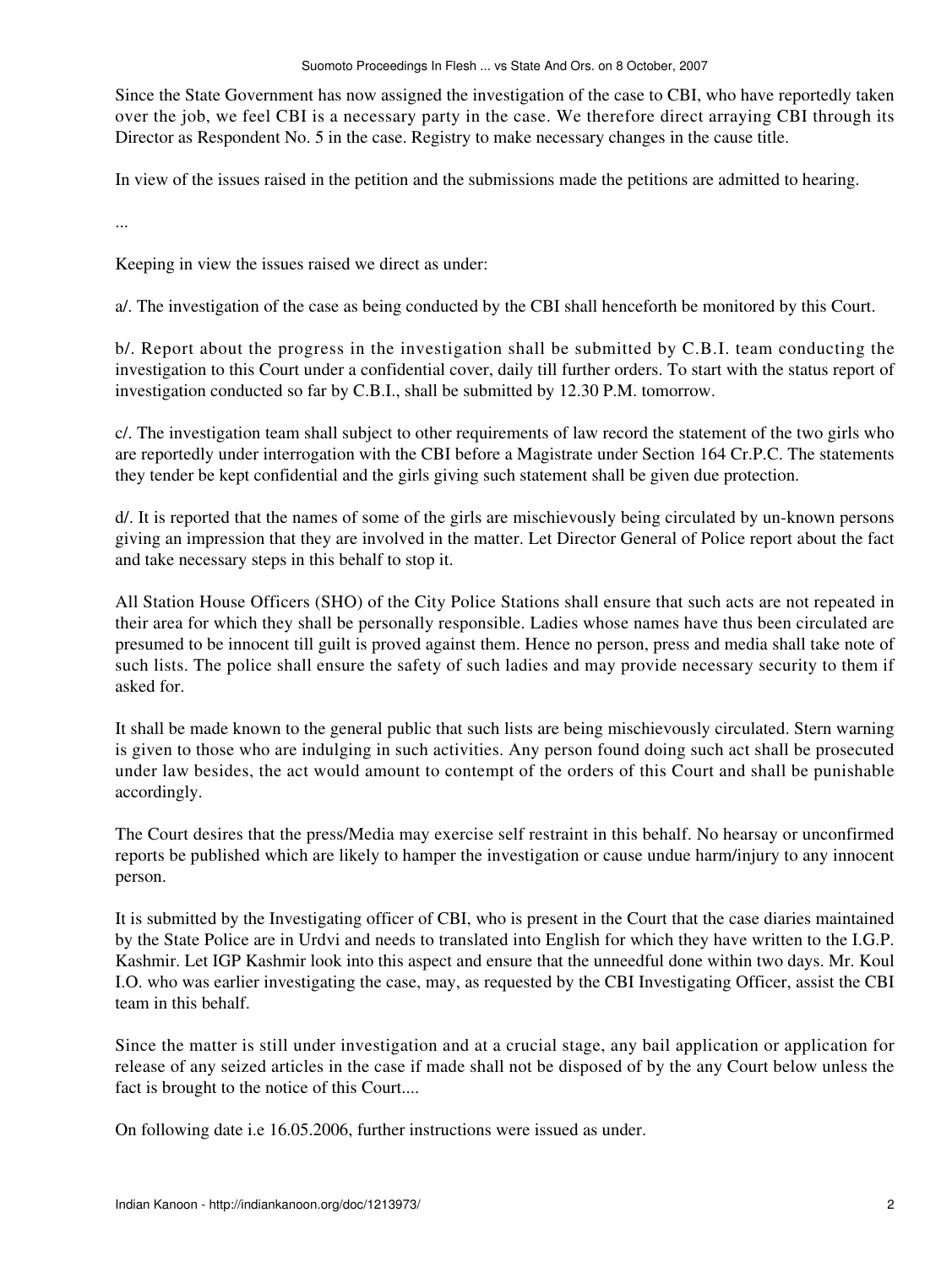Since the State Government has now assigned the investigation of the case to CBI, who have reportedly taken over the job, we feel CBI is a necessary party in the case. We therefore direct arraying CBI through its Director as Respondent No. 5 in the case. Registry to make necessary changes in the cause title.

In view of the issues raised in the petition and the submissions made the petitions are admitted to hearing.

...

Keeping in view the issues raised we direct as under:

a/. The investigation of the case as being conducted by the CBI shall henceforth be monitored by this Court.

b/. Report about the progress in the investigation shall be submitted by C.B.I. team conducting the investigation to this Court under a confidential cover, daily till further orders. To start with the status report of investigation conducted so far by C.B.I., shall be submitted by 12.30 P.M. tomorrow.

c/. The investigation team shall subject to other requirements of law record the statement of the two girls who are reportedly under interrogation with the CBI before a Magistrate under Section 164 Cr.P.C. The statements they tender be kept confidential and the girls giving such statement shall be given due protection.

d/. It is reported that the names of some of the girls are mischievously being circulated by un-known persons giving an impression that they are involved in the matter. Let Director General of Police report about the fact and take necessary steps in this behalf to stop it.

All Station House Officers (SHO) of the City Police Stations shall ensure that such acts are not repeated in their area for which they shall be personally responsible. Ladies whose names have thus been circulated are presumed to be innocent till guilt is proved against them. Hence no person, press and media shall take note of such lists. The police shall ensure the safety of such ladies and may provide necessary security to them if asked for.

It shall be made known to the general public that such lists are being mischievously circulated. Stern warning is given to those who are indulging in such activities. Any person found doing such act shall be prosecuted under law besides, the act would amount to contempt of the orders of this Court and shall be punishable accordingly.

The Court desires that the press/Media may exercise self restraint in this behalf. No hearsay or unconfirmed reports be published which are likely to hamper the investigation or cause undue harm/injury to any innocent person.

It is submitted by the Investigating officer of CBI, who is present in the Court that the case diaries maintained by the State Police are in Urdvi and needs to translated into English for which they have written to the I.G.P. Kashmir. Let IGP Kashmir look into this aspect and ensure that the unneedful done within two days. Mr. Koul I.O. who was earlier investigating the case, may, as requested by the CBI Investigating Officer, assist the CBI team in this behalf.

Since the matter is still under investigation and at a crucial stage, any bail application or application for release of any seized articles in the case if made shall not be disposed of by the any Court below unless the fact is brought to the notice of this Court....

On following date i.e 16.05.2006, further instructions were issued as under.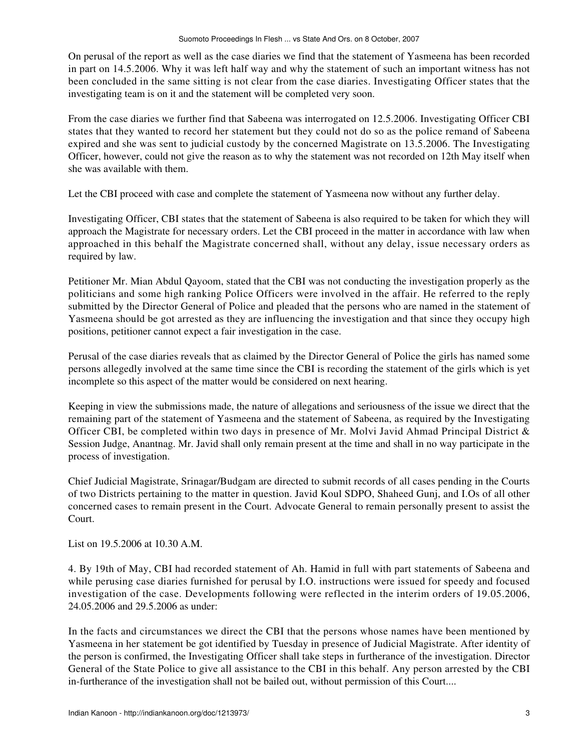On perusal of the report as well as the case diaries we find that the statement of Yasmeena has been recorded in part on 14.5.2006. Why it was left half way and why the statement of such an important witness has not been concluded in the same sitting is not clear from the case diaries. Investigating Officer states that the investigating team is on it and the statement will be completed very soon.

From the case diaries we further find that Sabeena was interrogated on 12.5.2006. Investigating Officer CBI states that they wanted to record her statement but they could not do so as the police remand of Sabeena expired and she was sent to judicial custody by the concerned Magistrate on 13.5.2006. The Investigating Officer, however, could not give the reason as to why the statement was not recorded on 12th May itself when she was available with them.

Let the CBI proceed with case and complete the statement of Yasmeena now without any further delay.

Investigating Officer, CBI states that the statement of Sabeena is also required to be taken for which they will approach the Magistrate for necessary orders. Let the CBI proceed in the matter in accordance with law when approached in this behalf the Magistrate concerned shall, without any delay, issue necessary orders as required by law.

Petitioner Mr. Mian Abdul Qayoom, stated that the CBI was not conducting the investigation properly as the politicians and some high ranking Police Officers were involved in the affair. He referred to the reply submitted by the Director General of Police and pleaded that the persons who are named in the statement of Yasmeena should be got arrested as they are influencing the investigation and that since they occupy high positions, petitioner cannot expect a fair investigation in the case.

Perusal of the case diaries reveals that as claimed by the Director General of Police the girls has named some persons allegedly involved at the same time since the CBI is recording the statement of the girls which is yet incomplete so this aspect of the matter would be considered on next hearing.

Keeping in view the submissions made, the nature of allegations and seriousness of the issue we direct that the remaining part of the statement of Yasmeena and the statement of Sabeena, as required by the Investigating Officer CBI, be completed within two days in presence of Mr. Molvi Javid Ahmad Principal District & Session Judge, Anantnag. Mr. Javid shall only remain present at the time and shall in no way participate in the process of investigation.

Chief Judicial Magistrate, Srinagar/Budgam are directed to submit records of all cases pending in the Courts of two Districts pertaining to the matter in question. Javid Koul SDPO, Shaheed Gunj, and I.Os of all other concerned cases to remain present in the Court. Advocate General to remain personally present to assist the Court.

List on 19.5.2006 at 10.30 A.M.

4. By 19th of May, CBI had recorded statement of Ah. Hamid in full with part statements of Sabeena and while perusing case diaries furnished for perusal by I.O. instructions were issued for speedy and focused investigation of the case. Developments following were reflected in the interim orders of 19.05.2006, 24.05.2006 and 29.5.2006 as under:

In the facts and circumstances we direct the CBI that the persons whose names have been mentioned by Yasmeena in her statement be got identified by Tuesday in presence of Judicial Magistrate. After identity of the person is confirmed, the Investigating Officer shall take steps in furtherance of the investigation. Director General of the State Police to give all assistance to the CBI in this behalf. Any person arrested by the CBI in-furtherance of the investigation shall not be bailed out, without permission of this Court....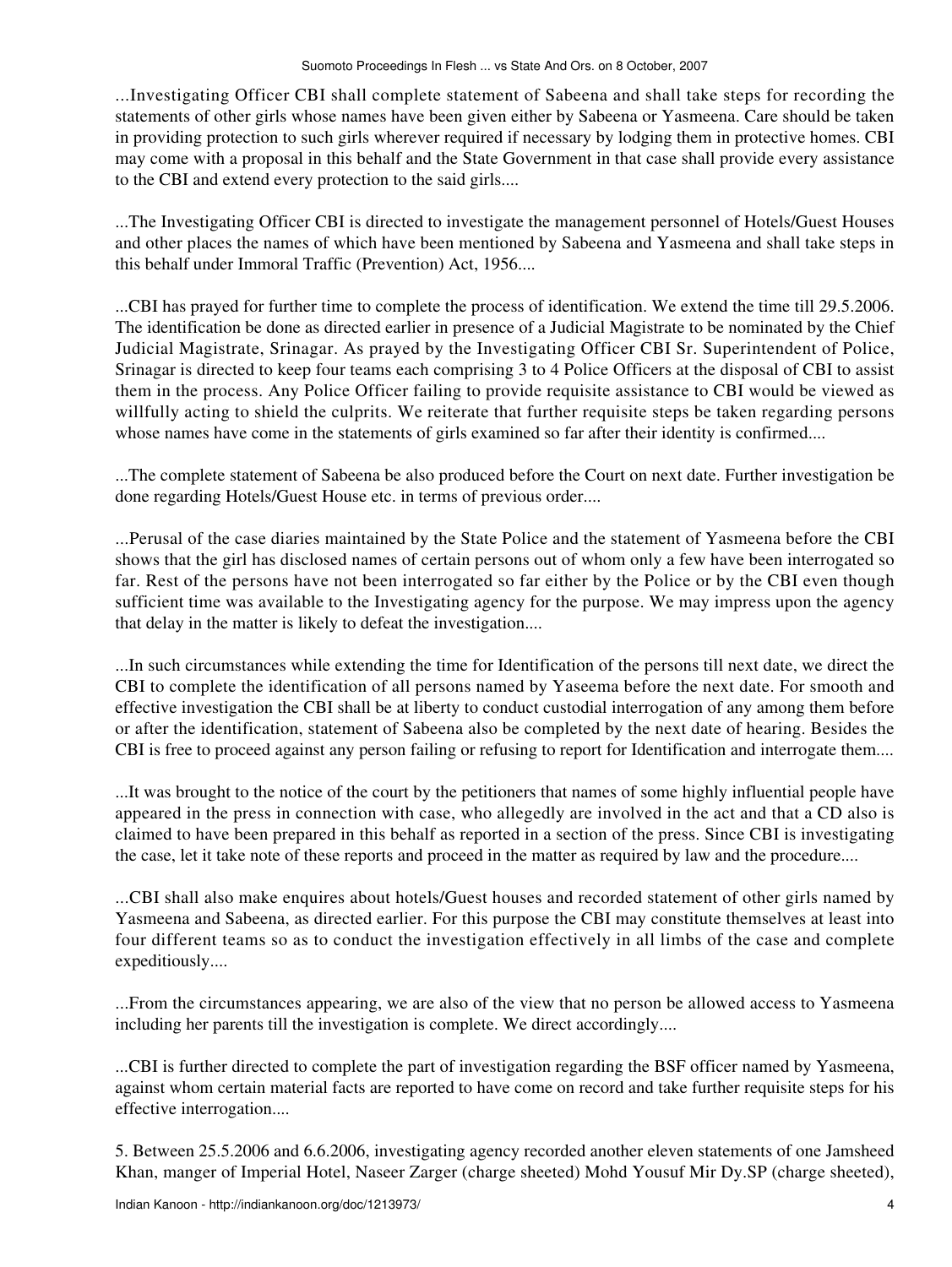...Investigating Officer CBI shall complete statement of Sabeena and shall take steps for recording the statements of other girls whose names have been given either by Sabeena or Yasmeena. Care should be taken in providing protection to such girls wherever required if necessary by lodging them in protective homes. CBI may come with a proposal in this behalf and the State Government in that case shall provide every assistance to the CBI and extend every protection to the said girls....

...The Investigating Officer CBI is directed to investigate the management personnel of Hotels/Guest Houses and other places the names of which have been mentioned by Sabeena and Yasmeena and shall take steps in this behalf under Immoral Traffic (Prevention) Act, 1956....

...CBI has prayed for further time to complete the process of identification. We extend the time till 29.5.2006. The identification be done as directed earlier in presence of a Judicial Magistrate to be nominated by the Chief Judicial Magistrate, Srinagar. As prayed by the Investigating Officer CBI Sr. Superintendent of Police, Srinagar is directed to keep four teams each comprising 3 to 4 Police Officers at the disposal of CBI to assist them in the process. Any Police Officer failing to provide requisite assistance to CBI would be viewed as willfully acting to shield the culprits. We reiterate that further requisite steps be taken regarding persons whose names have come in the statements of girls examined so far after their identity is confirmed....

...The complete statement of Sabeena be also produced before the Court on next date. Further investigation be done regarding Hotels/Guest House etc. in terms of previous order....

...Perusal of the case diaries maintained by the State Police and the statement of Yasmeena before the CBI shows that the girl has disclosed names of certain persons out of whom only a few have been interrogated so far. Rest of the persons have not been interrogated so far either by the Police or by the CBI even though sufficient time was available to the Investigating agency for the purpose. We may impress upon the agency that delay in the matter is likely to defeat the investigation....

...In such circumstances while extending the time for Identification of the persons till next date, we direct the CBI to complete the identification of all persons named by Yaseema before the next date. For smooth and effective investigation the CBI shall be at liberty to conduct custodial interrogation of any among them before or after the identification, statement of Sabeena also be completed by the next date of hearing. Besides the CBI is free to proceed against any person failing or refusing to report for Identification and interrogate them....

...It was brought to the notice of the court by the petitioners that names of some highly influential people have appeared in the press in connection with case, who allegedly are involved in the act and that a CD also is claimed to have been prepared in this behalf as reported in a section of the press. Since CBI is investigating the case, let it take note of these reports and proceed in the matter as required by law and the procedure....

...CBI shall also make enquires about hotels/Guest houses and recorded statement of other girls named by Yasmeena and Sabeena, as directed earlier. For this purpose the CBI may constitute themselves at least into four different teams so as to conduct the investigation effectively in all limbs of the case and complete expeditiously....

...From the circumstances appearing, we are also of the view that no person be allowed access to Yasmeena including her parents till the investigation is complete. We direct accordingly....

...CBI is further directed to complete the part of investigation regarding the BSF officer named by Yasmeena, against whom certain material facts are reported to have come on record and take further requisite steps for his effective interrogation....

5. Between 25.5.2006 and 6.6.2006, investigating agency recorded another eleven statements of one Jamsheed Khan, manger of Imperial Hotel, Naseer Zarger (charge sheeted) Mohd Yousuf Mir Dy.SP (charge sheeted),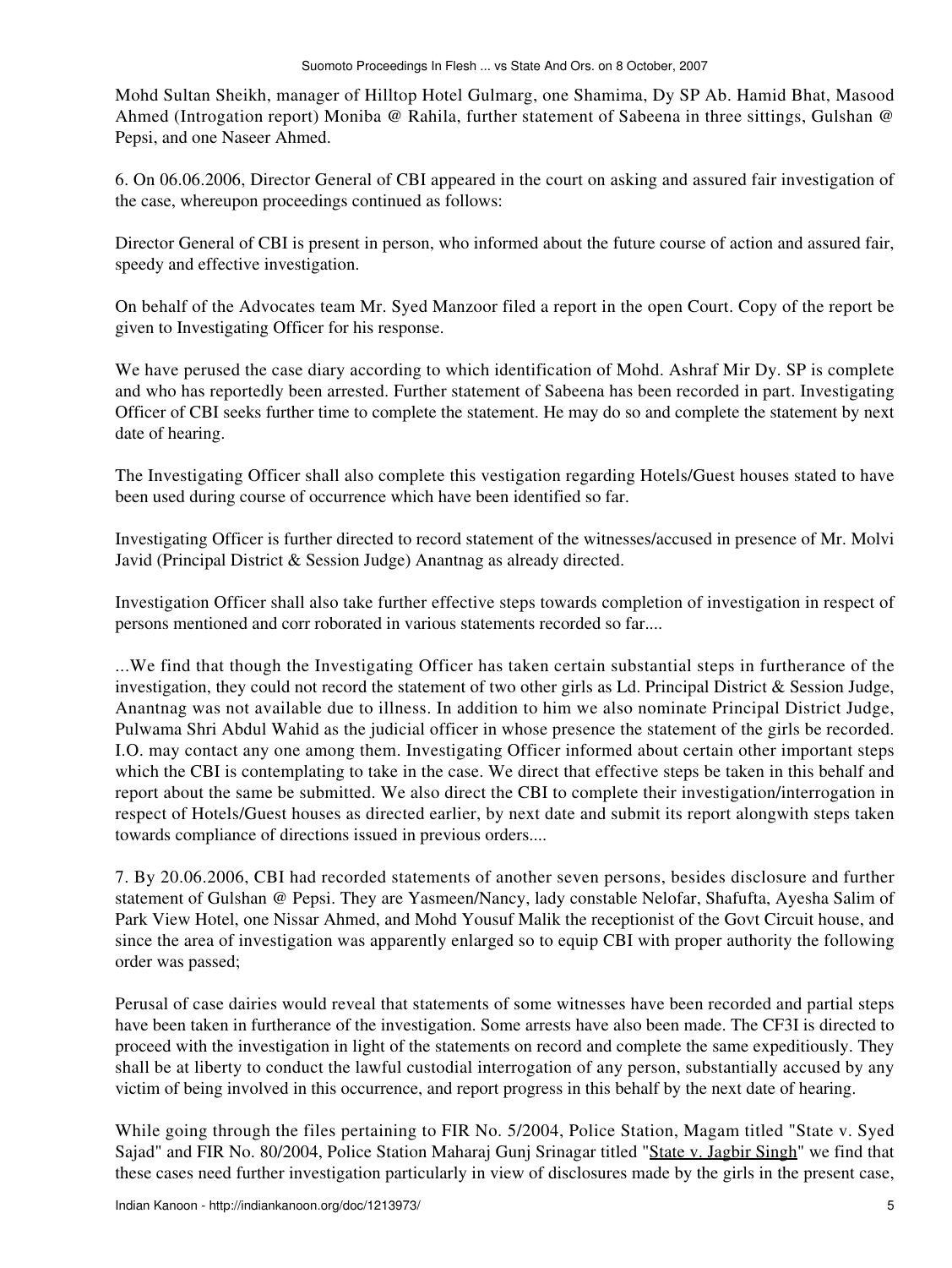Mohd Sultan Sheikh, manager of Hilltop Hotel Gulmarg, one Shamima, Dy SP Ab. Hamid Bhat, Masood Ahmed (Introgation report) Moniba @ Rahila, further statement of Sabeena in three sittings, Gulshan @ Pepsi, and one Naseer Ahmed.

6. On 06.06.2006, Director General of CBI appeared in the court on asking and assured fair investigation of the case, whereupon proceedings continued as follows:

Director General of CBI is present in person, who informed about the future course of action and assured fair, speedy and effective investigation.

On behalf of the Advocates team Mr. Syed Manzoor filed a report in the open Court. Copy of the report be given to Investigating Officer for his response.

We have perused the case diary according to which identification of Mohd. Ashraf Mir Dy. SP is complete and who has reportedly been arrested. Further statement of Sabeena has been recorded in part. Investigating Officer of CBI seeks further time to complete the statement. He may do so and complete the statement by next date of hearing.

The Investigating Officer shall also complete this vestigation regarding Hotels/Guest houses stated to have been used during course of occurrence which have been identified so far.

Investigating Officer is further directed to record statement of the witnesses/accused in presence of Mr. Molvi Javid (Principal District & Session Judge) Anantnag as already directed.

Investigation Officer shall also take further effective steps towards completion of investigation in respect of persons mentioned and corr roborated in various statements recorded so far....

...We find that though the Investigating Officer has taken certain substantial steps in furtherance of the investigation, they could not record the statement of two other girls as Ld. Principal District & Session Judge, Anantnag was not available due to illness. In addition to him we also nominate Principal District Judge, Pulwama Shri Abdul Wahid as the judicial officer in whose presence the statement of the girls be recorded. I.O. may contact any one among them. Investigating Officer informed about certain other important steps which the CBI is contemplating to take in the case. We direct that effective steps be taken in this behalf and report about the same be submitted. We also direct the CBI to complete their investigation/interrogation in respect of Hotels/Guest houses as directed earlier, by next date and submit its report alongwith steps taken towards compliance of directions issued in previous orders....

7. By 20.06.2006, CBI had recorded statements of another seven persons, besides disclosure and further statement of Gulshan @ Pepsi. They are Yasmeen/Nancy, lady constable Nelofar, Shafufta, Ayesha Salim of Park View Hotel, one Nissar Ahmed, and Mohd Yousuf Malik the receptionist of the Govt Circuit house, and since the area of investigation was apparently enlarged so to equip CBI with proper authority the following order was passed;

Perusal of case dairies would reveal that statements of some witnesses have been recorded and partial steps have been taken in furtherance of the investigation. Some arrests have also been made. The CF3I is directed to proceed with the investigation in light of the statements on record and complete the same expeditiously. They shall be at liberty to conduct the lawful custodial interrogation of any person, substantially accused by any victim of being involved in this occurrence, and report progress in this behalf by the next date of hearing.

While going through the files pertaining to FIR No. 5/2004, Police Station, Magam titled "State v. Syed Sajad" and FIR No. 80/2004, Police Station Maharaj Gunj Srinagar titled "State v. Jagbir Singh" we find that these cases need further investigation particularly in view of disclosures made by the girls in the present case,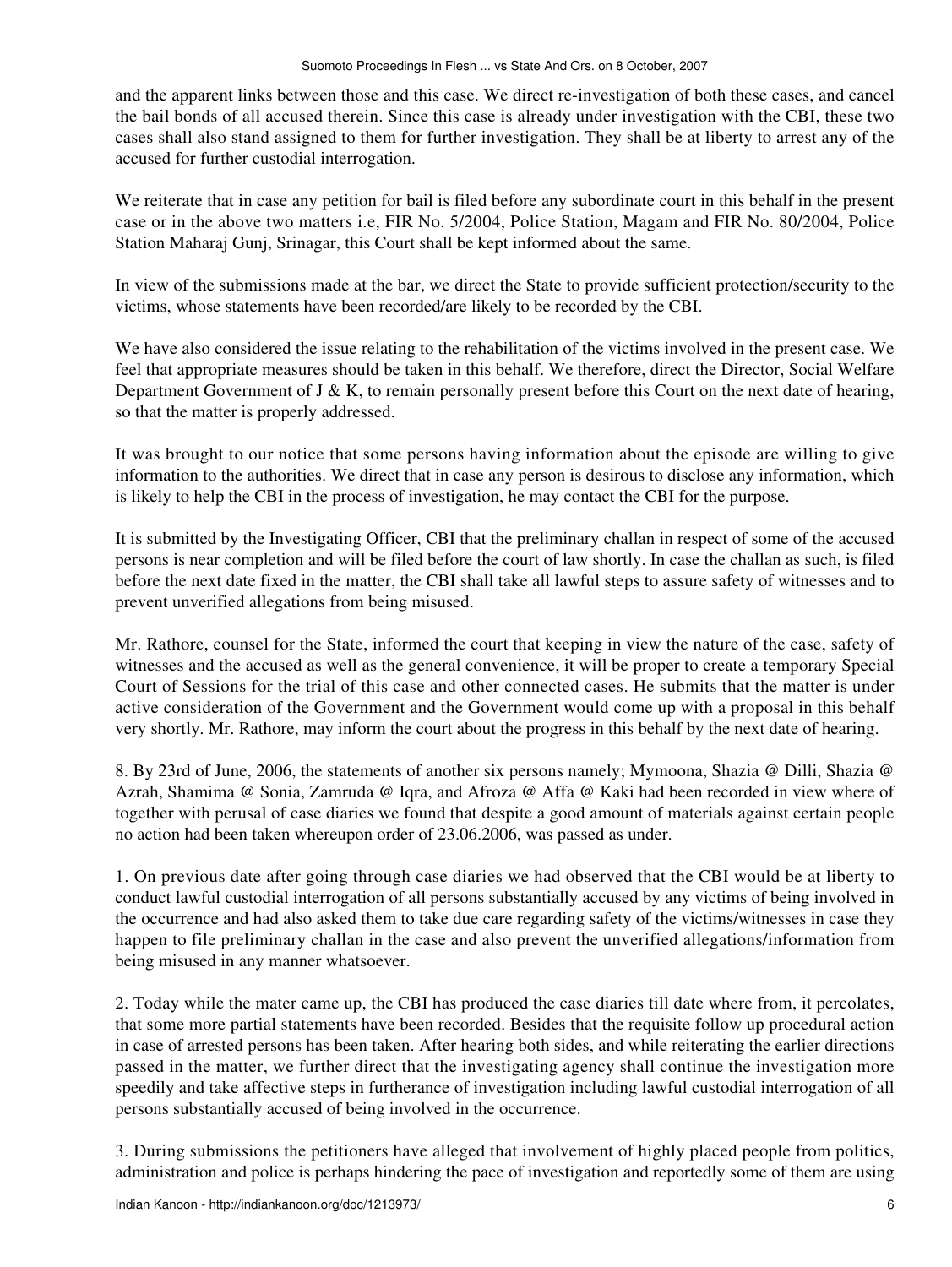and the apparent links between those and this case. We direct re-investigation of both these cases, and cancel the bail bonds of all accused therein. Since this case is already under investigation with the CBI, these two cases shall also stand assigned to them for further investigation. They shall be at liberty to arrest any of the accused for further custodial interrogation.

We reiterate that in case any petition for bail is filed before any subordinate court in this behalf in the present case or in the above two matters i.e, FIR No. 5/2004, Police Station, Magam and FIR No. 80/2004, Police Station Maharaj Gunj, Srinagar, this Court shall be kept informed about the same.

In view of the submissions made at the bar, we direct the State to provide sufficient protection/security to the victims, whose statements have been recorded/are likely to be recorded by the CBI.

We have also considered the issue relating to the rehabilitation of the victims involved in the present case. We feel that appropriate measures should be taken in this behalf. We therefore, direct the Director, Social Welfare Department Government of J & K, to remain personally present before this Court on the next date of hearing, so that the matter is properly addressed.

It was brought to our notice that some persons having information about the episode are willing to give information to the authorities. We direct that in case any person is desirous to disclose any information, which is likely to help the CBI in the process of investigation, he may contact the CBI for the purpose.

It is submitted by the Investigating Officer, CBI that the preliminary challan in respect of some of the accused persons is near completion and will be filed before the court of law shortly. In case the challan as such, is filed before the next date fixed in the matter, the CBI shall take all lawful steps to assure safety of witnesses and to prevent unverified allegations from being misused.

Mr. Rathore, counsel for the State, informed the court that keeping in view the nature of the case, safety of witnesses and the accused as well as the general convenience, it will be proper to create a temporary Special Court of Sessions for the trial of this case and other connected cases. He submits that the matter is under active consideration of the Government and the Government would come up with a proposal in this behalf very shortly. Mr. Rathore, may inform the court about the progress in this behalf by the next date of hearing.

8. By 23rd of June, 2006, the statements of another six persons namely; Mymoona, Shazia @ Dilli, Shazia @ Azrah, Shamima @ Sonia, Zamruda @ Iqra, and Afroza @ Affa @ Kaki had been recorded in view where of together with perusal of case diaries we found that despite a good amount of materials against certain people no action had been taken whereupon order of 23.06.2006, was passed as under.

1. On previous date after going through case diaries we had observed that the CBI would be at liberty to conduct lawful custodial interrogation of all persons substantially accused by any victims of being involved in the occurrence and had also asked them to take due care regarding safety of the victims/witnesses in case they happen to file preliminary challan in the case and also prevent the unverified allegations/information from being misused in any manner whatsoever.

2. Today while the mater came up, the CBI has produced the case diaries till date where from, it percolates, that some more partial statements have been recorded. Besides that the requisite follow up procedural action in case of arrested persons has been taken. After hearing both sides, and while reiterating the earlier directions passed in the matter, we further direct that the investigating agency shall continue the investigation more speedily and take affective steps in furtherance of investigation including lawful custodial interrogation of all persons substantially accused of being involved in the occurrence.

3. During submissions the petitioners have alleged that involvement of highly placed people from politics, administration and police is perhaps hindering the pace of investigation and reportedly some of them are using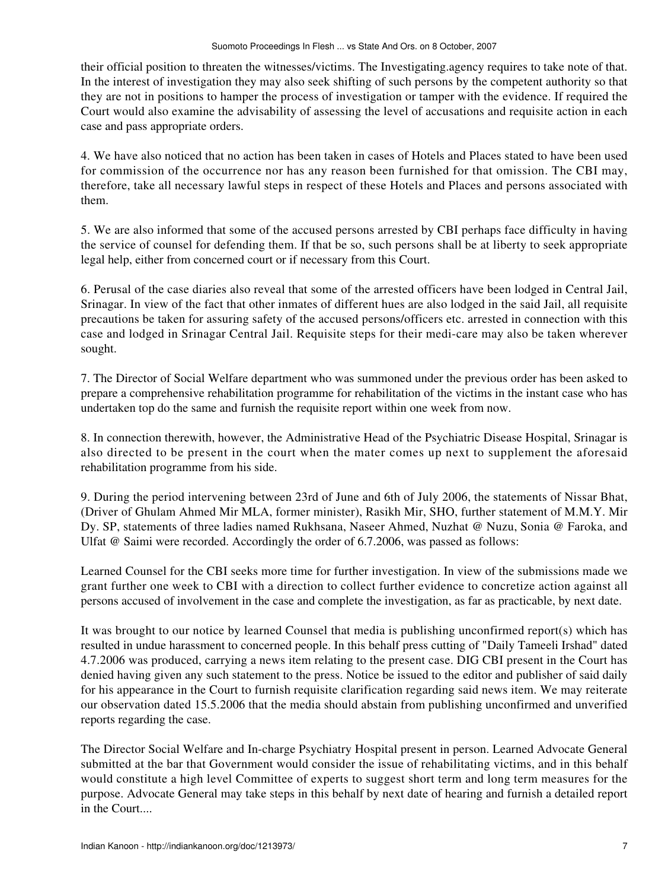their official position to threaten the witnesses/victims. The Investigating.agency requires to take note of that. In the interest of investigation they may also seek shifting of such persons by the competent authority so that they are not in positions to hamper the process of investigation or tamper with the evidence. If required the Court would also examine the advisability of assessing the level of accusations and requisite action in each case and pass appropriate orders.

4. We have also noticed that no action has been taken in cases of Hotels and Places stated to have been used for commission of the occurrence nor has any reason been furnished for that omission. The CBI may, therefore, take all necessary lawful steps in respect of these Hotels and Places and persons associated with them.

5. We are also informed that some of the accused persons arrested by CBI perhaps face difficulty in having the service of counsel for defending them. If that be so, such persons shall be at liberty to seek appropriate legal help, either from concerned court or if necessary from this Court.

6. Perusal of the case diaries also reveal that some of the arrested officers have been lodged in Central Jail, Srinagar. In view of the fact that other inmates of different hues are also lodged in the said Jail, all requisite precautions be taken for assuring safety of the accused persons/officers etc. arrested in connection with this case and lodged in Srinagar Central Jail. Requisite steps for their medi-care may also be taken wherever sought.

7. The Director of Social Welfare department who was summoned under the previous order has been asked to prepare a comprehensive rehabilitation programme for rehabilitation of the victims in the instant case who has undertaken top do the same and furnish the requisite report within one week from now.

8. In connection therewith, however, the Administrative Head of the Psychiatric Disease Hospital, Srinagar is also directed to be present in the court when the mater comes up next to supplement the aforesaid rehabilitation programme from his side.

9. During the period intervening between 23rd of June and 6th of July 2006, the statements of Nissar Bhat, (Driver of Ghulam Ahmed Mir MLA, former minister), Rasikh Mir, SHO, further statement of M.M.Y. Mir Dy. SP, statements of three ladies named Rukhsana, Naseer Ahmed, Nuzhat @ Nuzu, Sonia @ Faroka, and Ulfat @ Saimi were recorded. Accordingly the order of 6.7.2006, was passed as follows:

Learned Counsel for the CBI seeks more time for further investigation. In view of the submissions made we grant further one week to CBI with a direction to collect further evidence to concretize action against all persons accused of involvement in the case and complete the investigation, as far as practicable, by next date.

It was brought to our notice by learned Counsel that media is publishing unconfirmed report(s) which has resulted in undue harassment to concerned people. In this behalf press cutting of "Daily Tameeli Irshad" dated 4.7.2006 was produced, carrying a news item relating to the present case. DIG CBI present in the Court has denied having given any such statement to the press. Notice be issued to the editor and publisher of said daily for his appearance in the Court to furnish requisite clarification regarding said news item. We may reiterate our observation dated 15.5.2006 that the media should abstain from publishing unconfirmed and unverified reports regarding the case.

The Director Social Welfare and In-charge Psychiatry Hospital present in person. Learned Advocate General submitted at the bar that Government would consider the issue of rehabilitating victims, and in this behalf would constitute a high level Committee of experts to suggest short term and long term measures for the purpose. Advocate General may take steps in this behalf by next date of hearing and furnish a detailed report in the Court....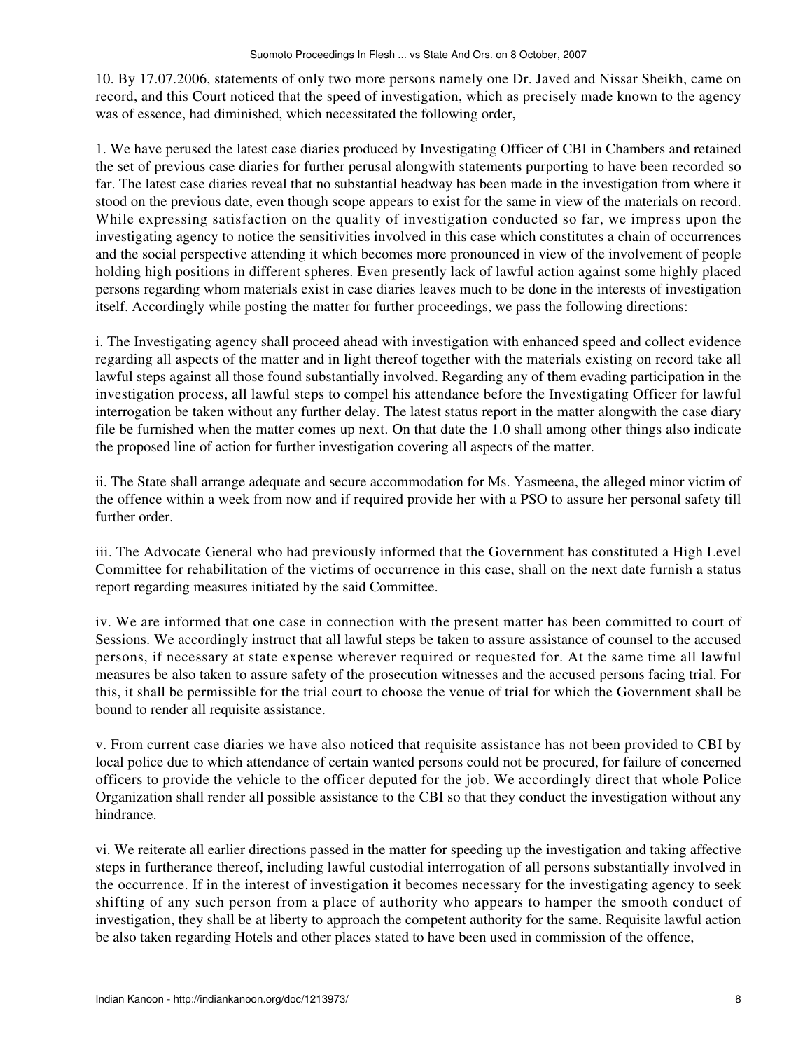10. By 17.07.2006, statements of only two more persons namely one Dr. Javed and Nissar Sheikh, came on record, and this Court noticed that the speed of investigation, which as precisely made known to the agency was of essence, had diminished, which necessitated the following order,

1. We have perused the latest case diaries produced by Investigating Officer of CBI in Chambers and retained the set of previous case diaries for further perusal alongwith statements purporting to have been recorded so far. The latest case diaries reveal that no substantial headway has been made in the investigation from where it stood on the previous date, even though scope appears to exist for the same in view of the materials on record. While expressing satisfaction on the quality of investigation conducted so far, we impress upon the investigating agency to notice the sensitivities involved in this case which constitutes a chain of occurrences and the social perspective attending it which becomes more pronounced in view of the involvement of people holding high positions in different spheres. Even presently lack of lawful action against some highly placed persons regarding whom materials exist in case diaries leaves much to be done in the interests of investigation itself. Accordingly while posting the matter for further proceedings, we pass the following directions:

i. The Investigating agency shall proceed ahead with investigation with enhanced speed and collect evidence regarding all aspects of the matter and in light thereof together with the materials existing on record take all lawful steps against all those found substantially involved. Regarding any of them evading participation in the investigation process, all lawful steps to compel his attendance before the Investigating Officer for lawful interrogation be taken without any further delay. The latest status report in the matter alongwith the case diary file be furnished when the matter comes up next. On that date the 1.0 shall among other things also indicate the proposed line of action for further investigation covering all aspects of the matter.

ii. The State shall arrange adequate and secure accommodation for Ms. Yasmeena, the alleged minor victim of the offence within a week from now and if required provide her with a PSO to assure her personal safety till further order.

iii. The Advocate General who had previously informed that the Government has constituted a High Level Committee for rehabilitation of the victims of occurrence in this case, shall on the next date furnish a status report regarding measures initiated by the said Committee.

iv. We are informed that one case in connection with the present matter has been committed to court of Sessions. We accordingly instruct that all lawful steps be taken to assure assistance of counsel to the accused persons, if necessary at state expense wherever required or requested for. At the same time all lawful measures be also taken to assure safety of the prosecution witnesses and the accused persons facing trial. For this, it shall be permissible for the trial court to choose the venue of trial for which the Government shall be bound to render all requisite assistance.

v. From current case diaries we have also noticed that requisite assistance has not been provided to CBI by local police due to which attendance of certain wanted persons could not be procured, for failure of concerned officers to provide the vehicle to the officer deputed for the job. We accordingly direct that whole Police Organization shall render all possible assistance to the CBI so that they conduct the investigation without any hindrance.

vi. We reiterate all earlier directions passed in the matter for speeding up the investigation and taking affective steps in furtherance thereof, including lawful custodial interrogation of all persons substantially involved in the occurrence. If in the interest of investigation it becomes necessary for the investigating agency to seek shifting of any such person from a place of authority who appears to hamper the smooth conduct of investigation, they shall be at liberty to approach the competent authority for the same. Requisite lawful action be also taken regarding Hotels and other places stated to have been used in commission of the offence,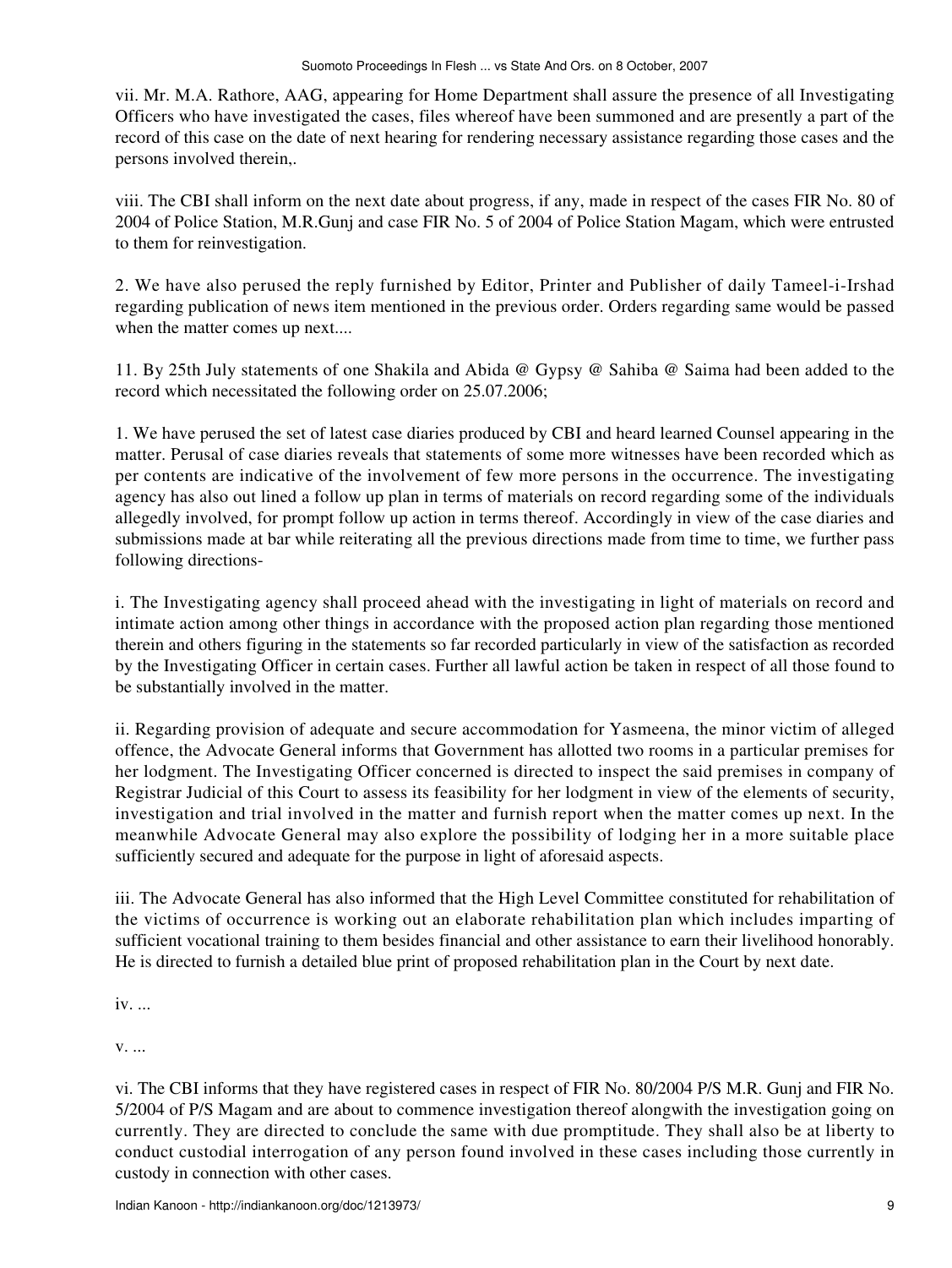vii. Mr. M.A. Rathore, AAG, appearing for Home Department shall assure the presence of all Investigating Officers who have investigated the cases, files whereof have been summoned and are presently a part of the record of this case on the date of next hearing for rendering necessary assistance regarding those cases and the persons involved therein,.

viii. The CBI shall inform on the next date about progress, if any, made in respect of the cases FIR No. 80 of 2004 of Police Station, M.R.Gunj and case FIR No. 5 of 2004 of Police Station Magam, which were entrusted to them for reinvestigation.

2. We have also perused the reply furnished by Editor, Printer and Publisher of daily Tameel-i-Irshad regarding publication of news item mentioned in the previous order. Orders regarding same would be passed when the matter comes up next....

11. By 25th July statements of one Shakila and Abida @ Gypsy @ Sahiba @ Saima had been added to the record which necessitated the following order on 25.07.2006;

1. We have perused the set of latest case diaries produced by CBI and heard learned Counsel appearing in the matter. Perusal of case diaries reveals that statements of some more witnesses have been recorded which as per contents are indicative of the involvement of few more persons in the occurrence. The investigating agency has also out lined a follow up plan in terms of materials on record regarding some of the individuals allegedly involved, for prompt follow up action in terms thereof. Accordingly in view of the case diaries and submissions made at bar while reiterating all the previous directions made from time to time, we further pass following directions-

i. The Investigating agency shall proceed ahead with the investigating in light of materials on record and intimate action among other things in accordance with the proposed action plan regarding those mentioned therein and others figuring in the statements so far recorded particularly in view of the satisfaction as recorded by the Investigating Officer in certain cases. Further all lawful action be taken in respect of all those found to be substantially involved in the matter.

ii. Regarding provision of adequate and secure accommodation for Yasmeena, the minor victim of alleged offence, the Advocate General informs that Government has allotted two rooms in a particular premises for her lodgment. The Investigating Officer concerned is directed to inspect the said premises in company of Registrar Judicial of this Court to assess its feasibility for her lodgment in view of the elements of security, investigation and trial involved in the matter and furnish report when the matter comes up next. In the meanwhile Advocate General may also explore the possibility of lodging her in a more suitable place sufficiently secured and adequate for the purpose in light of aforesaid aspects.

iii. The Advocate General has also informed that the High Level Committee constituted for rehabilitation of the victims of occurrence is working out an elaborate rehabilitation plan which includes imparting of sufficient vocational training to them besides financial and other assistance to earn their livelihood honorably. He is directed to furnish a detailed blue print of proposed rehabilitation plan in the Court by next date.

iv. ...

v. ...

vi. The CBI informs that they have registered cases in respect of FIR No. 80/2004 P/S M.R. Gunj and FIR No. 5/2004 of P/S Magam and are about to commence investigation thereof alongwith the investigation going on currently. They are directed to conclude the same with due promptitude. They shall also be at liberty to conduct custodial interrogation of any person found involved in these cases including those currently in custody in connection with other cases.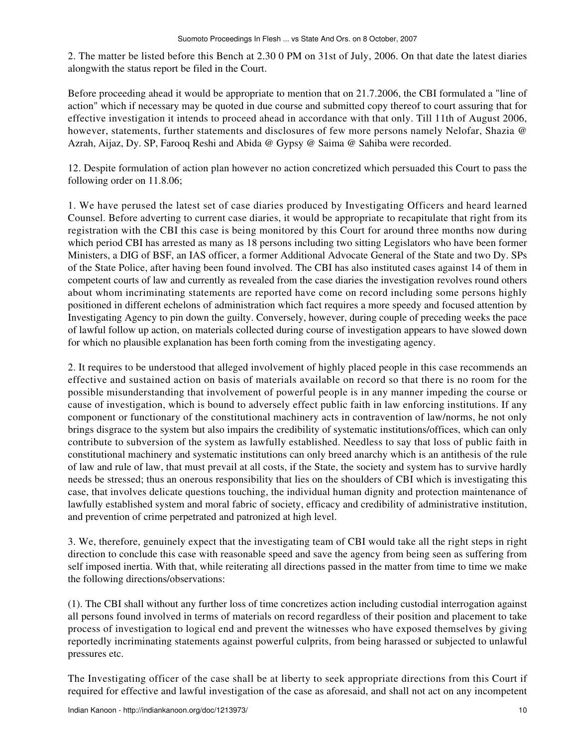2. The matter be listed before this Bench at 2.30 0 PM on 31st of July, 2006. On that date the latest diaries alongwith the status report be filed in the Court.

Before proceeding ahead it would be appropriate to mention that on 21.7.2006, the CBI formulated a "line of action" which if necessary may be quoted in due course and submitted copy thereof to court assuring that for effective investigation it intends to proceed ahead in accordance with that only. Till 11th of August 2006, however, statements, further statements and disclosures of few more persons namely Nelofar, Shazia @ Azrah, Aijaz, Dy. SP, Farooq Reshi and Abida @ Gypsy @ Saima @ Sahiba were recorded.

12. Despite formulation of action plan however no action concretized which persuaded this Court to pass the following order on 11.8.06;

1. We have perused the latest set of case diaries produced by Investigating Officers and heard learned Counsel. Before adverting to current case diaries, it would be appropriate to recapitulate that right from its registration with the CBI this case is being monitored by this Court for around three months now during which period CBI has arrested as many as 18 persons including two sitting Legislators who have been former Ministers, a DIG of BSF, an IAS officer, a former Additional Advocate General of the State and two Dy. SPs of the State Police, after having been found involved. The CBI has also instituted cases against 14 of them in competent courts of law and currently as revealed from the case diaries the investigation revolves round others about whom incriminating statements are reported have come on record including some persons highly positioned in different echelons of administration which fact requires a more speedy and focused attention by Investigating Agency to pin down the guilty. Conversely, however, during couple of preceding weeks the pace of lawful follow up action, on materials collected during course of investigation appears to have slowed down for which no plausible explanation has been forth coming from the investigating agency.

2. It requires to be understood that alleged involvement of highly placed people in this case recommends an effective and sustained action on basis of materials available on record so that there is no room for the possible misunderstanding that involvement of powerful people is in any manner impeding the course or cause of investigation, which is bound to adversely effect public faith in law enforcing institutions. If any component or functionary of the constitutional machinery acts in contravention of law/norms, he not only brings disgrace to the system but also impairs the credibility of systematic institutions/offices, which can only contribute to subversion of the system as lawfully established. Needless to say that loss of public faith in constitutional machinery and systematic institutions can only breed anarchy which is an antithesis of the rule of law and rule of law, that must prevail at all costs, if the State, the society and system has to survive hardly needs be stressed; thus an onerous responsibility that lies on the shoulders of CBI which is investigating this case, that involves delicate questions touching, the individual human dignity and protection maintenance of lawfully established system and moral fabric of society, efficacy and credibility of administrative institution, and prevention of crime perpetrated and patronized at high level.

3. We, therefore, genuinely expect that the investigating team of CBI would take all the right steps in right direction to conclude this case with reasonable speed and save the agency from being seen as suffering from self imposed inertia. With that, while reiterating all directions passed in the matter from time to time we make the following directions/observations:

(1). The CBI shall without any further loss of time concretizes action including custodial interrogation against all persons found involved in terms of materials on record regardless of their position and placement to take process of investigation to logical end and prevent the witnesses who have exposed themselves by giving reportedly incriminating statements against powerful culprits, from being harassed or subjected to unlawful pressures etc.

The Investigating officer of the case shall be at liberty to seek appropriate directions from this Court if required for effective and lawful investigation of the case as aforesaid, and shall not act on any incompetent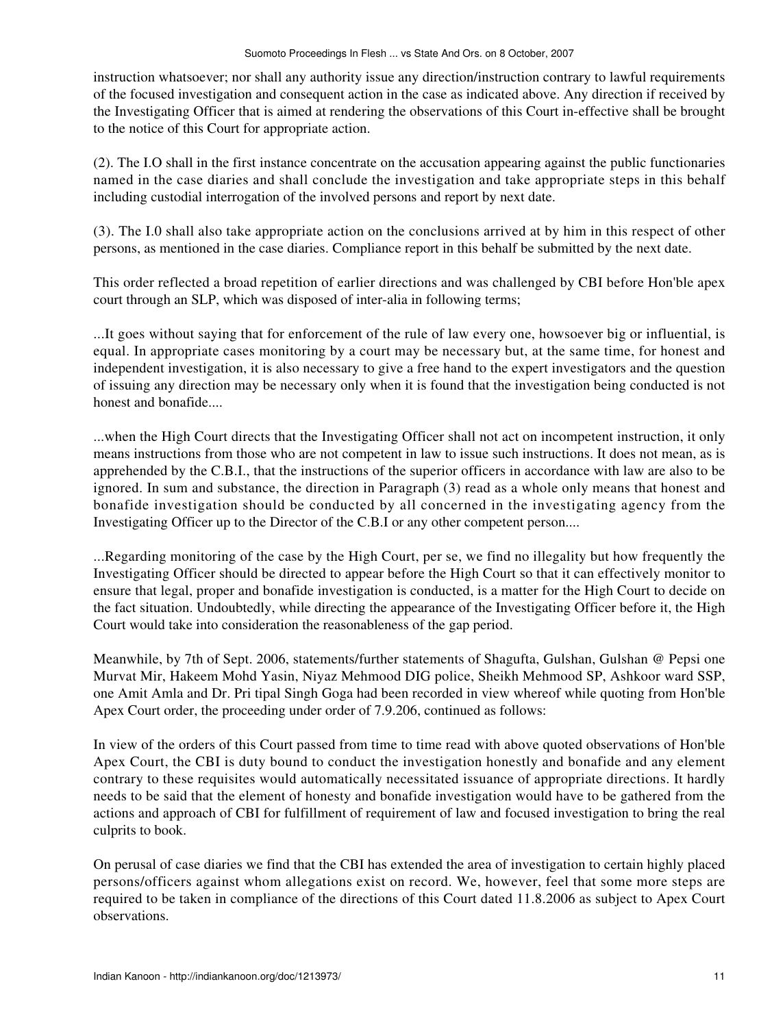instruction whatsoever; nor shall any authority issue any direction/instruction contrary to lawful requirements of the focused investigation and consequent action in the case as indicated above. Any direction if received by the Investigating Officer that is aimed at rendering the observations of this Court in-effective shall be brought to the notice of this Court for appropriate action.

(2). The I.O shall in the first instance concentrate on the accusation appearing against the public functionaries named in the case diaries and shall conclude the investigation and take appropriate steps in this behalf including custodial interrogation of the involved persons and report by next date.

(3). The I.0 shall also take appropriate action on the conclusions arrived at by him in this respect of other persons, as mentioned in the case diaries. Compliance report in this behalf be submitted by the next date.

This order reflected a broad repetition of earlier directions and was challenged by CBI before Hon'ble apex court through an SLP, which was disposed of inter-alia in following terms;

...It goes without saying that for enforcement of the rule of law every one, howsoever big or influential, is equal. In appropriate cases monitoring by a court may be necessary but, at the same time, for honest and independent investigation, it is also necessary to give a free hand to the expert investigators and the question of issuing any direction may be necessary only when it is found that the investigation being conducted is not honest and bonafide....

...when the High Court directs that the Investigating Officer shall not act on incompetent instruction, it only means instructions from those who are not competent in law to issue such instructions. It does not mean, as is apprehended by the C.B.I., that the instructions of the superior officers in accordance with law are also to be ignored. In sum and substance, the direction in Paragraph (3) read as a whole only means that honest and bonafide investigation should be conducted by all concerned in the investigating agency from the Investigating Officer up to the Director of the C.B.I or any other competent person....

...Regarding monitoring of the case by the High Court, per se, we find no illegality but how frequently the Investigating Officer should be directed to appear before the High Court so that it can effectively monitor to ensure that legal, proper and bonafide investigation is conducted, is a matter for the High Court to decide on the fact situation. Undoubtedly, while directing the appearance of the Investigating Officer before it, the High Court would take into consideration the reasonableness of the gap period.

Meanwhile, by 7th of Sept. 2006, statements/further statements of Shagufta, Gulshan, Gulshan @ Pepsi one Murvat Mir, Hakeem Mohd Yasin, Niyaz Mehmood DIG police, Sheikh Mehmood SP, Ashkoor ward SSP, one Amit Amla and Dr. Pri tipal Singh Goga had been recorded in view whereof while quoting from Hon'ble Apex Court order, the proceeding under order of 7.9.206, continued as follows:

In view of the orders of this Court passed from time to time read with above quoted observations of Hon'ble Apex Court, the CBI is duty bound to conduct the investigation honestly and bonafide and any element contrary to these requisites would automatically necessitated issuance of appropriate directions. It hardly needs to be said that the element of honesty and bonafide investigation would have to be gathered from the actions and approach of CBI for fulfillment of requirement of law and focused investigation to bring the real culprits to book.

On perusal of case diaries we find that the CBI has extended the area of investigation to certain highly placed persons/officers against whom allegations exist on record. We, however, feel that some more steps are required to be taken in compliance of the directions of this Court dated 11.8.2006 as subject to Apex Court observations.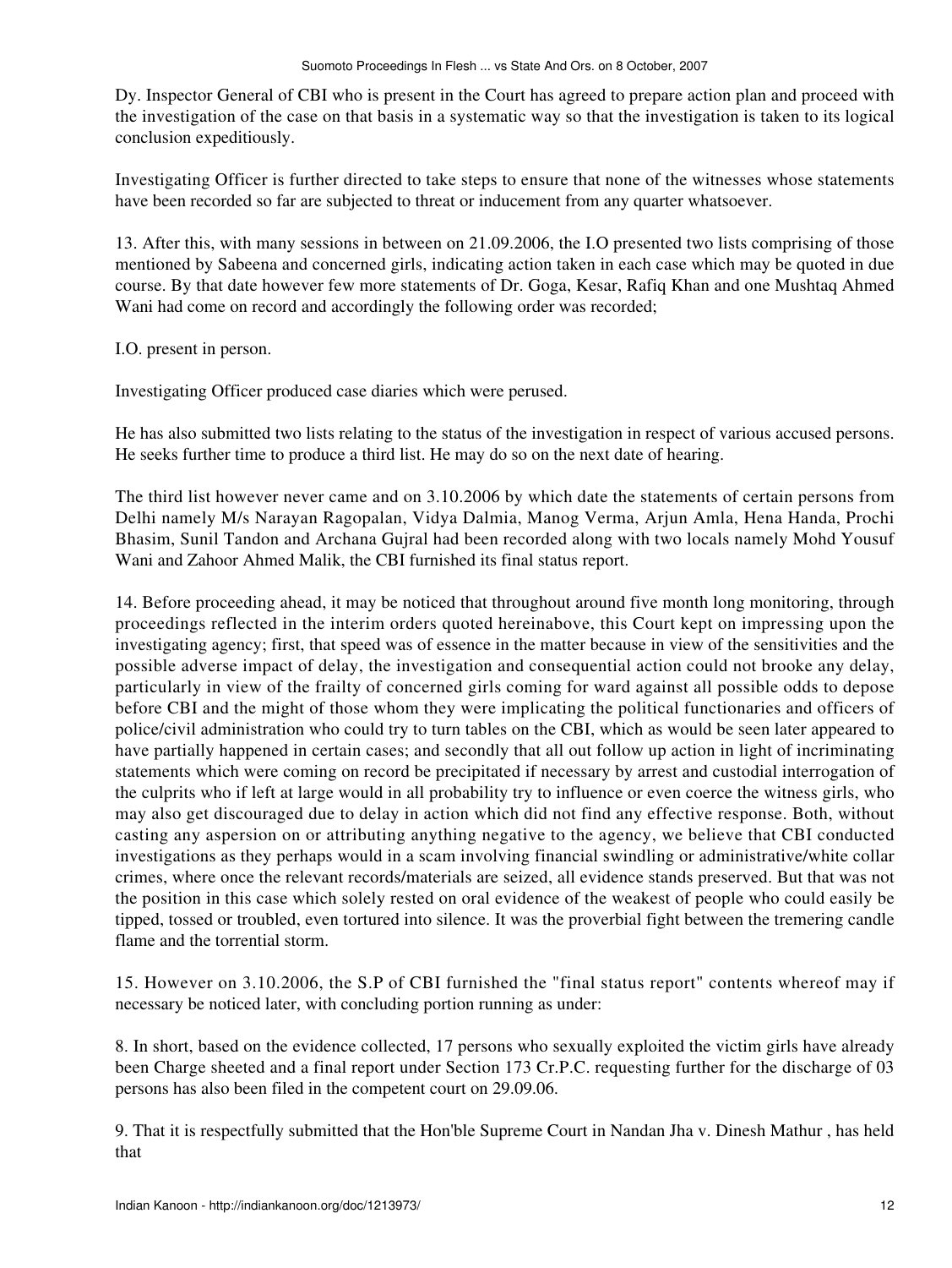Dy. Inspector General of CBI who is present in the Court has agreed to prepare action plan and proceed with the investigation of the case on that basis in a systematic way so that the investigation is taken to its logical conclusion expeditiously.

Investigating Officer is further directed to take steps to ensure that none of the witnesses whose statements have been recorded so far are subjected to threat or inducement from any quarter whatsoever.

13. After this, with many sessions in between on 21.09.2006, the I.O presented two lists comprising of those mentioned by Sabeena and concerned girls, indicating action taken in each case which may be quoted in due course. By that date however few more statements of Dr. Goga, Kesar, Rafiq Khan and one Mushtaq Ahmed Wani had come on record and accordingly the following order was recorded;

I.O. present in person.

Investigating Officer produced case diaries which were perused.

He has also submitted two lists relating to the status of the investigation in respect of various accused persons. He seeks further time to produce a third list. He may do so on the next date of hearing.

The third list however never came and on 3.10.2006 by which date the statements of certain persons from Delhi namely M/s Narayan Ragopalan, Vidya Dalmia, Manog Verma, Arjun Amla, Hena Handa, Prochi Bhasim, Sunil Tandon and Archana Gujral had been recorded along with two locals namely Mohd Yousuf Wani and Zahoor Ahmed Malik, the CBI furnished its final status report.

14. Before proceeding ahead, it may be noticed that throughout around five month long monitoring, through proceedings reflected in the interim orders quoted hereinabove, this Court kept on impressing upon the investigating agency; first, that speed was of essence in the matter because in view of the sensitivities and the possible adverse impact of delay, the investigation and consequential action could not brooke any delay, particularly in view of the frailty of concerned girls coming for ward against all possible odds to depose before CBI and the might of those whom they were implicating the political functionaries and officers of police/civil administration who could try to turn tables on the CBI, which as would be seen later appeared to have partially happened in certain cases; and secondly that all out follow up action in light of incriminating statements which were coming on record be precipitated if necessary by arrest and custodial interrogation of the culprits who if left at large would in all probability try to influence or even coerce the witness girls, who may also get discouraged due to delay in action which did not find any effective response. Both, without casting any aspersion on or attributing anything negative to the agency, we believe that CBI conducted investigations as they perhaps would in a scam involving financial swindling or administrative/white collar crimes, where once the relevant records/materials are seized, all evidence stands preserved. But that was not the position in this case which solely rested on oral evidence of the weakest of people who could easily be tipped, tossed or troubled, even tortured into silence. It was the proverbial fight between the tremering candle flame and the torrential storm.

15. However on 3.10.2006, the S.P of CBI furnished the "final status report" contents whereof may if necessary be noticed later, with concluding portion running as under:

8. In short, based on the evidence collected, 17 persons who sexually exploited the victim girls have already been Charge sheeted and a final report under Section 173 Cr.P.C. requesting further for the discharge of 03 persons has also been filed in the competent court on 29.09.06.

9. That it is respectfully submitted that the Hon'ble Supreme Court in Nandan Jha v. Dinesh Mathur , has held that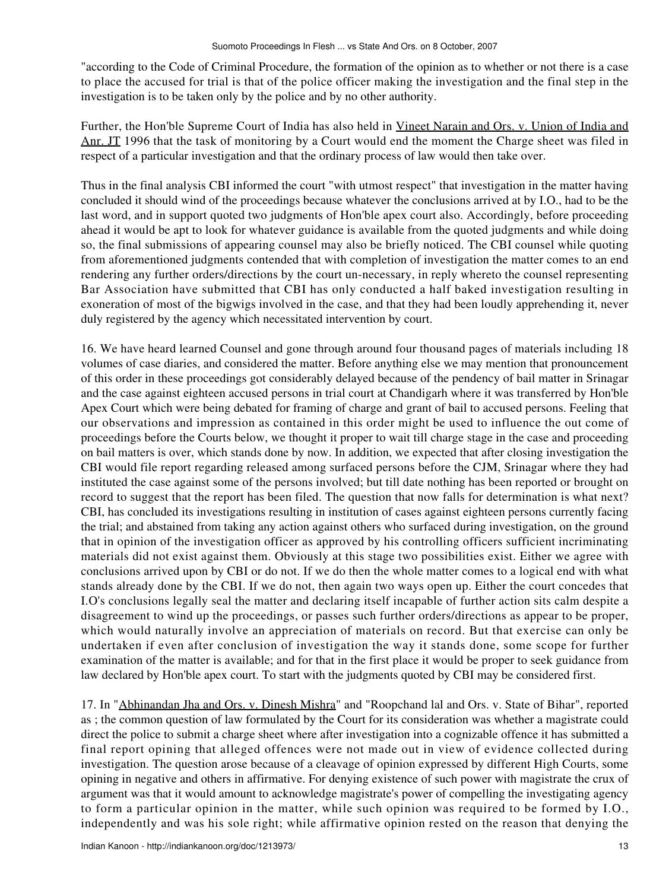"according to the Code of Criminal Procedure, the formation of the opinion as to whether or not there is a case to place the accused for trial is that of the police officer making the investigation and the final step in the investigation is to be taken only by the police and by no other authority.

Further, the Hon'ble Supreme Court of India has also held in Vineet Narain and Ors. v. Union of India and Anr. JT 1996 that the task of monitoring by a Court would end the moment the Charge sheet was filed in respect of a particular investigation and that the ordinary process of law would then take over.

Thus in the final analysis CBI informed the court "with utmost respect" that investigation in the matter having concluded it should wind of the proceedings because whatever the conclusions arrived at by I.O., had to be the last word, and in support quoted two judgments of Hon'ble apex court also. Accordingly, before proceeding ahead it would be apt to look for whatever guidance is available from the quoted judgments and while doing so, the final submissions of appearing counsel may also be briefly noticed. The CBI counsel while quoting from aforementioned judgments contended that with completion of investigation the matter comes to an end rendering any further orders/directions by the court un-necessary, in reply whereto the counsel representing Bar Association have submitted that CBI has only conducted a half baked investigation resulting in exoneration of most of the bigwigs involved in the case, and that they had been loudly apprehending it, never duly registered by the agency which necessitated intervention by court.

16. We have heard learned Counsel and gone through around four thousand pages of materials including 18 volumes of case diaries, and considered the matter. Before anything else we may mention that pronouncement of this order in these proceedings got considerably delayed because of the pendency of bail matter in Srinagar and the case against eighteen accused persons in trial court at Chandigarh where it was transferred by Hon'ble Apex Court which were being debated for framing of charge and grant of bail to accused persons. Feeling that our observations and impression as contained in this order might be used to influence the out come of proceedings before the Courts below, we thought it proper to wait till charge stage in the case and proceeding on bail matters is over, which stands done by now. In addition, we expected that after closing investigation the CBI would file report regarding released among surfaced persons before the CJM, Srinagar where they had instituted the case against some of the persons involved; but till date nothing has been reported or brought on record to suggest that the report has been filed. The question that now falls for determination is what next? CBI, has concluded its investigations resulting in institution of cases against eighteen persons currently facing the trial; and abstained from taking any action against others who surfaced during investigation, on the ground that in opinion of the investigation officer as approved by his controlling officers sufficient incriminating materials did not exist against them. Obviously at this stage two possibilities exist. Either we agree with conclusions arrived upon by CBI or do not. If we do then the whole matter comes to a logical end with what stands already done by the CBI. If we do not, then again two ways open up. Either the court concedes that I.O's conclusions legally seal the matter and declaring itself incapable of further action sits calm despite a disagreement to wind up the proceedings, or passes such further orders/directions as appear to be proper, which would naturally involve an appreciation of materials on record. But that exercise can only be undertaken if even after conclusion of investigation the way it stands done, some scope for further examination of the matter is available; and for that in the first place it would be proper to seek guidance from law declared by Hon'ble apex court. To start with the judgments quoted by CBI may be considered first.

17. In "Abhinandan Jha and Ors. v. Dinesh Mishra" and "Roopchand lal and Ors. v. State of Bihar", reported as ; the common question of law formulated by the Court for its consideration was whether a magistrate could direct the police to submit a charge sheet where after investigation into a cognizable offence it has submitted a final report opining that alleged offences were not made out in view of evidence collected during investigation. The question arose because of a cleavage of opinion expressed by different High Courts, some opining in negative and others in affirmative. For denying existence of such power with magistrate the crux of argument was that it would amount to acknowledge magistrate's power of compelling the investigating agency to form a particular opinion in the matter, while such opinion was required to be formed by I.O., independently and was his sole right; while affirmative opinion rested on the reason that denying the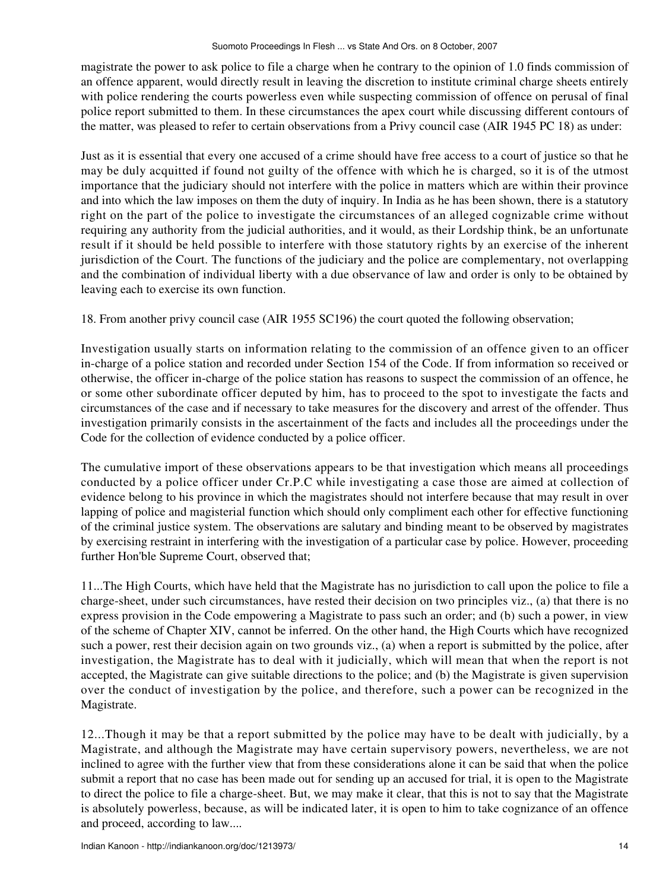magistrate the power to ask police to file a charge when he contrary to the opinion of 1.0 finds commission of an offence apparent, would directly result in leaving the discretion to institute criminal charge sheets entirely with police rendering the courts powerless even while suspecting commission of offence on perusal of final police report submitted to them. In these circumstances the apex court while discussing different contours of the matter, was pleased to refer to certain observations from a Privy council case (AIR 1945 PC 18) as under:

Just as it is essential that every one accused of a crime should have free access to a court of justice so that he may be duly acquitted if found not guilty of the offence with which he is charged, so it is of the utmost importance that the judiciary should not interfere with the police in matters which are within their province and into which the law imposes on them the duty of inquiry. In India as he has been shown, there is a statutory right on the part of the police to investigate the circumstances of an alleged cognizable crime without requiring any authority from the judicial authorities, and it would, as their Lordship think, be an unfortunate result if it should be held possible to interfere with those statutory rights by an exercise of the inherent jurisdiction of the Court. The functions of the judiciary and the police are complementary, not overlapping and the combination of individual liberty with a due observance of law and order is only to be obtained by leaving each to exercise its own function.

18. From another privy council case (AIR 1955 SC196) the court quoted the following observation;

Investigation usually starts on information relating to the commission of an offence given to an officer in-charge of a police station and recorded under Section 154 of the Code. If from information so received or otherwise, the officer in-charge of the police station has reasons to suspect the commission of an offence, he or some other subordinate officer deputed by him, has to proceed to the spot to investigate the facts and circumstances of the case and if necessary to take measures for the discovery and arrest of the offender. Thus investigation primarily consists in the ascertainment of the facts and includes all the proceedings under the Code for the collection of evidence conducted by a police officer.

The cumulative import of these observations appears to be that investigation which means all proceedings conducted by a police officer under Cr.P.C while investigating a case those are aimed at collection of evidence belong to his province in which the magistrates should not interfere because that may result in over lapping of police and magisterial function which should only compliment each other for effective functioning of the criminal justice system. The observations are salutary and binding meant to be observed by magistrates by exercising restraint in interfering with the investigation of a particular case by police. However, proceeding further Hon'ble Supreme Court, observed that;

11...The High Courts, which have held that the Magistrate has no jurisdiction to call upon the police to file a charge-sheet, under such circumstances, have rested their decision on two principles viz., (a) that there is no express provision in the Code empowering a Magistrate to pass such an order; and (b) such a power, in view of the scheme of Chapter XIV, cannot be inferred. On the other hand, the High Courts which have recognized such a power, rest their decision again on two grounds viz., (a) when a report is submitted by the police, after investigation, the Magistrate has to deal with it judicially, which will mean that when the report is not accepted, the Magistrate can give suitable directions to the police; and (b) the Magistrate is given supervision over the conduct of investigation by the police, and therefore, such a power can be recognized in the Magistrate.

12...Though it may be that a report submitted by the police may have to be dealt with judicially, by a Magistrate, and although the Magistrate may have certain supervisory powers, nevertheless, we are not inclined to agree with the further view that from these considerations alone it can be said that when the police submit a report that no case has been made out for sending up an accused for trial, it is open to the Magistrate to direct the police to file a charge-sheet. But, we may make it clear, that this is not to say that the Magistrate is absolutely powerless, because, as will be indicated later, it is open to him to take cognizance of an offence and proceed, according to law....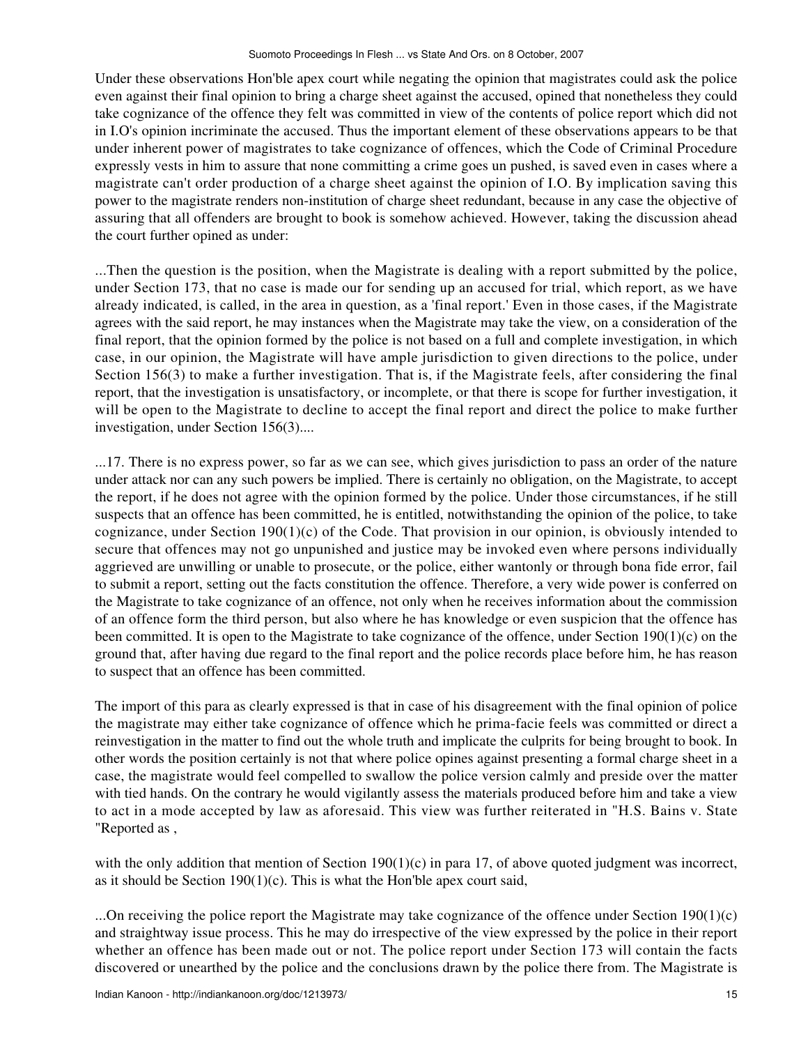Under these observations Hon'ble apex court while negating the opinion that magistrates could ask the police even against their final opinion to bring a charge sheet against the accused, opined that nonetheless they could take cognizance of the offence they felt was committed in view of the contents of police report which did not in I.O's opinion incriminate the accused. Thus the important element of these observations appears to be that under inherent power of magistrates to take cognizance of offences, which the Code of Criminal Procedure expressly vests in him to assure that none committing a crime goes un pushed, is saved even in cases where a magistrate can't order production of a charge sheet against the opinion of I.O. By implication saving this power to the magistrate renders non-institution of charge sheet redundant, because in any case the objective of assuring that all offenders are brought to book is somehow achieved. However, taking the discussion ahead the court further opined as under:

...Then the question is the position, when the Magistrate is dealing with a report submitted by the police, under Section 173, that no case is made our for sending up an accused for trial, which report, as we have already indicated, is called, in the area in question, as a 'final report.' Even in those cases, if the Magistrate agrees with the said report, he may instances when the Magistrate may take the view, on a consideration of the final report, that the opinion formed by the police is not based on a full and complete investigation, in which case, in our opinion, the Magistrate will have ample jurisdiction to given directions to the police, under Section 156(3) to make a further investigation. That is, if the Magistrate feels, after considering the final report, that the investigation is unsatisfactory, or incomplete, or that there is scope for further investigation, it will be open to the Magistrate to decline to accept the final report and direct the police to make further investigation, under Section 156(3)....

...17. There is no express power, so far as we can see, which gives jurisdiction to pass an order of the nature under attack nor can any such powers be implied. There is certainly no obligation, on the Magistrate, to accept the report, if he does not agree with the opinion formed by the police. Under those circumstances, if he still suspects that an offence has been committed, he is entitled, notwithstanding the opinion of the police, to take cognizance, under Section 190(1)(c) of the Code. That provision in our opinion, is obviously intended to secure that offences may not go unpunished and justice may be invoked even where persons individually aggrieved are unwilling or unable to prosecute, or the police, either wantonly or through bona fide error, fail to submit a report, setting out the facts constitution the offence. Therefore, a very wide power is conferred on the Magistrate to take cognizance of an offence, not only when he receives information about the commission of an offence form the third person, but also where he has knowledge or even suspicion that the offence has been committed. It is open to the Magistrate to take cognizance of the offence, under Section 190(1)(c) on the ground that, after having due regard to the final report and the police records place before him, he has reason to suspect that an offence has been committed.

The import of this para as clearly expressed is that in case of his disagreement with the final opinion of police the magistrate may either take cognizance of offence which he prima-facie feels was committed or direct a reinvestigation in the matter to find out the whole truth and implicate the culprits for being brought to book. In other words the position certainly is not that where police opines against presenting a formal charge sheet in a case, the magistrate would feel compelled to swallow the police version calmly and preside over the matter with tied hands. On the contrary he would vigilantly assess the materials produced before him and take a view to act in a mode accepted by law as aforesaid. This view was further reiterated in "H.S. Bains v. State "Reported as ,

with the only addition that mention of Section 190(1)(c) in para 17, of above quoted judgment was incorrect, as it should be Section 190(1)(c). This is what the Hon'ble apex court said,

...On receiving the police report the Magistrate may take cognizance of the offence under Section 190(1)(c) and straightway issue process. This he may do irrespective of the view expressed by the police in their report whether an offence has been made out or not. The police report under Section 173 will contain the facts discovered or unearthed by the police and the conclusions drawn by the police there from. The Magistrate is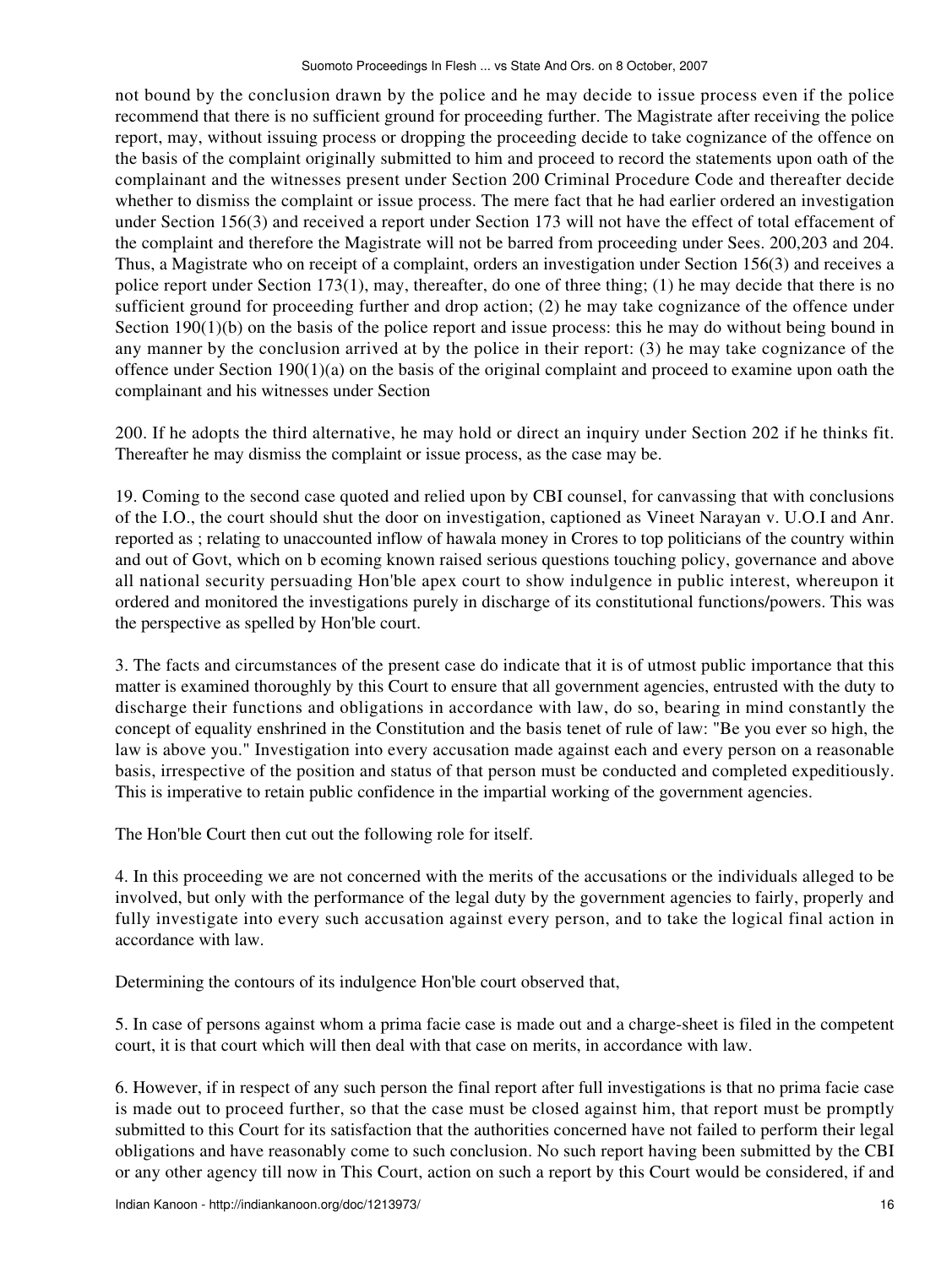not bound by the conclusion drawn by the police and he may decide to issue process even if the police recommend that there is no sufficient ground for proceeding further. The Magistrate after receiving the police report, may, without issuing process or dropping the proceeding decide to take cognizance of the offence on the basis of the complaint originally submitted to him and proceed to record the statements upon oath of the complainant and the witnesses present under Section 200 Criminal Procedure Code and thereafter decide whether to dismiss the complaint or issue process. The mere fact that he had earlier ordered an investigation under Section 156(3) and received a report under Section 173 will not have the effect of total effacement of the complaint and therefore the Magistrate will not be barred from proceeding under Sees. 200,203 and 204. Thus, a Magistrate who on receipt of a complaint, orders an investigation under Section 156(3) and receives a police report under Section 173(1), may, thereafter, do one of three thing; (1) he may decide that there is no sufficient ground for proceeding further and drop action; (2) he may take cognizance of the offence under Section 190(1)(b) on the basis of the police report and issue process: this he may do without being bound in any manner by the conclusion arrived at by the police in their report: (3) he may take cognizance of the offence under Section 190(1)(a) on the basis of the original complaint and proceed to examine upon oath the complainant and his witnesses under Section

200. If he adopts the third alternative, he may hold or direct an inquiry under Section 202 if he thinks fit. Thereafter he may dismiss the complaint or issue process, as the case may be.

19. Coming to the second case quoted and relied upon by CBI counsel, for canvassing that with conclusions of the I.O., the court should shut the door on investigation, captioned as Vineet Narayan v. U.O.I and Anr. reported as ; relating to unaccounted inflow of hawala money in Crores to top politicians of the country within and out of Govt, which on b ecoming known raised serious questions touching policy, governance and above all national security persuading Hon'ble apex court to show indulgence in public interest, whereupon it ordered and monitored the investigations purely in discharge of its constitutional functions/powers. This was the perspective as spelled by Hon'ble court.

3. The facts and circumstances of the present case do indicate that it is of utmost public importance that this matter is examined thoroughly by this Court to ensure that all government agencies, entrusted with the duty to discharge their functions and obligations in accordance with law, do so, bearing in mind constantly the concept of equality enshrined in the Constitution and the basis tenet of rule of law: "Be you ever so high, the law is above you." Investigation into every accusation made against each and every person on a reasonable basis, irrespective of the position and status of that person must be conducted and completed expeditiously. This is imperative to retain public confidence in the impartial working of the government agencies.

The Hon'ble Court then cut out the following role for itself.

4. In this proceeding we are not concerned with the merits of the accusations or the individuals alleged to be involved, but only with the performance of the legal duty by the government agencies to fairly, properly and fully investigate into every such accusation against every person, and to take the logical final action in accordance with law.

Determining the contours of its indulgence Hon'ble court observed that,

5. In case of persons against whom a prima facie case is made out and a charge-sheet is filed in the competent court, it is that court which will then deal with that case on merits, in accordance with law.

6. However, if in respect of any such person the final report after full investigations is that no prima facie case is made out to proceed further, so that the case must be closed against him, that report must be promptly submitted to this Court for its satisfaction that the authorities concerned have not failed to perform their legal obligations and have reasonably come to such conclusion. No such report having been submitted by the CBI or any other agency till now in This Court, action on such a report by this Court would be considered, if and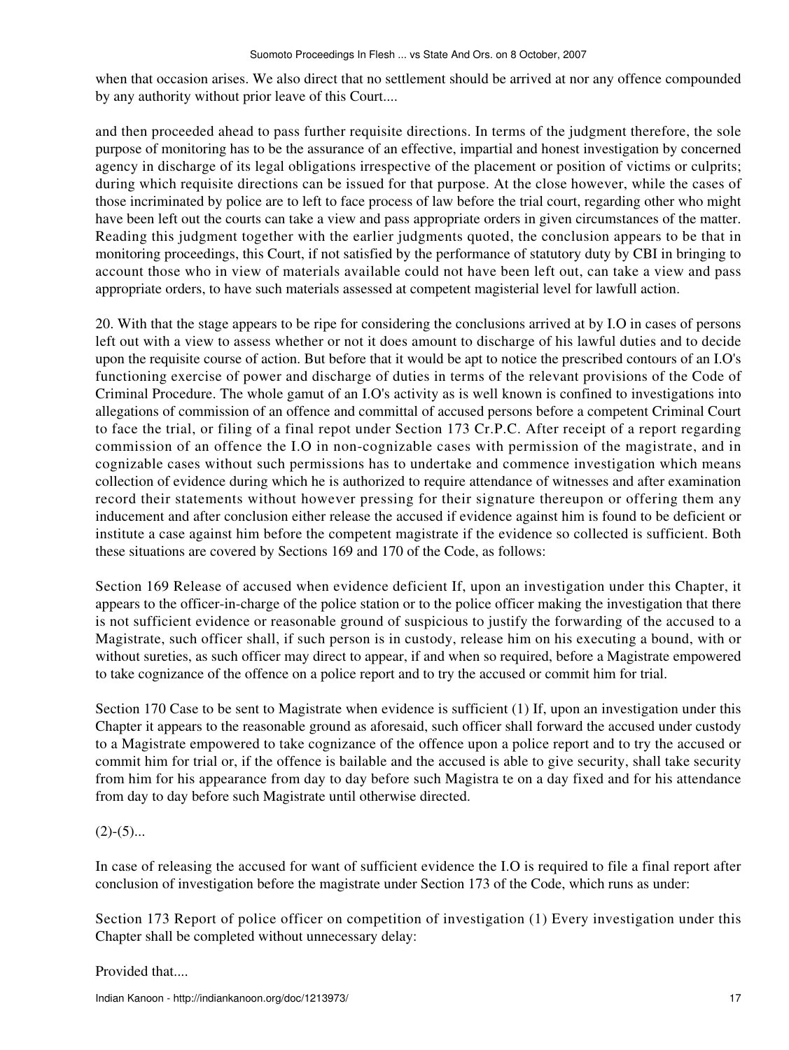when that occasion arises. We also direct that no settlement should be arrived at nor any offence compounded by any authority without prior leave of this Court....

and then proceeded ahead to pass further requisite directions. In terms of the judgment therefore, the sole purpose of monitoring has to be the assurance of an effective, impartial and honest investigation by concerned agency in discharge of its legal obligations irrespective of the placement or position of victims or culprits; during which requisite directions can be issued for that purpose. At the close however, while the cases of those incriminated by police are to left to face process of law before the trial court, regarding other who might have been left out the courts can take a view and pass appropriate orders in given circumstances of the matter. Reading this judgment together with the earlier judgments quoted, the conclusion appears to be that in monitoring proceedings, this Court, if not satisfied by the performance of statutory duty by CBI in bringing to account those who in view of materials available could not have been left out, can take a view and pass appropriate orders, to have such materials assessed at competent magisterial level for lawfull action.

20. With that the stage appears to be ripe for considering the conclusions arrived at by I.O in cases of persons left out with a view to assess whether or not it does amount to discharge of his lawful duties and to decide upon the requisite course of action. But before that it would be apt to notice the prescribed contours of an I.O's functioning exercise of power and discharge of duties in terms of the relevant provisions of the Code of Criminal Procedure. The whole gamut of an I.O's activity as is well known is confined to investigations into allegations of commission of an offence and committal of accused persons before a competent Criminal Court to face the trial, or filing of a final repot under Section 173 Cr.P.C. After receipt of a report regarding commission of an offence the I.O in non-cognizable cases with permission of the magistrate, and in cognizable cases without such permissions has to undertake and commence investigation which means collection of evidence during which he is authorized to require attendance of witnesses and after examination record their statements without however pressing for their signature thereupon or offering them any inducement and after conclusion either release the accused if evidence against him is found to be deficient or institute a case against him before the competent magistrate if the evidence so collected is sufficient. Both these situations are covered by Sections 169 and 170 of the Code, as follows:

Section 169 Release of accused when evidence deficient If, upon an investigation under this Chapter, it appears to the officer-in-charge of the police station or to the police officer making the investigation that there is not sufficient evidence or reasonable ground of suspicious to justify the forwarding of the accused to a Magistrate, such officer shall, if such person is in custody, release him on his executing a bound, with or without sureties, as such officer may direct to appear, if and when so required, before a Magistrate empowered to take cognizance of the offence on a police report and to try the accused or commit him for trial.

Section 170 Case to be sent to Magistrate when evidence is sufficient (1) If, upon an investigation under this Chapter it appears to the reasonable ground as aforesaid, such officer shall forward the accused under custody to a Magistrate empowered to take cognizance of the offence upon a police report and to try the accused or commit him for trial or, if the offence is bailable and the accused is able to give security, shall take security from him for his appearance from day to day before such Magistra te on a day fixed and for his attendance from day to day before such Magistrate until otherwise directed.

(2)-(5)...

In case of releasing the accused for want of sufficient evidence the I.O is required to file a final report after conclusion of investigation before the magistrate under Section 173 of the Code, which runs as under:

Section 173 Report of police officer on competition of investigation (1) Every investigation under this Chapter shall be completed without unnecessary delay:

Provided that....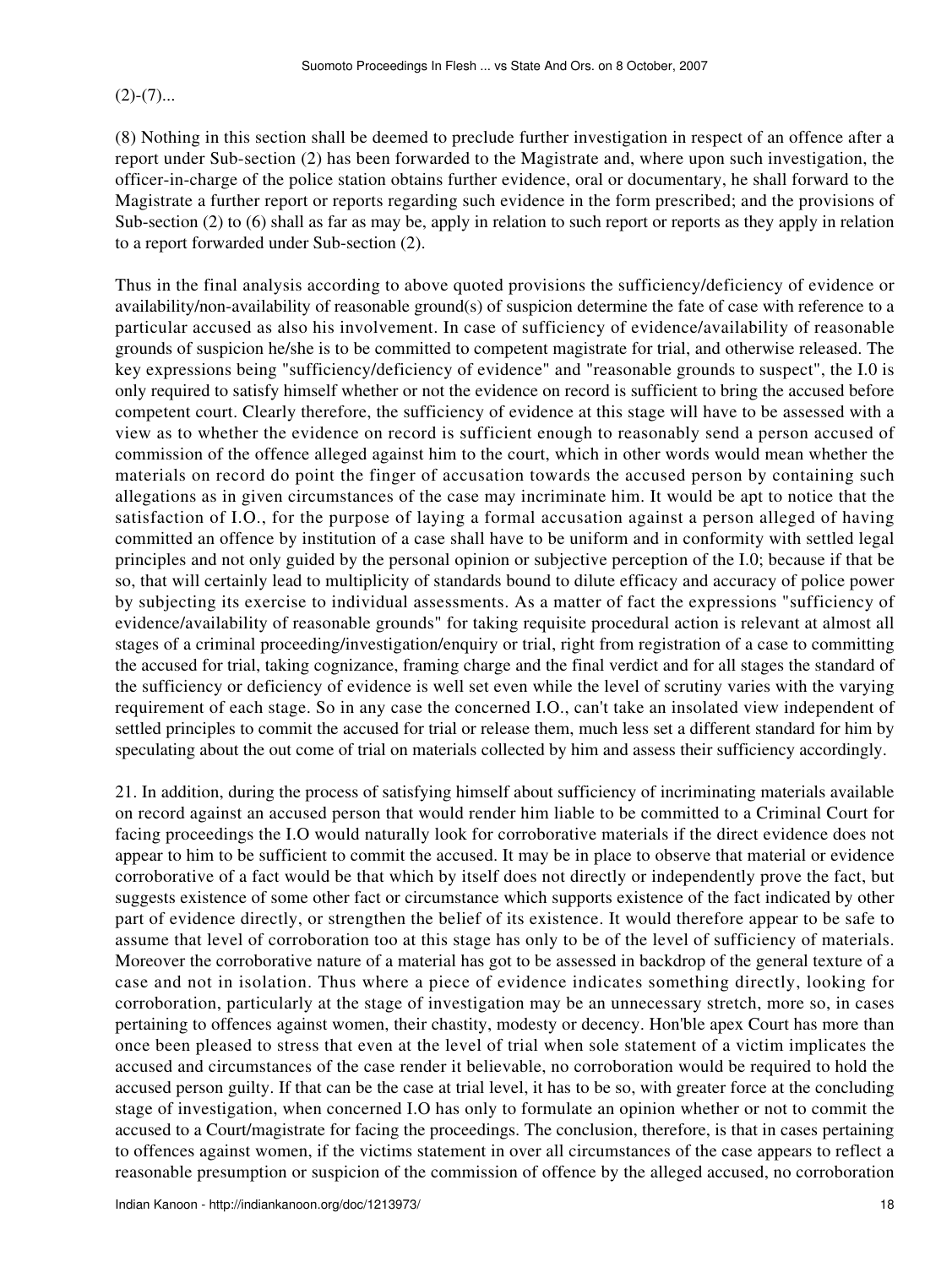(2)-(7)...

(8) Nothing in this section shall be deemed to preclude further investigation in respect of an offence after a report under Sub-section (2) has been forwarded to the Magistrate and, where upon such investigation, the officer-in-charge of the police station obtains further evidence, oral or documentary, he shall forward to the Magistrate a further report or reports regarding such evidence in the form prescribed; and the provisions of Sub-section (2) to (6) shall as far as may be, apply in relation to such report or reports as they apply in relation to a report forwarded under Sub-section (2).

Thus in the final analysis according to above quoted provisions the sufficiency/deficiency of evidence or availability/non-availability of reasonable ground(s) of suspicion determine the fate of case with reference to a particular accused as also his involvement. In case of sufficiency of evidence/availability of reasonable grounds of suspicion he/she is to be committed to competent magistrate for trial, and otherwise released. The key expressions being "sufficiency/deficiency of evidence" and "reasonable grounds to suspect", the I.0 is only required to satisfy himself whether or not the evidence on record is sufficient to bring the accused before competent court. Clearly therefore, the sufficiency of evidence at this stage will have to be assessed with a view as to whether the evidence on record is sufficient enough to reasonably send a person accused of commission of the offence alleged against him to the court, which in other words would mean whether the materials on record do point the finger of accusation towards the accused person by containing such allegations as in given circumstances of the case may incriminate him. It would be apt to notice that the satisfaction of I.O., for the purpose of laying a formal accusation against a person alleged of having committed an offence by institution of a case shall have to be uniform and in conformity with settled legal principles and not only guided by the personal opinion or subjective perception of the I.0; because if that be so, that will certainly lead to multiplicity of standards bound to dilute efficacy and accuracy of police power by subjecting its exercise to individual assessments. As a matter of fact the expressions "sufficiency of evidence/availability of reasonable grounds" for taking requisite procedural action is relevant at almost all stages of a criminal proceeding/investigation/enquiry or trial, right from registration of a case to committing the accused for trial, taking cognizance, framing charge and the final verdict and for all stages the standard of the sufficiency or deficiency of evidence is well set even while the level of scrutiny varies with the varying requirement of each stage. So in any case the concerned I.O., can't take an insolated view independent of settled principles to commit the accused for trial or release them, much less set a different standard for him by speculating about the out come of trial on materials collected by him and assess their sufficiency accordingly.

21. In addition, during the process of satisfying himself about sufficiency of incriminating materials available on record against an accused person that would render him liable to be committed to a Criminal Court for facing proceedings the I.O would naturally look for corroborative materials if the direct evidence does not appear to him to be sufficient to commit the accused. It may be in place to observe that material or evidence corroborative of a fact would be that which by itself does not directly or independently prove the fact, but suggests existence of some other fact or circumstance which supports existence of the fact indicated by other part of evidence directly, or strengthen the belief of its existence. It would therefore appear to be safe to assume that level of corroboration too at this stage has only to be of the level of sufficiency of materials. Moreover the corroborative nature of a material has got to be assessed in backdrop of the general texture of a case and not in isolation. Thus where a piece of evidence indicates something directly, looking for corroboration, particularly at the stage of investigation may be an unnecessary stretch, more so, in cases pertaining to offences against women, their chastity, modesty or decency. Hon'ble apex Court has more than once been pleased to stress that even at the level of trial when sole statement of a victim implicates the accused and circumstances of the case render it believable, no corroboration would be required to hold the accused person guilty. If that can be the case at trial level, it has to be so, with greater force at the concluding stage of investigation, when concerned I.O has only to formulate an opinion whether or not to commit the accused to a Court/magistrate for facing the proceedings. The conclusion, therefore, is that in cases pertaining to offences against women, if the victims statement in over all circumstances of the case appears to reflect a reasonable presumption or suspicion of the commission of offence by the alleged accused, no corroboration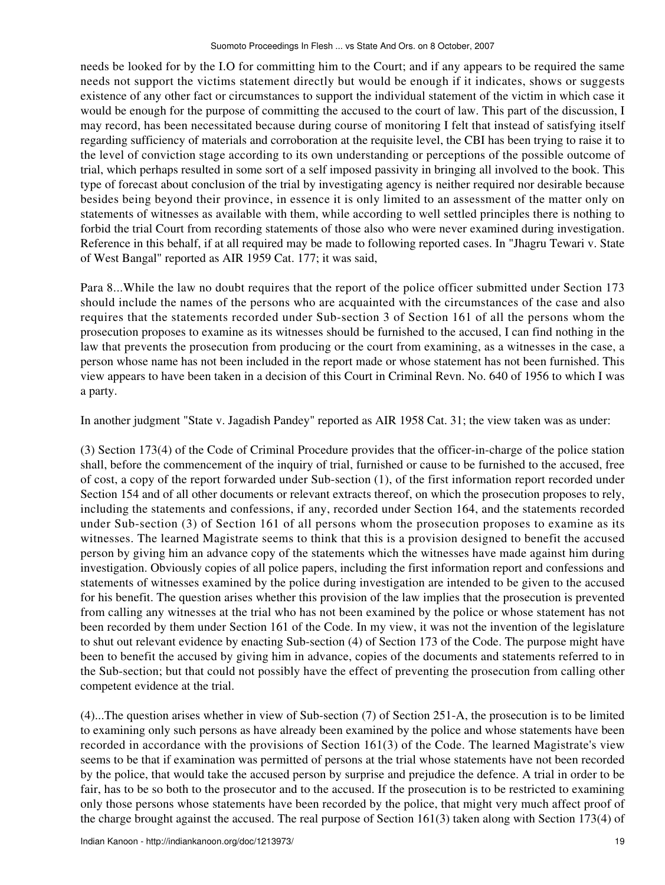needs be looked for by the I.O for committing him to the Court; and if any appears to be required the same needs not support the victims statement directly but would be enough if it indicates, shows or suggests existence of any other fact or circumstances to support the individual statement of the victim in which case it would be enough for the purpose of committing the accused to the court of law. This part of the discussion, I may record, has been necessitated because during course of monitoring I felt that instead of satisfying itself regarding sufficiency of materials and corroboration at the requisite level, the CBI has been trying to raise it to the level of conviction stage according to its own understanding or perceptions of the possible outcome of trial, which perhaps resulted in some sort of a self imposed passivity in bringing all involved to the book. This type of forecast about conclusion of the trial by investigating agency is neither required nor desirable because besides being beyond their province, in essence it is only limited to an assessment of the matter only on statements of witnesses as available with them, while according to well settled principles there is nothing to forbid the trial Court from recording statements of those also who were never examined during investigation. Reference in this behalf, if at all required may be made to following reported cases. In "Jhagru Tewari v. State of West Bangal" reported as AIR 1959 Cat. 177; it was said,

Para 8...While the law no doubt requires that the report of the police officer submitted under Section 173 should include the names of the persons who are acquainted with the circumstances of the case and also requires that the statements recorded under Sub-section 3 of Section 161 of all the persons whom the prosecution proposes to examine as its witnesses should be furnished to the accused, I can find nothing in the law that prevents the prosecution from producing or the court from examining, as a witnesses in the case, a person whose name has not been included in the report made or whose statement has not been furnished. This view appears to have been taken in a decision of this Court in Criminal Revn. No. 640 of 1956 to which I was a party.

In another judgment "State v. Jagadish Pandey" reported as AIR 1958 Cat. 31; the view taken was as under:

(3) Section 173(4) of the Code of Criminal Procedure provides that the officer-in-charge of the police station shall, before the commencement of the inquiry of trial, furnished or cause to be furnished to the accused, free of cost, a copy of the report forwarded under Sub-section (1), of the first information report recorded under Section 154 and of all other documents or relevant extracts thereof, on which the prosecution proposes to rely, including the statements and confessions, if any, recorded under Section 164, and the statements recorded under Sub-section (3) of Section 161 of all persons whom the prosecution proposes to examine as its witnesses. The learned Magistrate seems to think that this is a provision designed to benefit the accused person by giving him an advance copy of the statements which the witnesses have made against him during investigation. Obviously copies of all police papers, including the first information report and confessions and statements of witnesses examined by the police during investigation are intended to be given to the accused for his benefit. The question arises whether this provision of the law implies that the prosecution is prevented from calling any witnesses at the trial who has not been examined by the police or whose statement has not been recorded by them under Section 161 of the Code. In my view, it was not the invention of the legislature to shut out relevant evidence by enacting Sub-section (4) of Section 173 of the Code. The purpose might have been to benefit the accused by giving him in advance, copies of the documents and statements referred to in the Sub-section; but that could not possibly have the effect of preventing the prosecution from calling other competent evidence at the trial.

(4)...The question arises whether in view of Sub-section (7) of Section 251-A, the prosecution is to be limited to examining only such persons as have already been examined by the police and whose statements have been recorded in accordance with the provisions of Section 161(3) of the Code. The learned Magistrate's view seems to be that if examination was permitted of persons at the trial whose statements have not been recorded by the police, that would take the accused person by surprise and prejudice the defence. A trial in order to be fair, has to be so both to the prosecutor and to the accused. If the prosecution is to be restricted to examining only those persons whose statements have been recorded by the police, that might very much affect proof of the charge brought against the accused. The real purpose of Section 161(3) taken along with Section 173(4) of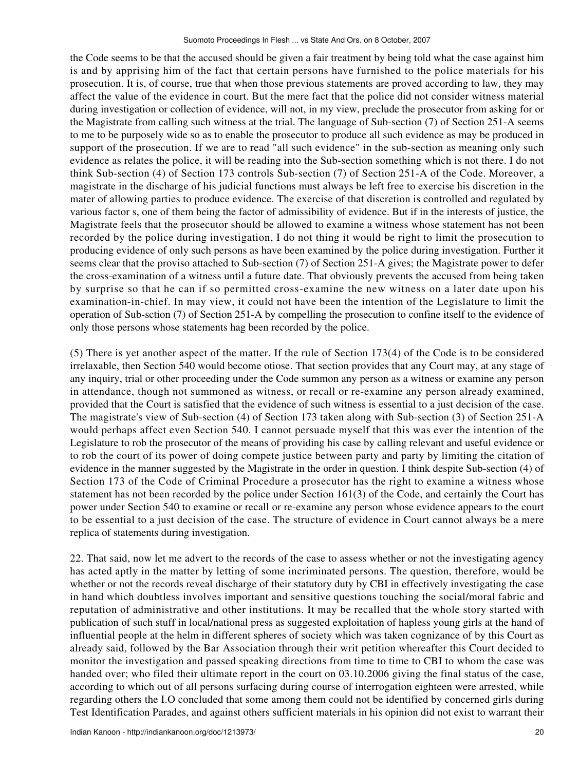the Code seems to be that the accused should be given a fair treatment by being told what the case against him is and by apprising him of the fact that certain persons have furnished to the police materials for his prosecution. It is, of course, true that when those previous statements are proved according to law, they may affect the value of the evidence in court. But the mere fact that the police did not consider witness material during investigation or collection of evidence, will not, in my view, preclude the prosecutor from asking for or the Magistrate from calling such witness at the trial. The language of Sub-section (7) of Section 251-A seems to me to be purposely wide so as to enable the prosecutor to produce all such evidence as may be produced in support of the prosecution. If we are to read "all such evidence" in the sub-section as meaning only such evidence as relates the police, it will be reading into the Sub-section something which is not there. I do not think Sub-section (4) of Section 173 controls Sub-section (7) of Section 251-A of the Code. Moreover, a magistrate in the discharge of his judicial functions must always be left free to exercise his discretion in the mater of allowing parties to produce evidence. The exercise of that discretion is controlled and regulated by various factor s, one of them being the factor of admissibility of evidence. But if in the interests of justice, the Magistrate feels that the prosecutor should be allowed to examine a witness whose statement has not been recorded by the police during investigation, I do not thing it would be right to limit the prosecution to producing evidence of only such persons as have been examined by the police during investigation. Further it seems clear that the proviso attached to Sub-section (7) of Section 251-A gives; the Magistrate power to defer the cross-examination of a witness until a future date. That obviously prevents the accused from being taken by surprise so that he can if so permitted cross-examine the new witness on a later date upon his examination-in-chief. In may view, it could not have been the intention of the Legislature to limit the operation of Sub-sction (7) of Section 251-A by compelling the prosecution to confine itself to the evidence of only those persons whose statements hag been recorded by the police.

(5) There is yet another aspect of the matter. If the rule of Section 173(4) of the Code is to be considered irrelaxable, then Section 540 would become otiose. That section provides that any Court may, at any stage of any inquiry, trial or other proceeding under the Code summon any person as a witness or examine any person in attendance, though not summoned as witness, or recall or re-examine any person already examined, provided that the Court is satisfied that the evidence of such witness is essential to a just decision of the case. The magistrate's view of Sub-section (4) of Section 173 taken along with Sub-section (3) of Section 251-A would perhaps affect even Section 540. I cannot persuade myself that this was ever the intention of the Legislature to rob the prosecutor of the means of providing his case by calling relevant and useful evidence or to rob the court of its power of doing compete justice between party and party by limiting the citation of evidence in the manner suggested by the Magistrate in the order in question. I think despite Sub-section (4) of Section 173 of the Code of Criminal Procedure a prosecutor has the right to examine a witness whose statement has not been recorded by the police under Section 161(3) of the Code, and certainly the Court has power under Section 540 to examine or recall or re-examine any person whose evidence appears to the court to be essential to a just decision of the case. The structure of evidence in Court cannot always be a mere replica of statements during investigation.

22. That said, now let me advert to the records of the case to assess whether or not the investigating agency has acted aptly in the matter by letting of some incriminated persons. The question, therefore, would be whether or not the records reveal discharge of their statutory duty by CBI in effectively investigating the case in hand which doubtless involves important and sensitive questions touching the social/moral fabric and reputation of administrative and other institutions. It may be recalled that the whole story started with publication of such stuff in local/national press as suggested exploitation of hapless young girls at the hand of influential people at the helm in different spheres of society which was taken cognizance of by this Court as already said, followed by the Bar Association through their writ petition whereafter this Court decided to monitor the investigation and passed speaking directions from time to time to CBI to whom the case was handed over; who filed their ultimate report in the court on 03.10.2006 giving the final status of the case, according to which out of all persons surfacing during course of interrogation eighteen were arrested, while regarding others the I.O concluded that some among them could not be identified by concerned girls during Test Identification Parades, and against others sufficient materials in his opinion did not exist to warrant their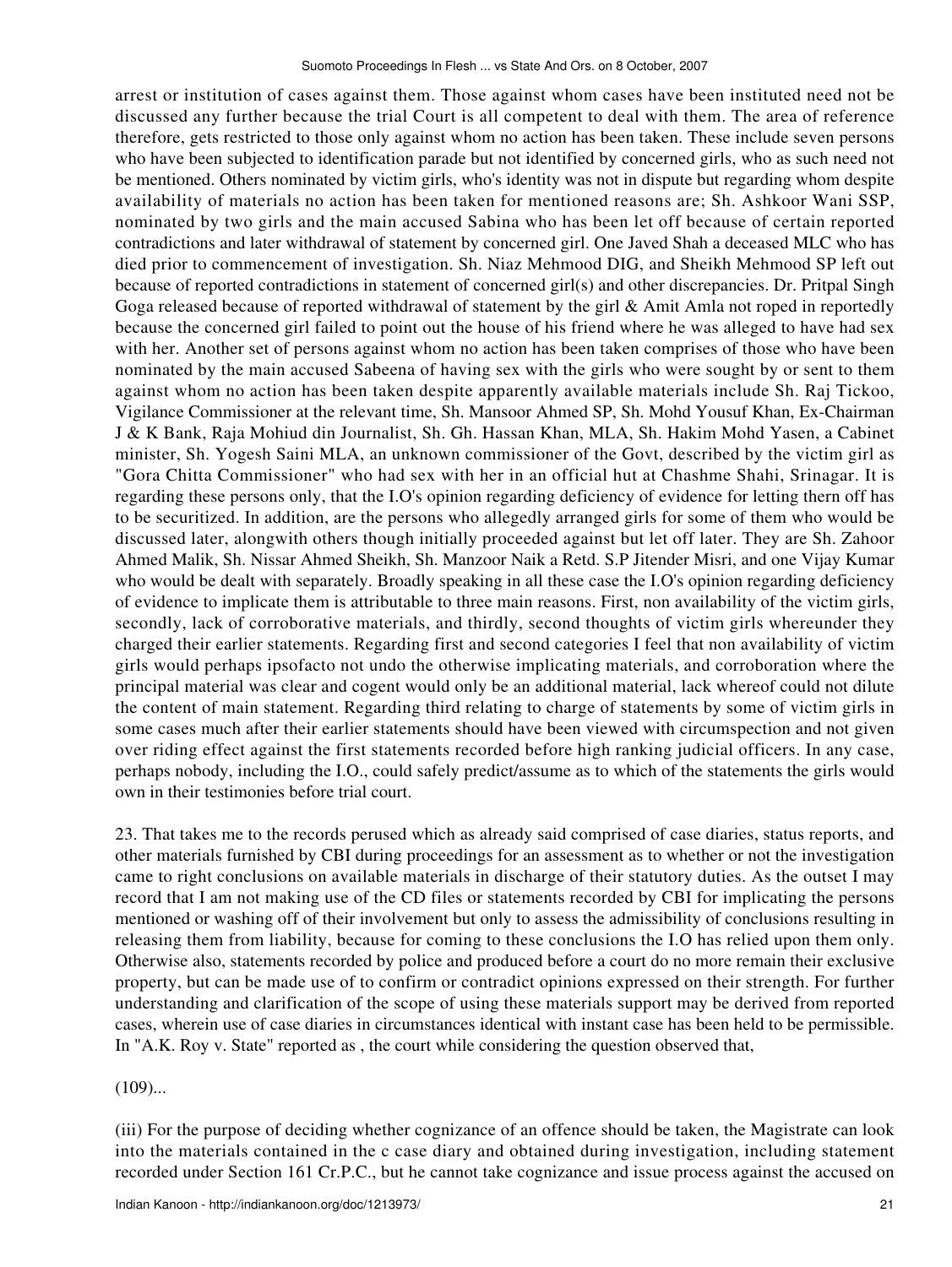arrest or institution of cases against them. Those against whom cases have been instituted need not be discussed any further because the trial Court is all competent to deal with them. The area of reference therefore, gets restricted to those only against whom no action has been taken. These include seven persons who have been subjected to identification parade but not identified by concerned girls, who as such need not be mentioned. Others nominated by victim girls, who's identity was not in dispute but regarding whom despite availability of materials no action has been taken for mentioned reasons are; Sh. Ashkoor Wani SSP, nominated by two girls and the main accused Sabina who has been let off because of certain reported contradictions and later withdrawal of statement by concerned girl. One Javed Shah a deceased MLC who has died prior to commencement of investigation. Sh. Niaz Mehmood DIG, and Sheikh Mehmood SP left out because of reported contradictions in statement of concerned girl(s) and other discrepancies. Dr. Pritpal Singh Goga released because of reported withdrawal of statement by the girl & Amit Amla not roped in reportedly because the concerned girl failed to point out the house of his friend where he was alleged to have had sex with her. Another set of persons against whom no action has been taken comprises of those who have been nominated by the main accused Sabeena of having sex with the girls who were sought by or sent to them against whom no action has been taken despite apparently available materials include Sh. Raj Tickoo, Vigilance Commissioner at the relevant time, Sh. Mansoor Ahmed SP, Sh. Mohd Yousuf Khan, Ex-Chairman J & K Bank, Raja Mohiud din Journalist, Sh. Gh. Hassan Khan, MLA, Sh. Hakim Mohd Yasen, a Cabinet minister, Sh. Yogesh Saini MLA, an unknown commissioner of the Govt, described by the victim girl as "Gora Chitta Commissioner" who had sex with her in an official hut at Chashme Shahi, Srinagar. It is regarding these persons only, that the I.O's opinion regarding deficiency of evidence for letting thern off has to be securitized. In addition, are the persons who allegedly arranged girls for some of them who would be discussed later, alongwith others though initially proceeded against but let off later. They are Sh. Zahoor Ahmed Malik, Sh. Nissar Ahmed Sheikh, Sh. Manzoor Naik a Retd. S.P Jitender Misri, and one Vijay Kumar who would be dealt with separately. Broadly speaking in all these case the I.O's opinion regarding deficiency of evidence to implicate them is attributable to three main reasons. First, non availability of the victim girls, secondly, lack of corroborative materials, and thirdly, second thoughts of victim girls whereunder they charged their earlier statements. Regarding first and second categories I feel that non availability of victim girls would perhaps ipsofacto not undo the otherwise implicating materials, and corroboration where the principal material was clear and cogent would only be an additional material, lack whereof could not dilute the content of main statement. Regarding third relating to charge of statements by some of victim girls in some cases much after their earlier statements should have been viewed with circumspection and not given over riding effect against the first statements recorded before high ranking judicial officers. In any case, perhaps nobody, including the I.O., could safely predict/assume as to which of the statements the girls would own in their testimonies before trial court.

23. That takes me to the records perused which as already said comprised of case diaries, status reports, and other materials furnished by CBI during proceedings for an assessment as to whether or not the investigation came to right conclusions on available materials in discharge of their statutory duties. As the outset I may record that I am not making use of the CD files or statements recorded by CBI for implicating the persons mentioned or washing off of their involvement but only to assess the admissibility of conclusions resulting in releasing them from liability, because for coming to these conclusions the I.O has relied upon them only. Otherwise also, statements recorded by police and produced before a court do no more remain their exclusive property, but can be made use of to confirm or contradict opinions expressed on their strength. For further understanding and clarification of the scope of using these materials support may be derived from reported cases, wherein use of case diaries in circumstances identical with instant case has been held to be permissible. In "A.K. Roy v. State" reported as , the court while considering the question observed that,

(109)...

(iii) For the purpose of deciding whether cognizance of an offence should be taken, the Magistrate can look into the materials contained in the c case diary and obtained during investigation, including statement recorded under Section 161 Cr.P.C., but he cannot take cognizance and issue process against the accused on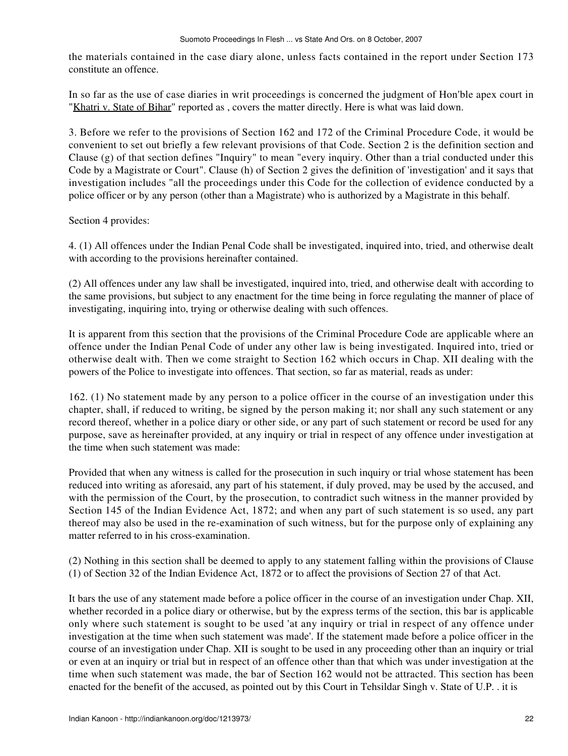the materials contained in the case diary alone, unless facts contained in the report under Section 173 constitute an offence.

In so far as the use of case diaries in writ proceedings is concerned the judgment of Hon'ble apex court in "Khatri v. State of Bihar" reported as , covers the matter directly. Here is what was laid down.

3. Before we refer to the provisions of Section 162 and 172 of the Criminal Procedure Code, it would be convenient to set out briefly a few relevant provisions of that Code. Section 2 is the definition section and Clause (g) of that section defines "Inquiry" to mean "every inquiry. Other than a trial conducted under this Code by a Magistrate or Court". Clause (h) of Section 2 gives the definition of 'investigation' and it says that investigation includes "all the proceedings under this Code for the collection of evidence conducted by a police officer or by any person (other than a Magistrate) who is authorized by a Magistrate in this behalf.

Section 4 provides:

4. (1) All offences under the Indian Penal Code shall be investigated, inquired into, tried, and otherwise dealt with according to the provisions hereinafter contained.

(2) All offences under any law shall be investigated, inquired into, tried, and otherwise dealt with according to the same provisions, but subject to any enactment for the time being in force regulating the manner of place of investigating, inquiring into, trying or otherwise dealing with such offences.

It is apparent from this section that the provisions of the Criminal Procedure Code are applicable where an offence under the Indian Penal Code of under any other law is being investigated. Inquired into, tried or otherwise dealt with. Then we come straight to Section 162 which occurs in Chap. XII dealing with the powers of the Police to investigate into offences. That section, so far as material, reads as under:

162. (1) No statement made by any person to a police officer in the course of an investigation under this chapter, shall, if reduced to writing, be signed by the person making it; nor shall any such statement or any record thereof, whether in a police diary or other side, or any part of such statement or record be used for any purpose, save as hereinafter provided, at any inquiry or trial in respect of any offence under investigation at the time when such statement was made:

Provided that when any witness is called for the prosecution in such inquiry or trial whose statement has been reduced into writing as aforesaid, any part of his statement, if duly proved, may be used by the accused, and with the permission of the Court, by the prosecution, to contradict such witness in the manner provided by Section 145 of the Indian Evidence Act, 1872; and when any part of such statement is so used, any part thereof may also be used in the re-examination of such witness, but for the purpose only of explaining any matter referred to in his cross-examination.

(2) Nothing in this section shall be deemed to apply to any statement falling within the provisions of Clause (1) of Section 32 of the Indian Evidence Act, 1872 or to affect the provisions of Section 27 of that Act.

It bars the use of any statement made before a police officer in the course of an investigation under Chap. XII, whether recorded in a police diary or otherwise, but by the express terms of the section, this bar is applicable only where such statement is sought to be used 'at any inquiry or trial in respect of any offence under investigation at the time when such statement was made'. If the statement made before a police officer in the course of an investigation under Chap. XII is sought to be used in any proceeding other than an inquiry or trial or even at an inquiry or trial but in respect of an offence other than that which was under investigation at the time when such statement was made, the bar of Section 162 would not be attracted. This section has been enacted for the benefit of the accused, as pointed out by this Court in Tehsildar Singh v. State of U.P. . it is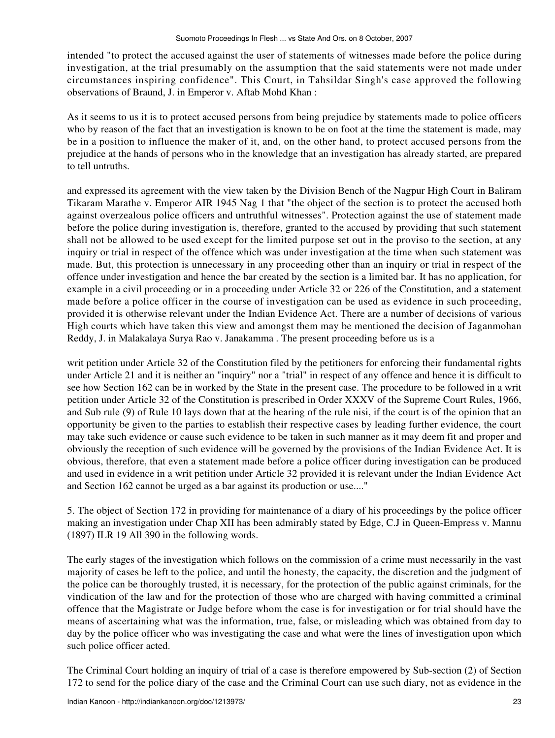intended "to protect the accused against the user of statements of witnesses made before the police during investigation, at the trial presumably on the assumption that the said statements were not made under circumstances inspiring confidence". This Court, in Tahsildar Singh's case approved the following observations of Braund, J. in Emperor v. Aftab Mohd Khan :

As it seems to us it is to protect accused persons from being prejudice by statements made to police officers who by reason of the fact that an investigation is known to be on foot at the time the statement is made, may be in a position to influence the maker of it, and, on the other hand, to protect accused persons from the prejudice at the hands of persons who in the knowledge that an investigation has already started, are prepared to tell untruths.

and expressed its agreement with the view taken by the Division Bench of the Nagpur High Court in Baliram Tikaram Marathe v. Emperor AIR 1945 Nag 1 that "the object of the section is to protect the accused both against overzealous police officers and untruthful witnesses". Protection against the use of statement made before the police during investigation is, therefore, granted to the accused by providing that such statement shall not be allowed to be used except for the limited purpose set out in the proviso to the section, at any inquiry or trial in respect of the offence which was under investigation at the time when such statement was made. But, this protection is unnecessary in any proceeding other than an inquiry or trial in respect of the offence under investigation and hence the bar created by the section is a limited bar. It has no application, for example in a civil proceeding or in a proceeding under Article 32 or 226 of the Constitution, and a statement made before a police officer in the course of investigation can be used as evidence in such proceeding, provided it is otherwise relevant under the Indian Evidence Act. There are a number of decisions of various High courts which have taken this view and amongst them may be mentioned the decision of Jaganmohan Reddy, J. in Malakalaya Surya Rao v. Janakamma . The present proceeding before us is a

writ petition under Article 32 of the Constitution filed by the petitioners for enforcing their fundamental rights under Article 21 and it is neither an "inquiry" nor a "trial" in respect of any offence and hence it is difficult to see how Section 162 can be in worked by the State in the present case. The procedure to be followed in a writ petition under Article 32 of the Constitution is prescribed in Order XXXV of the Supreme Court Rules, 1966, and Sub rule (9) of Rule 10 lays down that at the hearing of the rule nisi, if the court is of the opinion that an opportunity be given to the parties to establish their respective cases by leading further evidence, the court may take such evidence or cause such evidence to be taken in such manner as it may deem fit and proper and obviously the reception of such evidence will be governed by the provisions of the Indian Evidence Act. It is obvious, therefore, that even a statement made before a police officer during investigation can be produced and used in evidence in a writ petition under Article 32 provided it is relevant under the Indian Evidence Act and Section 162 cannot be urged as a bar against its production or use...."

5. The object of Section 172 in providing for maintenance of a diary of his proceedings by the police officer making an investigation under Chap XII has been admirably stated by Edge, C.J in Queen-Empress v. Mannu (1897) ILR 19 All 390 in the following words.

The early stages of the investigation which follows on the commission of a crime must necessarily in the vast majority of cases be left to the police, and until the honesty, the capacity, the discretion and the judgment of the police can be thoroughly trusted, it is necessary, for the protection of the public against criminals, for the vindication of the law and for the protection of those who are charged with having committed a criminal offence that the Magistrate or Judge before whom the case is for investigation or for trial should have the means of ascertaining what was the information, true, false, or misleading which was obtained from day to day by the police officer who was investigating the case and what were the lines of investigation upon which such police officer acted.

The Criminal Court holding an inquiry of trial of a case is therefore empowered by Sub-section (2) of Section 172 to send for the police diary of the case and the Criminal Court can use such diary, not as evidence in the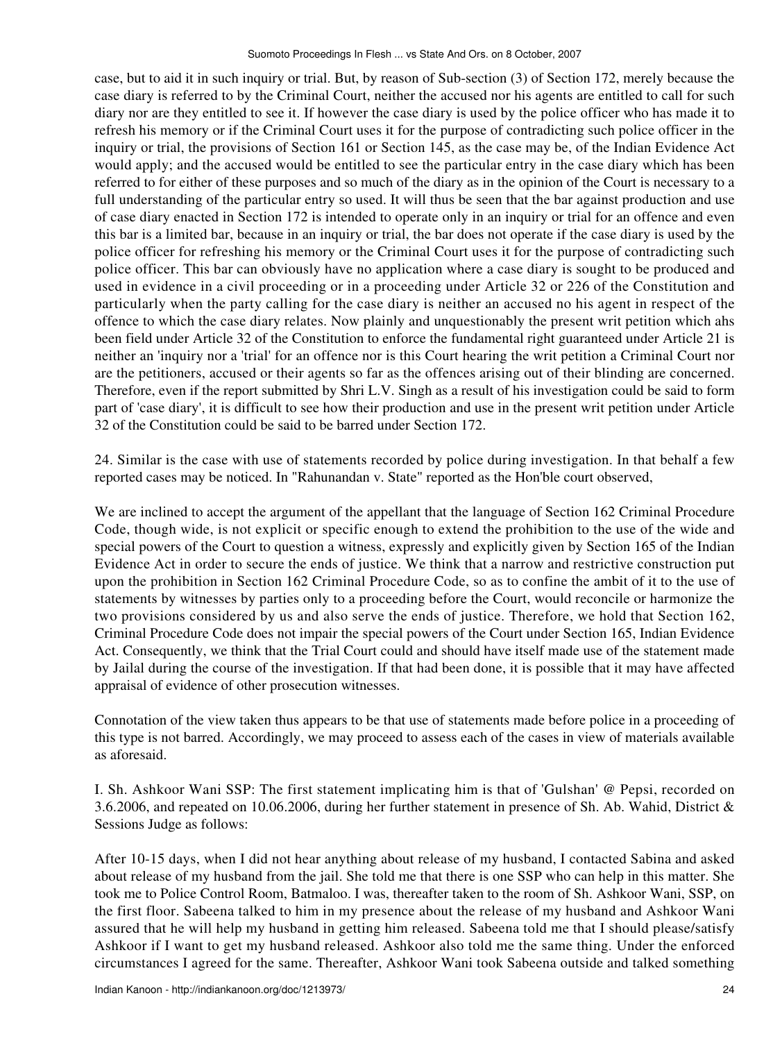case, but to aid it in such inquiry or trial. But, by reason of Sub-section (3) of Section 172, merely because the case diary is referred to by the Criminal Court, neither the accused nor his agents are entitled to call for such diary nor are they entitled to see it. If however the case diary is used by the police officer who has made it to refresh his memory or if the Criminal Court uses it for the purpose of contradicting such police officer in the inquiry or trial, the provisions of Section 161 or Section 145, as the case may be, of the Indian Evidence Act would apply; and the accused would be entitled to see the particular entry in the case diary which has been referred to for either of these purposes and so much of the diary as in the opinion of the Court is necessary to a full understanding of the particular entry so used. It will thus be seen that the bar against production and use of case diary enacted in Section 172 is intended to operate only in an inquiry or trial for an offence and even this bar is a limited bar, because in an inquiry or trial, the bar does not operate if the case diary is used by the police officer for refreshing his memory or the Criminal Court uses it for the purpose of contradicting such police officer. This bar can obviously have no application where a case diary is sought to be produced and used in evidence in a civil proceeding or in a proceeding under Article 32 or 226 of the Constitution and particularly when the party calling for the case diary is neither an accused no his agent in respect of the offence to which the case diary relates. Now plainly and unquestionably the present writ petition which ahs been field under Article 32 of the Constitution to enforce the fundamental right guaranteed under Article 21 is neither an 'inquiry nor a 'trial' for an offence nor is this Court hearing the writ petition a Criminal Court nor are the petitioners, accused or their agents so far as the offences arising out of their blinding are concerned. Therefore, even if the report submitted by Shri L.V. Singh as a result of his investigation could be said to form part of 'case diary', it is difficult to see how their production and use in the present writ petition under Article 32 of the Constitution could be said to be barred under Section 172.

24. Similar is the case with use of statements recorded by police during investigation. In that behalf a few reported cases may be noticed. In "Rahunandan v. State" reported as the Hon'ble court observed,

We are inclined to accept the argument of the appellant that the language of Section 162 Criminal Procedure Code, though wide, is not explicit or specific enough to extend the prohibition to the use of the wide and special powers of the Court to question a witness, expressly and explicitly given by Section 165 of the Indian Evidence Act in order to secure the ends of justice. We think that a narrow and restrictive construction put upon the prohibition in Section 162 Criminal Procedure Code, so as to confine the ambit of it to the use of statements by witnesses by parties only to a proceeding before the Court, would reconcile or harmonize the two provisions considered by us and also serve the ends of justice. Therefore, we hold that Section 162, Criminal Procedure Code does not impair the special powers of the Court under Section 165, Indian Evidence Act. Consequently, we think that the Trial Court could and should have itself made use of the statement made by Jailal during the course of the investigation. If that had been done, it is possible that it may have affected appraisal of evidence of other prosecution witnesses.

Connotation of the view taken thus appears to be that use of statements made before police in a proceeding of this type is not barred. Accordingly, we may proceed to assess each of the cases in view of materials available as aforesaid.

I. Sh. Ashkoor Wani SSP: The first statement implicating him is that of 'Gulshan' @ Pepsi, recorded on 3.6.2006, and repeated on 10.06.2006, during her further statement in presence of Sh. Ab. Wahid, District & Sessions Judge as follows:

After 10-15 days, when I did not hear anything about release of my husband, I contacted Sabina and asked about release of my husband from the jail. She told me that there is one SSP who can help in this matter. She took me to Police Control Room, Batmaloo. I was, thereafter taken to the room of Sh. Ashkoor Wani, SSP, on the first floor. Sabeena talked to him in my presence about the release of my husband and Ashkoor Wani assured that he will help my husband in getting him released. Sabeena told me that I should please/satisfy Ashkoor if I want to get my husband released. Ashkoor also told me the same thing. Under the enforced circumstances I agreed for the same. Thereafter, Ashkoor Wani took Sabeena outside and talked something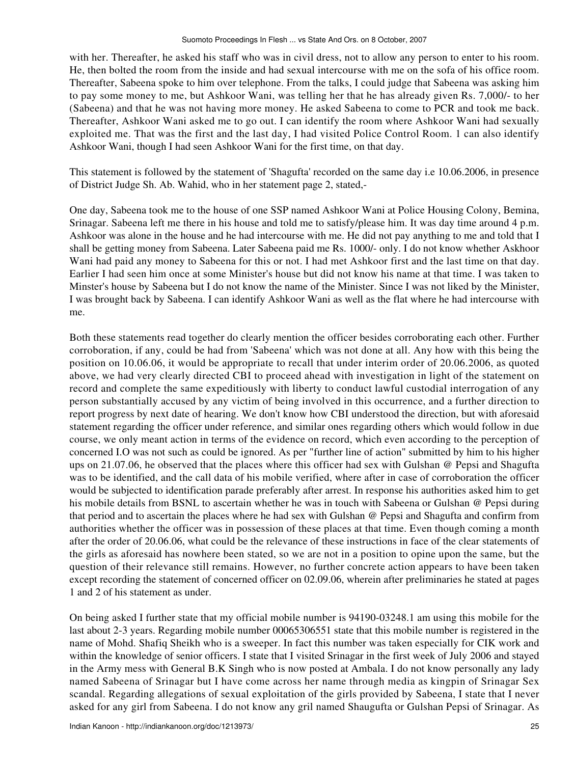with her. Thereafter, he asked his staff who was in civil dress, not to allow any person to enter to his room. He, then bolted the room from the inside and had sexual intercourse with me on the sofa of his office room. Thereafter, Sabeena spoke to him over telephone. From the talks, I could judge that Sabeena was asking him to pay some money to me, but Ashkoor Wani, was telling her that he has already given Rs. 7,000/- to her (Sabeena) and that he was not having more money. He asked Sabeena to come to PCR and took me back. Thereafter, Ashkoor Wani asked me to go out. I can identify the room where Ashkoor Wani had sexually exploited me. That was the first and the last day, I had visited Police Control Room. 1 can also identify Ashkoor Wani, though I had seen Ashkoor Wani for the first time, on that day.

This statement is followed by the statement of 'Shagufta' recorded on the same day i.e 10.06.2006, in presence of District Judge Sh. Ab. Wahid, who in her statement page 2, stated,-

One day, Sabeena took me to the house of one SSP named Ashkoor Wani at Police Housing Colony, Bemina, Srinagar. Sabeena left me there in his house and told me to satisfy/please him. It was day time around 4 p.m. Ashkoor was alone in the house and he had intercourse with me. He did not pay anything to me and told that I shall be getting money from Sabeena. Later Sabeena paid me Rs. 1000/- only. I do not know whether Askhoor Wani had paid any money to Sabeena for this or not. I had met Ashkoor first and the last time on that day. Earlier I had seen him once at some Minister's house but did not know his name at that time. I was taken to Minster's house by Sabeena but I do not know the name of the Minister. Since I was not liked by the Minister, I was brought back by Sabeena. I can identify Ashkoor Wani as well as the flat where he had intercourse with me.

Both these statements read together do clearly mention the officer besides corroborating each other. Further corroboration, if any, could be had from 'Sabeena' which was not done at all. Any how with this being the position on 10.06.06, it would be appropriate to recall that under interim order of 20.06.2006, as quoted above, we had very clearly directed CBI to proceed ahead with investigation in light of the statement on record and complete the same expeditiously with liberty to conduct lawful custodial interrogation of any person substantially accused by any victim of being involved in this occurrence, and a further direction to report progress by next date of hearing. We don't know how CBI understood the direction, but with aforesaid statement regarding the officer under reference, and similar ones regarding others which would follow in due course, we only meant action in terms of the evidence on record, which even according to the perception of concerned I.O was not such as could be ignored. As per "further line of action" submitted by him to his higher ups on 21.07.06, he observed that the places where this officer had sex with Gulshan @ Pepsi and Shagufta was to be identified, and the call data of his mobile verified, where after in case of corroboration the officer would be subjected to identification parade preferably after arrest. In response his authorities asked him to get his mobile details from BSNL to ascertain whether he was in touch with Sabeena or Gulshan @ Pepsi during that period and to ascertain the places where he had sex with Gulshan @ Pepsi and Shagufta and confirm from authorities whether the officer was in possession of these places at that time. Even though coming a month after the order of 20.06.06, what could be the relevance of these instructions in face of the clear statements of the girls as aforesaid has nowhere been stated, so we are not in a position to opine upon the same, but the question of their relevance still remains. However, no further concrete action appears to have been taken except recording the statement of concerned officer on 02.09.06, wherein after preliminaries he stated at pages 1 and 2 of his statement as under.

On being asked I further state that my official mobile number is 94190-03248.1 am using this mobile for the last about 2-3 years. Regarding mobile number 00065306551 state that this mobile number is registered in the name of Mohd. Shafiq Sheikh who is a sweeper. In fact this number was taken especially for CIK work and within the knowledge of senior officers. I state that I visited Srinagar in the first week of July 2006 and stayed in the Army mess with General B.K Singh who is now posted at Ambala. I do not know personally any lady named Sabeena of Srinagar but I have come across her name through media as kingpin of Srinagar Sex scandal. Regarding allegations of sexual exploitation of the girls provided by Sabeena, I state that I never asked for any girl from Sabeena. I do not know any gril named Shaugufta or Gulshan Pepsi of Srinagar. As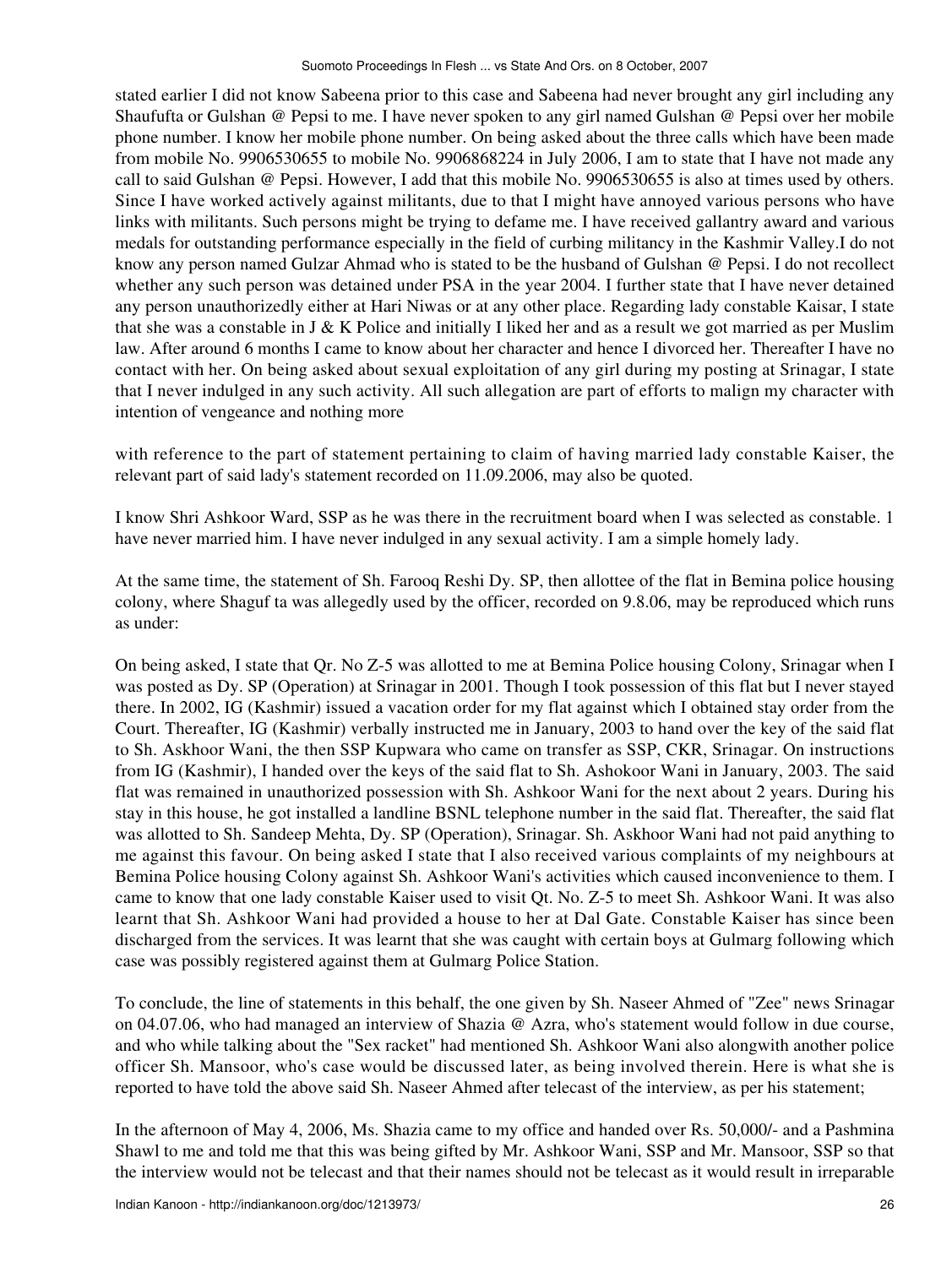stated earlier I did not know Sabeena prior to this case and Sabeena had never brought any girl including any Shaufufta or Gulshan @ Pepsi to me. I have never spoken to any girl named Gulshan @ Pepsi over her mobile phone number. I know her mobile phone number. On being asked about the three calls which have been made from mobile No. 9906530655 to mobile No. 9906868224 in July 2006, I am to state that I have not made any call to said Gulshan @ Pepsi. However, I add that this mobile No. 9906530655 is also at times used by others. Since I have worked actively against militants, due to that I might have annoyed various persons who have links with militants. Such persons might be trying to defame me. I have received gallantry award and various medals for outstanding performance especially in the field of curbing militancy in the Kashmir Valley.I do not know any person named Gulzar Ahmad who is stated to be the husband of Gulshan @ Pepsi. I do not recollect whether any such person was detained under PSA in the year 2004. I further state that I have never detained any person unauthorizedly either at Hari Niwas or at any other place. Regarding lady constable Kaisar, I state that she was a constable in J & K Police and initially I liked her and as a result we got married as per Muslim law. After around 6 months I came to know about her character and hence I divorced her. Thereafter I have no contact with her. On being asked about sexual exploitation of any girl during my posting at Srinagar, I state that I never indulged in any such activity. All such allegation are part of efforts to malign my character with intention of vengeance and nothing more

with reference to the part of statement pertaining to claim of having married lady constable Kaiser, the relevant part of said lady's statement recorded on 11.09.2006, may also be quoted.

I know Shri Ashkoor Ward, SSP as he was there in the recruitment board when I was selected as constable. 1 have never married him. I have never indulged in any sexual activity. I am a simple homely lady.

At the same time, the statement of Sh. Farooq Reshi Dy. SP, then allottee of the flat in Bemina police housing colony, where Shaguf ta was allegedly used by the officer, recorded on 9.8.06, may be reproduced which runs as under:

On being asked, I state that Qr. No Z-5 was allotted to me at Bemina Police housing Colony, Srinagar when I was posted as Dy. SP (Operation) at Srinagar in 2001. Though I took possession of this flat but I never stayed there. In 2002, IG (Kashmir) issued a vacation order for my flat against which I obtained stay order from the Court. Thereafter, IG (Kashmir) verbally instructed me in January, 2003 to hand over the key of the said flat to Sh. Askhoor Wani, the then SSP Kupwara who came on transfer as SSP, CKR, Srinagar. On instructions from IG (Kashmir), I handed over the keys of the said flat to Sh. Ashokoor Wani in January, 2003. The said flat was remained in unauthorized possession with Sh. Ashkoor Wani for the next about 2 years. During his stay in this house, he got installed a landline BSNL telephone number in the said flat. Thereafter, the said flat was allotted to Sh. Sandeep Mehta, Dy. SP (Operation), Srinagar. Sh. Askhoor Wani had not paid anything to me against this favour. On being asked I state that I also received various complaints of my neighbours at Bemina Police housing Colony against Sh. Ashkoor Wani's activities which caused inconvenience to them. I came to know that one lady constable Kaiser used to visit Qt. No. Z-5 to meet Sh. Ashkoor Wani. It was also learnt that Sh. Ashkoor Wani had provided a house to her at Dal Gate. Constable Kaiser has since been discharged from the services. It was learnt that she was caught with certain boys at Gulmarg following which case was possibly registered against them at Gulmarg Police Station.

To conclude, the line of statements in this behalf, the one given by Sh. Naseer Ahmed of "Zee" news Srinagar on 04.07.06, who had managed an interview of Shazia @ Azra, who's statement would follow in due course, and who while talking about the "Sex racket" had mentioned Sh. Ashkoor Wani also alongwith another police officer Sh. Mansoor, who's case would be discussed later, as being involved therein. Here is what she is reported to have told the above said Sh. Naseer Ahmed after telecast of the interview, as per his statement;

In the afternoon of May 4, 2006, Ms. Shazia came to my office and handed over Rs. 50,000/- and a Pashmina Shawl to me and told me that this was being gifted by Mr. Ashkoor Wani, SSP and Mr. Mansoor, SSP so that the interview would not be telecast and that their names should not be telecast as it would result in irreparable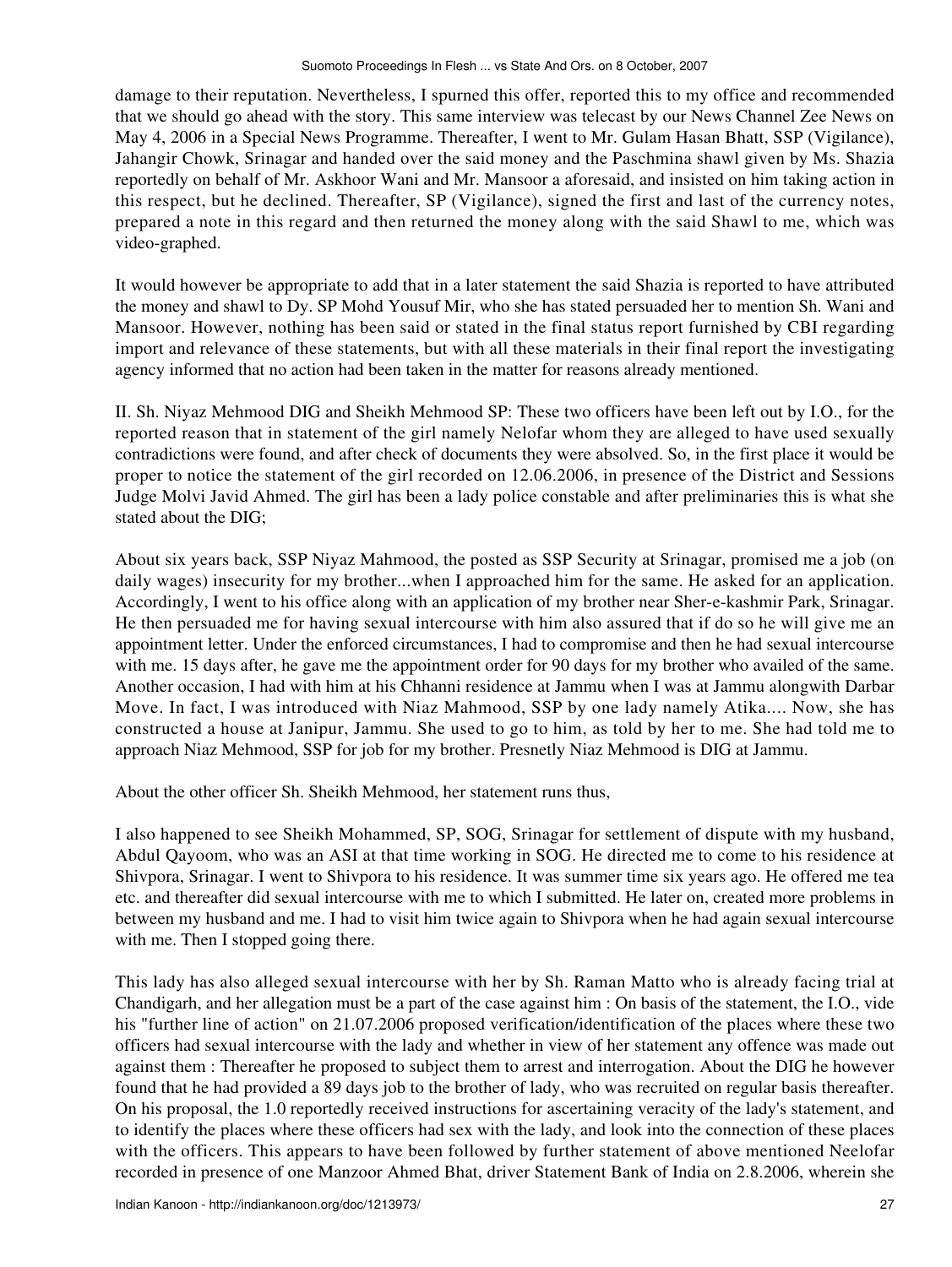damage to their reputation. Nevertheless, I spurned this offer, reported this to my office and recommended that we should go ahead with the story. This same interview was telecast by our News Channel Zee News on May 4, 2006 in a Special News Programme. Thereafter, I went to Mr. Gulam Hasan Bhatt, SSP (Vigilance), Jahangir Chowk, Srinagar and handed over the said money and the Paschmina shawl given by Ms. Shazia reportedly on behalf of Mr. Askhoor Wani and Mr. Mansoor a aforesaid, and insisted on him taking action in this respect, but he declined. Thereafter, SP (Vigilance), signed the first and last of the currency notes, prepared a note in this regard and then returned the money along with the said Shawl to me, which was video-graphed.

It would however be appropriate to add that in a later statement the said Shazia is reported to have attributed the money and shawl to Dy. SP Mohd Yousuf Mir, who she has stated persuaded her to mention Sh. Wani and Mansoor. However, nothing has been said or stated in the final status report furnished by CBI regarding import and relevance of these statements, but with all these materials in their final report the investigating agency informed that no action had been taken in the matter for reasons already mentioned.

II. Sh. Niyaz Mehmood DIG and Sheikh Mehmood SP: These two officers have been left out by I.O., for the reported reason that in statement of the girl namely Nelofar whom they are alleged to have used sexually contradictions were found, and after check of documents they were absolved. So, in the first place it would be proper to notice the statement of the girl recorded on 12.06.2006, in presence of the District and Sessions Judge Molvi Javid Ahmed. The girl has been a lady police constable and after preliminaries this is what she stated about the DIG;

About six years back, SSP Niyaz Mahmood, the posted as SSP Security at Srinagar, promised me a job (on daily wages) insecurity for my brother...when I approached him for the same. He asked for an application. Accordingly, I went to his office along with an application of my brother near Sher-e-kashmir Park, Srinagar. He then persuaded me for having sexual intercourse with him also assured that if do so he will give me an appointment letter. Under the enforced circumstances, I had to compromise and then he had sexual intercourse with me. 15 days after, he gave me the appointment order for 90 days for my brother who availed of the same. Another occasion, I had with him at his Chhanni residence at Jammu when I was at Jammu alongwith Darbar Move. In fact, I was introduced with Niaz Mahmood, SSP by one lady namely Atika.... Now, she has constructed a house at Janipur, Jammu. She used to go to him, as told by her to me. She had told me to approach Niaz Mehmood, SSP for job for my brother. Presnetly Niaz Mehmood is DIG at Jammu.

About the other officer Sh. Sheikh Mehmood, her statement runs thus,

I also happened to see Sheikh Mohammed, SP, SOG, Srinagar for settlement of dispute with my husband, Abdul Qayoom, who was an ASI at that time working in SOG. He directed me to come to his residence at Shivpora, Srinagar. I went to Shivpora to his residence. It was summer time six years ago. He offered me tea etc. and thereafter did sexual intercourse with me to which I submitted. He later on, created more problems in between my husband and me. I had to visit him twice again to Shivpora when he had again sexual intercourse with me. Then I stopped going there.

This lady has also alleged sexual intercourse with her by Sh. Raman Matto who is already facing trial at Chandigarh, and her allegation must be a part of the case against him : On basis of the statement, the I.O., vide his "further line of action" on 21.07.2006 proposed verification/identification of the places where these two officers had sexual intercourse with the lady and whether in view of her statement any offence was made out against them : Thereafter he proposed to subject them to arrest and interrogation. About the DIG he however found that he had provided a 89 days job to the brother of lady, who was recruited on regular basis thereafter. On his proposal, the 1.0 reportedly received instructions for ascertaining veracity of the lady's statement, and to identify the places where these officers had sex with the lady, and look into the connection of these places with the officers. This appears to have been followed by further statement of above mentioned Neelofar recorded in presence of one Manzoor Ahmed Bhat, driver Statement Bank of India on 2.8.2006, wherein she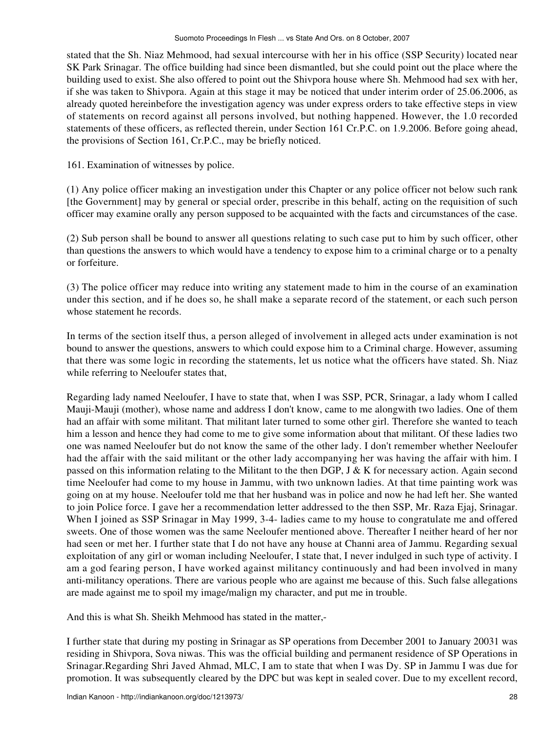stated that the Sh. Niaz Mehmood, had sexual intercourse with her in his office (SSP Security) located near SK Park Srinagar. The office building had since been dismantled, but she could point out the place where the building used to exist. She also offered to point out the Shivpora house where Sh. Mehmood had sex with her, if she was taken to Shivpora. Again at this stage it may be noticed that under interim order of 25.06.2006, as already quoted hereinbefore the investigation agency was under express orders to take effective steps in view of statements on record against all persons involved, but nothing happened. However, the 1.0 recorded statements of these officers, as reflected therein, under Section 161 Cr.P.C. on 1.9.2006. Before going ahead, the provisions of Section 161, Cr.P.C., may be briefly noticed.

161. Examination of witnesses by police.

(1) Any police officer making an investigation under this Chapter or any police officer not below such rank [the Government] may by general or special order, prescribe in this behalf, acting on the requisition of such officer may examine orally any person supposed to be acquainted with the facts and circumstances of the case.

(2) Sub person shall be bound to answer all questions relating to such case put to him by such officer, other than questions the answers to which would have a tendency to expose him to a criminal charge or to a penalty or forfeiture.

(3) The police officer may reduce into writing any statement made to him in the course of an examination under this section, and if he does so, he shall make a separate record of the statement, or each such person whose statement he records.

In terms of the section itself thus, a person alleged of involvement in alleged acts under examination is not bound to answer the questions, answers to which could expose him to a Criminal charge. However, assuming that there was some logic in recording the statements, let us notice what the officers have stated. Sh. Niaz while referring to Neeloufer states that,

Regarding lady named Neeloufer, I have to state that, when I was SSP, PCR, Srinagar, a lady whom I called Mauji-Mauji (mother), whose name and address I don't know, came to me alongwith two ladies. One of them had an affair with some militant. That militant later turned to some other girl. Therefore she wanted to teach him a lesson and hence they had come to me to give some information about that militant. Of these ladies two one was named Neeloufer but do not know the same of the other lady. I don't remember whether Neeloufer had the affair with the said militant or the other lady accompanying her was having the affair with him. I passed on this information relating to the Militant to the then DGP, J & K for necessary action. Again second time Neeloufer had come to my house in Jammu, with two unknown ladies. At that time painting work was going on at my house. Neeloufer told me that her husband was in police and now he had left her. She wanted to join Police force. I gave her a recommendation letter addressed to the then SSP, Mr. Raza Ejaj, Srinagar. When I joined as SSP Srinagar in May 1999, 3-4- ladies came to my house to congratulate me and offered sweets. One of those women was the same Neeloufer mentioned above. Thereafter I neither heard of her nor had seen or met her. I further state that I do not have any house at Channi area of Jammu. Regarding sexual exploitation of any girl or woman including Neeloufer, I state that, I never indulged in such type of activity. I am a god fearing person, I have worked against militancy continuously and had been involved in many anti-militancy operations. There are various people who are against me because of this. Such false allegations are made against me to spoil my image/malign my character, and put me in trouble.

And this is what Sh. Sheikh Mehmood has stated in the matter,-

I further state that during my posting in Srinagar as SP operations from December 2001 to January 20031 was residing in Shivpora, Sova niwas. This was the official building and permanent residence of SP Operations in Srinagar.Regarding Shri Javed Ahmad, MLC, I am to state that when I was Dy. SP in Jammu I was due for promotion. It was subsequently cleared by the DPC but was kept in sealed cover. Due to my excellent record,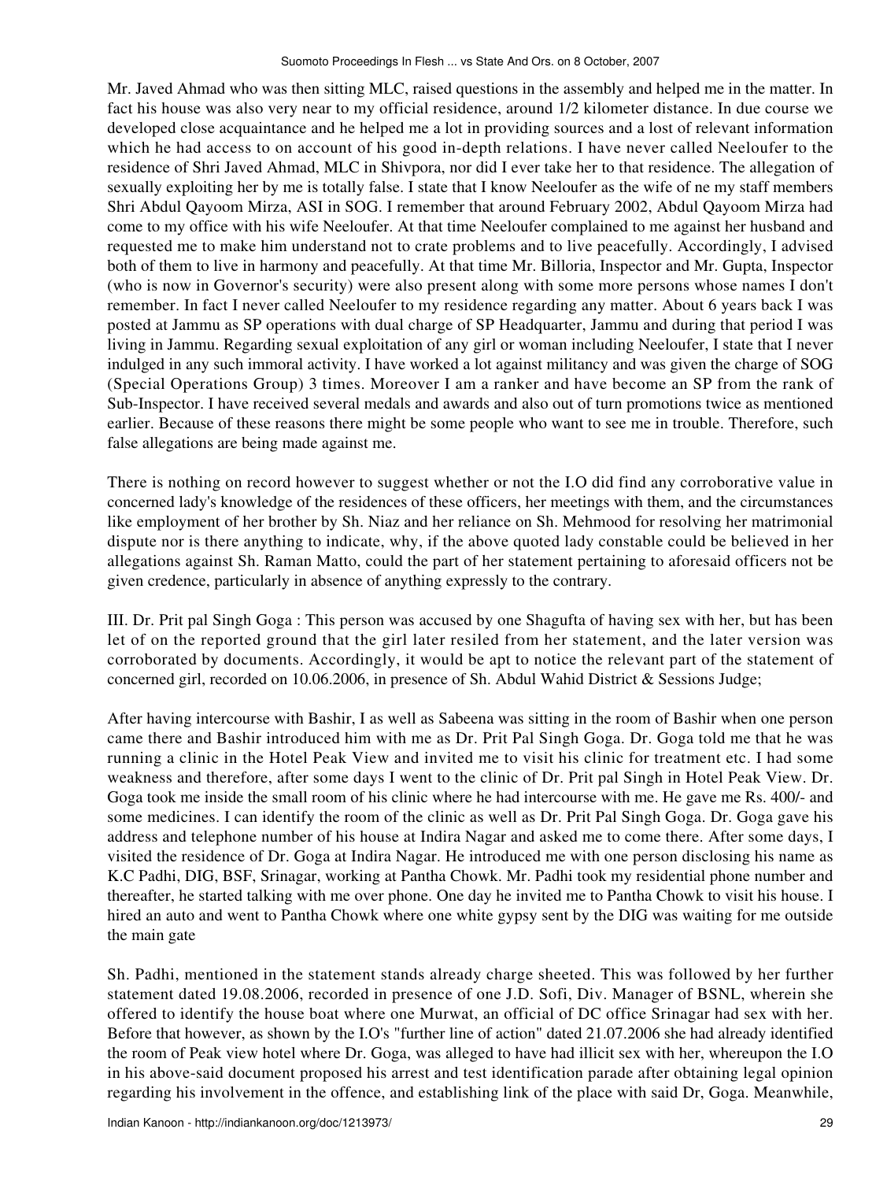Mr. Javed Ahmad who was then sitting MLC, raised questions in the assembly and helped me in the matter. In fact his house was also very near to my official residence, around 1/2 kilometer distance. In due course we developed close acquaintance and he helped me a lot in providing sources and a lost of relevant information which he had access to on account of his good in-depth relations. I have never called Neeloufer to the residence of Shri Javed Ahmad, MLC in Shivpora, nor did I ever take her to that residence. The allegation of sexually exploiting her by me is totally false. I state that I know Neeloufer as the wife of ne my staff members Shri Abdul Qayoom Mirza, ASI in SOG. I remember that around February 2002, Abdul Qayoom Mirza had come to my office with his wife Neeloufer. At that time Neeloufer complained to me against her husband and requested me to make him understand not to crate problems and to live peacefully. Accordingly, I advised both of them to live in harmony and peacefully. At that time Mr. Billoria, Inspector and Mr. Gupta, Inspector (who is now in Governor's security) were also present along with some more persons whose names I don't remember. In fact I never called Neeloufer to my residence regarding any matter. About 6 years back I was posted at Jammu as SP operations with dual charge of SP Headquarter, Jammu and during that period I was living in Jammu. Regarding sexual exploitation of any girl or woman including Neeloufer, I state that I never indulged in any such immoral activity. I have worked a lot against militancy and was given the charge of SOG (Special Operations Group) 3 times. Moreover I am a ranker and have become an SP from the rank of Sub-Inspector. I have received several medals and awards and also out of turn promotions twice as mentioned earlier. Because of these reasons there might be some people who want to see me in trouble. Therefore, such false allegations are being made against me.

There is nothing on record however to suggest whether or not the I.O did find any corroborative value in concerned lady's knowledge of the residences of these officers, her meetings with them, and the circumstances like employment of her brother by Sh. Niaz and her reliance on Sh. Mehmood for resolving her matrimonial dispute nor is there anything to indicate, why, if the above quoted lady constable could be believed in her allegations against Sh. Raman Matto, could the part of her statement pertaining to aforesaid officers not be given credence, particularly in absence of anything expressly to the contrary.

III. Dr. Prit pal Singh Goga : This person was accused by one Shagufta of having sex with her, but has been let of on the reported ground that the girl later resiled from her statement, and the later version was corroborated by documents. Accordingly, it would be apt to notice the relevant part of the statement of concerned girl, recorded on 10.06.2006, in presence of Sh. Abdul Wahid District & Sessions Judge;

After having intercourse with Bashir, I as well as Sabeena was sitting in the room of Bashir when one person came there and Bashir introduced him with me as Dr. Prit Pal Singh Goga. Dr. Goga told me that he was running a clinic in the Hotel Peak View and invited me to visit his clinic for treatment etc. I had some weakness and therefore, after some days I went to the clinic of Dr. Prit pal Singh in Hotel Peak View. Dr. Goga took me inside the small room of his clinic where he had intercourse with me. He gave me Rs. 400/- and some medicines. I can identify the room of the clinic as well as Dr. Prit Pal Singh Goga. Dr. Goga gave his address and telephone number of his house at Indira Nagar and asked me to come there. After some days, I visited the residence of Dr. Goga at Indira Nagar. He introduced me with one person disclosing his name as K.C Padhi, DIG, BSF, Srinagar, working at Pantha Chowk. Mr. Padhi took my residential phone number and thereafter, he started talking with me over phone. One day he invited me to Pantha Chowk to visit his house. I hired an auto and went to Pantha Chowk where one white gypsy sent by the DIG was waiting for me outside the main gate

Sh. Padhi, mentioned in the statement stands already charge sheeted. This was followed by her further statement dated 19.08.2006, recorded in presence of one J.D. Sofi, Div. Manager of BSNL, wherein she offered to identify the house boat where one Murwat, an official of DC office Srinagar had sex with her. Before that however, as shown by the I.O's "further line of action" dated 21.07.2006 she had already identified the room of Peak view hotel where Dr. Goga, was alleged to have had illicit sex with her, whereupon the I.O in his above-said document proposed his arrest and test identification parade after obtaining legal opinion regarding his involvement in the offence, and establishing link of the place with said Dr, Goga. Meanwhile,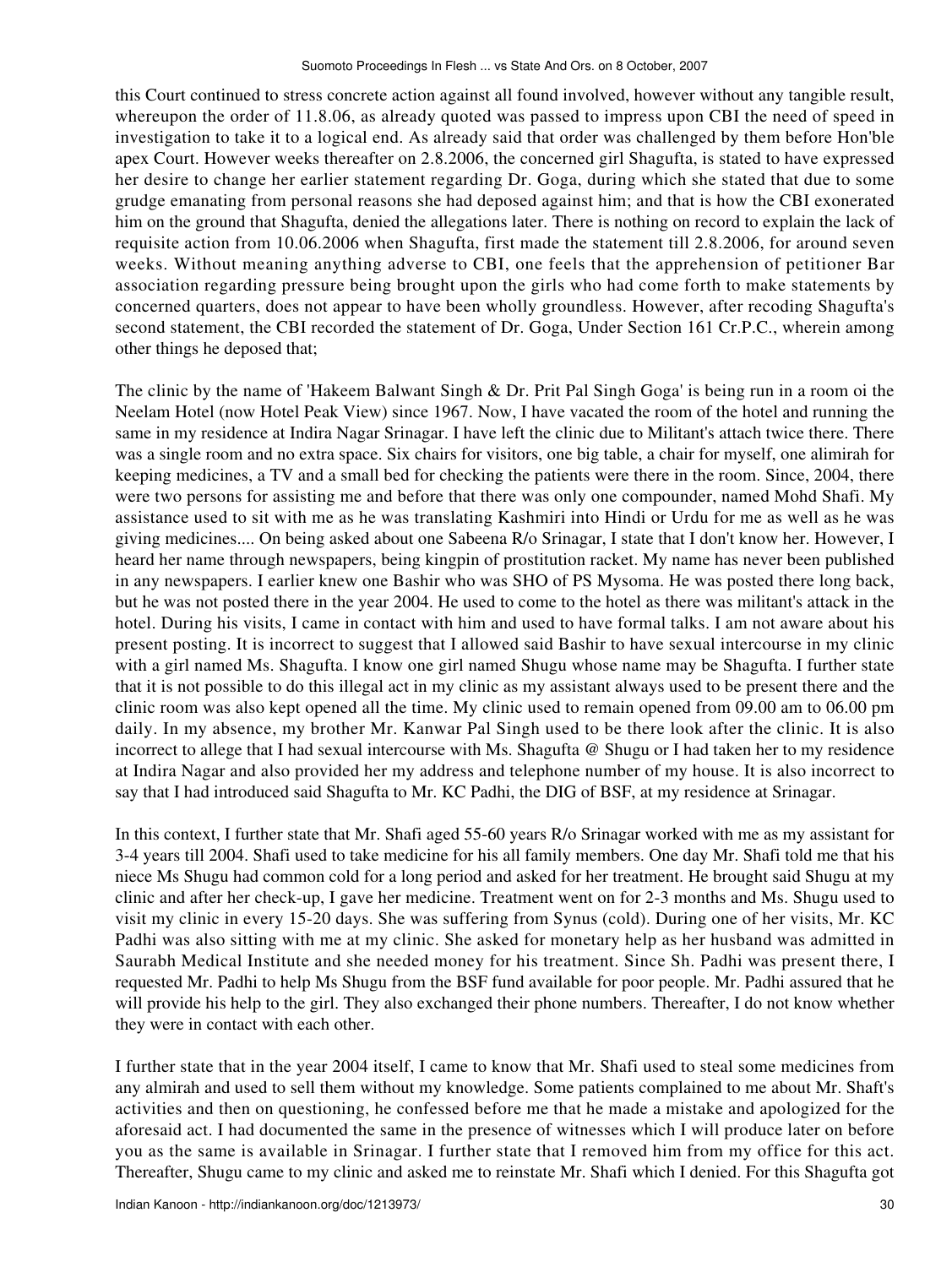this Court continued to stress concrete action against all found involved, however without any tangible result, whereupon the order of 11.8.06, as already quoted was passed to impress upon CBI the need of speed in investigation to take it to a logical end. As already said that order was challenged by them before Hon'ble apex Court. However weeks thereafter on 2.8.2006, the concerned girl Shagufta, is stated to have expressed her desire to change her earlier statement regarding Dr. Goga, during which she stated that due to some grudge emanating from personal reasons she had deposed against him; and that is how the CBI exonerated him on the ground that Shagufta, denied the allegations later. There is nothing on record to explain the lack of requisite action from 10.06.2006 when Shagufta, first made the statement till 2.8.2006, for around seven weeks. Without meaning anything adverse to CBI, one feels that the apprehension of petitioner Bar association regarding pressure being brought upon the girls who had come forth to make statements by concerned quarters, does not appear to have been wholly groundless. However, after recoding Shagufta's second statement, the CBI recorded the statement of Dr. Goga, Under Section 161 Cr.P.C., wherein among other things he deposed that;

The clinic by the name of 'Hakeem Balwant Singh & Dr. Prit Pal Singh Goga' is being run in a room oi the Neelam Hotel (now Hotel Peak View) since 1967. Now, I have vacated the room of the hotel and running the same in my residence at Indira Nagar Srinagar. I have left the clinic due to Militant's attach twice there. There was a single room and no extra space. Six chairs for visitors, one big table, a chair for myself, one alimirah for keeping medicines, a TV and a small bed for checking the patients were there in the room. Since, 2004, there were two persons for assisting me and before that there was only one compounder, named Mohd Shafi. My assistance used to sit with me as he was translating Kashmiri into Hindi or Urdu for me as well as he was giving medicines.... On being asked about one Sabeena R/o Srinagar, I state that I don't know her. However, I heard her name through newspapers, being kingpin of prostitution racket. My name has never been published in any newspapers. I earlier knew one Bashir who was SHO of PS Mysoma. He was posted there long back, but he was not posted there in the year 2004. He used to come to the hotel as there was militant's attack in the hotel. During his visits, I came in contact with him and used to have formal talks. I am not aware about his present posting. It is incorrect to suggest that I allowed said Bashir to have sexual intercourse in my clinic with a girl named Ms. Shagufta. I know one girl named Shugu whose name may be Shagufta. I further state that it is not possible to do this illegal act in my clinic as my assistant always used to be present there and the clinic room was also kept opened all the time. My clinic used to remain opened from 09.00 am to 06.00 pm daily. In my absence, my brother Mr. Kanwar Pal Singh used to be there look after the clinic. It is also incorrect to allege that I had sexual intercourse with Ms. Shagufta @ Shugu or I had taken her to my residence at Indira Nagar and also provided her my address and telephone number of my house. It is also incorrect to say that I had introduced said Shagufta to Mr. KC Padhi, the DIG of BSF, at my residence at Srinagar.

In this context, I further state that Mr. Shafi aged 55-60 years R/o Srinagar worked with me as my assistant for 3-4 years till 2004. Shafi used to take medicine for his all family members. One day Mr. Shafi told me that his niece Ms Shugu had common cold for a long period and asked for her treatment. He brought said Shugu at my clinic and after her check-up, I gave her medicine. Treatment went on for 2-3 months and Ms. Shugu used to visit my clinic in every 15-20 days. She was suffering from Synus (cold). During one of her visits, Mr. KC Padhi was also sitting with me at my clinic. She asked for monetary help as her husband was admitted in Saurabh Medical Institute and she needed money for his treatment. Since Sh. Padhi was present there, I requested Mr. Padhi to help Ms Shugu from the BSF fund available for poor people. Mr. Padhi assured that he will provide his help to the girl. They also exchanged their phone numbers. Thereafter, I do not know whether they were in contact with each other.

I further state that in the year 2004 itself, I came to know that Mr. Shafi used to steal some medicines from any almirah and used to sell them without my knowledge. Some patients complained to me about Mr. Shaft's activities and then on questioning, he confessed before me that he made a mistake and apologized for the aforesaid act. I had documented the same in the presence of witnesses which I will produce later on before you as the same is available in Srinagar. I further state that I removed him from my office for this act. Thereafter, Shugu came to my clinic and asked me to reinstate Mr. Shafi which I denied. For this Shagufta got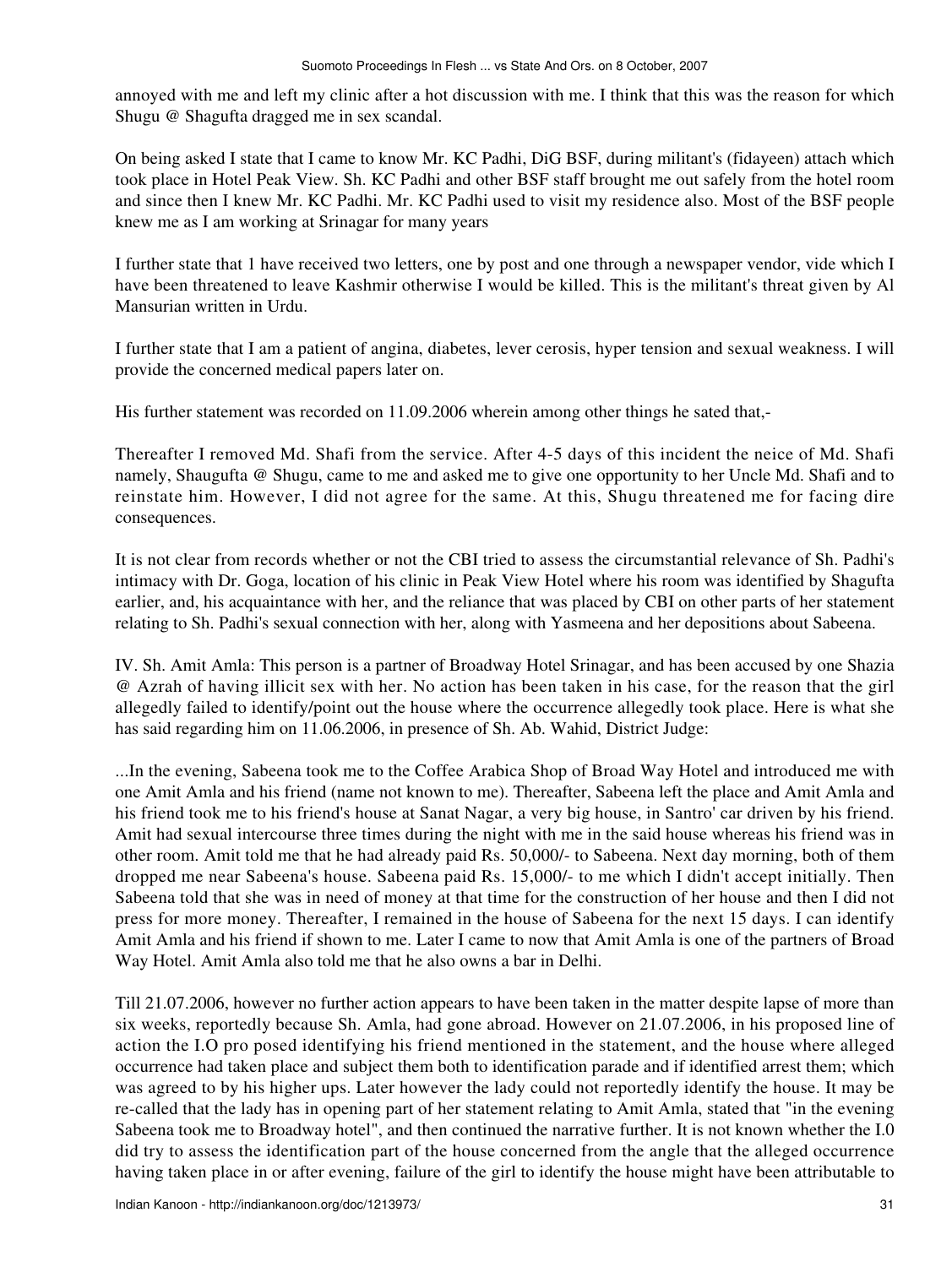annoyed with me and left my clinic after a hot discussion with me. I think that this was the reason for which Shugu @ Shagufta dragged me in sex scandal.

On being asked I state that I came to know Mr. KC Padhi, DiG BSF, during militant's (fidayeen) attach which took place in Hotel Peak View. Sh. KC Padhi and other BSF staff brought me out safely from the hotel room and since then I knew Mr. KC Padhi. Mr. KC Padhi used to visit my residence also. Most of the BSF people knew me as I am working at Srinagar for many years

I further state that 1 have received two letters, one by post and one through a newspaper vendor, vide which I have been threatened to leave Kashmir otherwise I would be killed. This is the militant's threat given by Al Mansurian written in Urdu.

I further state that I am a patient of angina, diabetes, lever cerosis, hyper tension and sexual weakness. I will provide the concerned medical papers later on.

His further statement was recorded on 11.09.2006 wherein among other things he sated that,-

Thereafter I removed Md. Shafi from the service. After 4-5 days of this incident the neice of Md. Shafi namely, Shaugufta @ Shugu, came to me and asked me to give one opportunity to her Uncle Md. Shafi and to reinstate him. However, I did not agree for the same. At this, Shugu threatened me for facing dire consequences.

It is not clear from records whether or not the CBI tried to assess the circumstantial relevance of Sh. Padhi's intimacy with Dr. Goga, location of his clinic in Peak View Hotel where his room was identified by Shagufta earlier, and, his acquaintance with her, and the reliance that was placed by CBI on other parts of her statement relating to Sh. Padhi's sexual connection with her, along with Yasmeena and her depositions about Sabeena.

IV. Sh. Amit Amla: This person is a partner of Broadway Hotel Srinagar, and has been accused by one Shazia @ Azrah of having illicit sex with her. No action has been taken in his case, for the reason that the girl allegedly failed to identify/point out the house where the occurrence allegedly took place. Here is what she has said regarding him on 11.06.2006, in presence of Sh. Ab. Wahid, District Judge:

...In the evening, Sabeena took me to the Coffee Arabica Shop of Broad Way Hotel and introduced me with one Amit Amla and his friend (name not known to me). Thereafter, Sabeena left the place and Amit Amla and his friend took me to his friend's house at Sanat Nagar, a very big house, in Santro' car driven by his friend. Amit had sexual intercourse three times during the night with me in the said house whereas his friend was in other room. Amit told me that he had already paid Rs. 50,000/- to Sabeena. Next day morning, both of them dropped me near Sabeena's house. Sabeena paid Rs. 15,000/- to me which I didn't accept initially. Then Sabeena told that she was in need of money at that time for the construction of her house and then I did not press for more money. Thereafter, I remained in the house of Sabeena for the next 15 days. I can identify Amit Amla and his friend if shown to me. Later I came to now that Amit Amla is one of the partners of Broad Way Hotel. Amit Amla also told me that he also owns a bar in Delhi.

Till 21.07.2006, however no further action appears to have been taken in the matter despite lapse of more than six weeks, reportedly because Sh. Amla, had gone abroad. However on 21.07.2006, in his proposed line of action the I.O pro posed identifying his friend mentioned in the statement, and the house where alleged occurrence had taken place and subject them both to identification parade and if identified arrest them; which was agreed to by his higher ups. Later however the lady could not reportedly identify the house. It may be re-called that the lady has in opening part of her statement relating to Amit Amla, stated that "in the evening Sabeena took me to Broadway hotel", and then continued the narrative further. It is not known whether the I.0 did try to assess the identification part of the house concerned from the angle that the alleged occurrence having taken place in or after evening, failure of the girl to identify the house might have been attributable to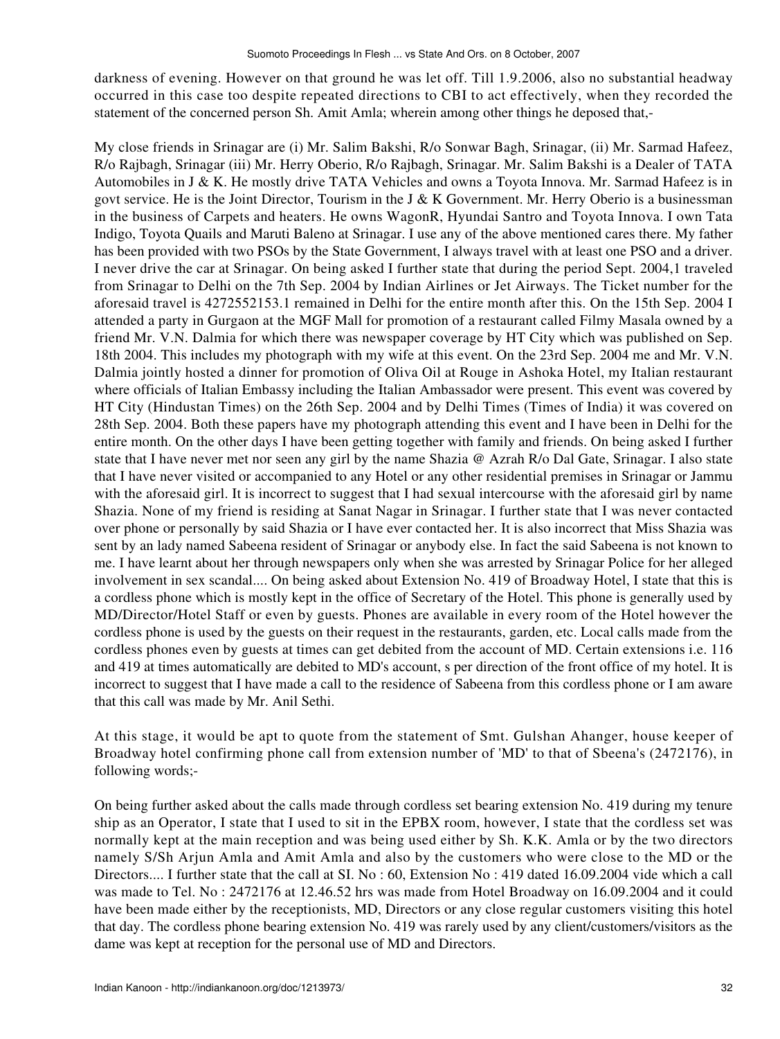darkness of evening. However on that ground he was let off. Till 1.9.2006, also no substantial headway occurred in this case too despite repeated directions to CBI to act effectively, when they recorded the statement of the concerned person Sh. Amit Amla; wherein among other things he deposed that,-

My close friends in Srinagar are (i) Mr. Salim Bakshi, R/o Sonwar Bagh, Srinagar, (ii) Mr. Sarmad Hafeez, R/o Rajbagh, Srinagar (iii) Mr. Herry Oberio, R/o Rajbagh, Srinagar. Mr. Salim Bakshi is a Dealer of TATA Automobiles in J & K. He mostly drive TATA Vehicles and owns a Toyota Innova. Mr. Sarmad Hafeez is in govt service. He is the Joint Director, Tourism in the J & K Government. Mr. Herry Oberio is a businessman in the business of Carpets and heaters. He owns WagonR, Hyundai Santro and Toyota Innova. I own Tata Indigo, Toyota Quails and Maruti Baleno at Srinagar. I use any of the above mentioned cares there. My father has been provided with two PSOs by the State Government, I always travel with at least one PSO and a driver. I never drive the car at Srinagar. On being asked I further state that during the period Sept. 2004,1 traveled from Srinagar to Delhi on the 7th Sep. 2004 by Indian Airlines or Jet Airways. The Ticket number for the aforesaid travel is 4272552153.1 remained in Delhi for the entire month after this. On the 15th Sep. 2004 I attended a party in Gurgaon at the MGF Mall for promotion of a restaurant called Filmy Masala owned by a friend Mr. V.N. Dalmia for which there was newspaper coverage by HT City which was published on Sep. 18th 2004. This includes my photograph with my wife at this event. On the 23rd Sep. 2004 me and Mr. V.N. Dalmia jointly hosted a dinner for promotion of Oliva Oil at Rouge in Ashoka Hotel, my Italian restaurant where officials of Italian Embassy including the Italian Ambassador were present. This event was covered by HT City (Hindustan Times) on the 26th Sep. 2004 and by Delhi Times (Times of India) it was covered on 28th Sep. 2004. Both these papers have my photograph attending this event and I have been in Delhi for the entire month. On the other days I have been getting together with family and friends. On being asked I further state that I have never met nor seen any girl by the name Shazia @ Azrah R/o Dal Gate, Srinagar. I also state that I have never visited or accompanied to any Hotel or any other residential premises in Srinagar or Jammu with the aforesaid girl. It is incorrect to suggest that I had sexual intercourse with the aforesaid girl by name Shazia. None of my friend is residing at Sanat Nagar in Srinagar. I further state that I was never contacted over phone or personally by said Shazia or I have ever contacted her. It is also incorrect that Miss Shazia was sent by an lady named Sabeena resident of Srinagar or anybody else. In fact the said Sabeena is not known to me. I have learnt about her through newspapers only when she was arrested by Srinagar Police for her alleged involvement in sex scandal.... On being asked about Extension No. 419 of Broadway Hotel, I state that this is a cordless phone which is mostly kept in the office of Secretary of the Hotel. This phone is generally used by MD/Director/Hotel Staff or even by guests. Phones are available in every room of the Hotel however the cordless phone is used by the guests on their request in the restaurants, garden, etc. Local calls made from the cordless phones even by guests at times can get debited from the account of MD. Certain extensions i.e. 116 and 419 at times automatically are debited to MD's account, s per direction of the front office of my hotel. It is incorrect to suggest that I have made a call to the residence of Sabeena from this cordless phone or I am aware that this call was made by Mr. Anil Sethi.

At this stage, it would be apt to quote from the statement of Smt. Gulshan Ahanger, house keeper of Broadway hotel confirming phone call from extension number of 'MD' to that of Sbeena's (2472176), in following words;-

On being further asked about the calls made through cordless set bearing extension No. 419 during my tenure ship as an Operator, I state that I used to sit in the EPBX room, however, I state that the cordless set was normally kept at the main reception and was being used either by Sh. K.K. Amla or by the two directors namely S/Sh Arjun Amla and Amit Amla and also by the customers who were close to the MD or the Directors.... I further state that the call at SI. No : 60, Extension No : 419 dated 16.09.2004 vide which a call was made to Tel. No : 2472176 at 12.46.52 hrs was made from Hotel Broadway on 16.09.2004 and it could have been made either by the receptionists, MD, Directors or any close regular customers visiting this hotel that day. The cordless phone bearing extension No. 419 was rarely used by any client/customers/visitors as the dame was kept at reception for the personal use of MD and Directors.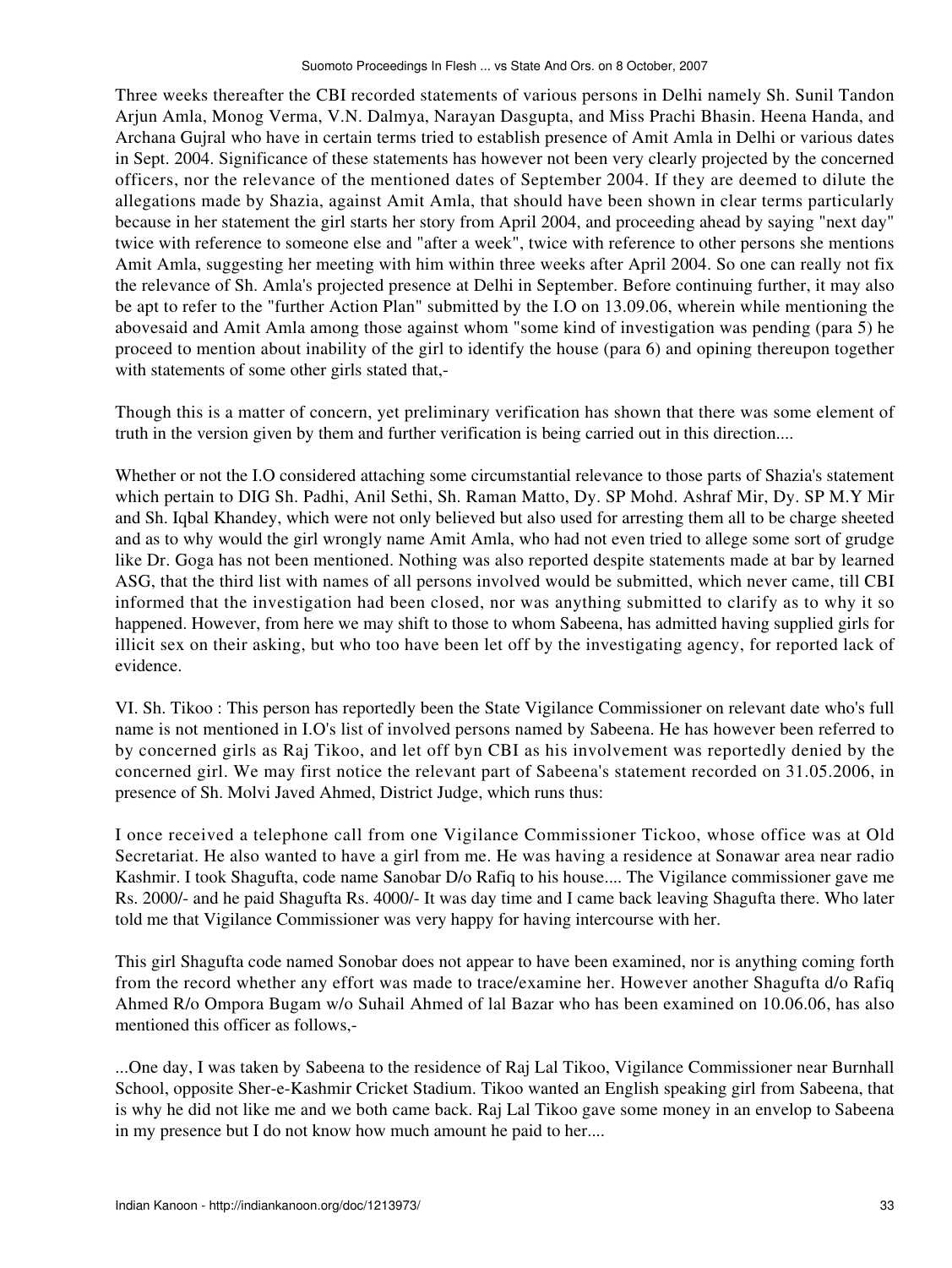Three weeks thereafter the CBI recorded statements of various persons in Delhi namely Sh. Sunil Tandon Arjun Amla, Monog Verma, V.N. Dalmya, Narayan Dasgupta, and Miss Prachi Bhasin. Heena Handa, and Archana Gujral who have in certain terms tried to establish presence of Amit Amla in Delhi or various dates in Sept. 2004. Significance of these statements has however not been very clearly projected by the concerned officers, nor the relevance of the mentioned dates of September 2004. If they are deemed to dilute the allegations made by Shazia, against Amit Amla, that should have been shown in clear terms particularly because in her statement the girl starts her story from April 2004, and proceeding ahead by saying "next day" twice with reference to someone else and "after a week", twice with reference to other persons she mentions Amit Amla, suggesting her meeting with him within three weeks after April 2004. So one can really not fix the relevance of Sh. Amla's projected presence at Delhi in September. Before continuing further, it may also be apt to refer to the "further Action Plan" submitted by the I.O on 13.09.06, wherein while mentioning the abovesaid and Amit Amla among those against whom "some kind of investigation was pending (para 5) he proceed to mention about inability of the girl to identify the house (para 6) and opining thereupon together with statements of some other girls stated that,-

Though this is a matter of concern, yet preliminary verification has shown that there was some element of truth in the version given by them and further verification is being carried out in this direction....

Whether or not the I.O considered attaching some circumstantial relevance to those parts of Shazia's statement which pertain to DIG Sh. Padhi, Anil Sethi, Sh. Raman Matto, Dy. SP Mohd. Ashraf Mir, Dy. SP M.Y Mir and Sh. Iqbal Khandey, which were not only believed but also used for arresting them all to be charge sheeted and as to why would the girl wrongly name Amit Amla, who had not even tried to allege some sort of grudge like Dr. Goga has not been mentioned. Nothing was also reported despite statements made at bar by learned ASG, that the third list with names of all persons involved would be submitted, which never came, till CBI informed that the investigation had been closed, nor was anything submitted to clarify as to why it so happened. However, from here we may shift to those to whom Sabeena, has admitted having supplied girls for illicit sex on their asking, but who too have been let off by the investigating agency, for reported lack of evidence.

VI. Sh. Tikoo : This person has reportedly been the State Vigilance Commissioner on relevant date who's full name is not mentioned in I.O's list of involved persons named by Sabeena. He has however been referred to by concerned girls as Raj Tikoo, and let off byn CBI as his involvement was reportedly denied by the concerned girl. We may first notice the relevant part of Sabeena's statement recorded on 31.05.2006, in presence of Sh. Molvi Javed Ahmed, District Judge, which runs thus:

I once received a telephone call from one Vigilance Commissioner Tickoo, whose office was at Old Secretariat. He also wanted to have a girl from me. He was having a residence at Sonawar area near radio Kashmir. I took Shagufta, code name Sanobar D/o Rafiq to his house.... The Vigilance commissioner gave me Rs. 2000/- and he paid Shagufta Rs. 4000/- It was day time and I came back leaving Shagufta there. Who later told me that Vigilance Commissioner was very happy for having intercourse with her.

This girl Shagufta code named Sonobar does not appear to have been examined, nor is anything coming forth from the record whether any effort was made to trace/examine her. However another Shagufta d/o Rafiq Ahmed R/o Ompora Bugam w/o Suhail Ahmed of lal Bazar who has been examined on 10.06.06, has also mentioned this officer as follows,-

...One day, I was taken by Sabeena to the residence of Raj Lal Tikoo, Vigilance Commissioner near Burnhall School, opposite Sher-e-Kashmir Cricket Stadium. Tikoo wanted an English speaking girl from Sabeena, that is why he did not like me and we both came back. Raj Lal Tikoo gave some money in an envelop to Sabeena in my presence but I do not know how much amount he paid to her....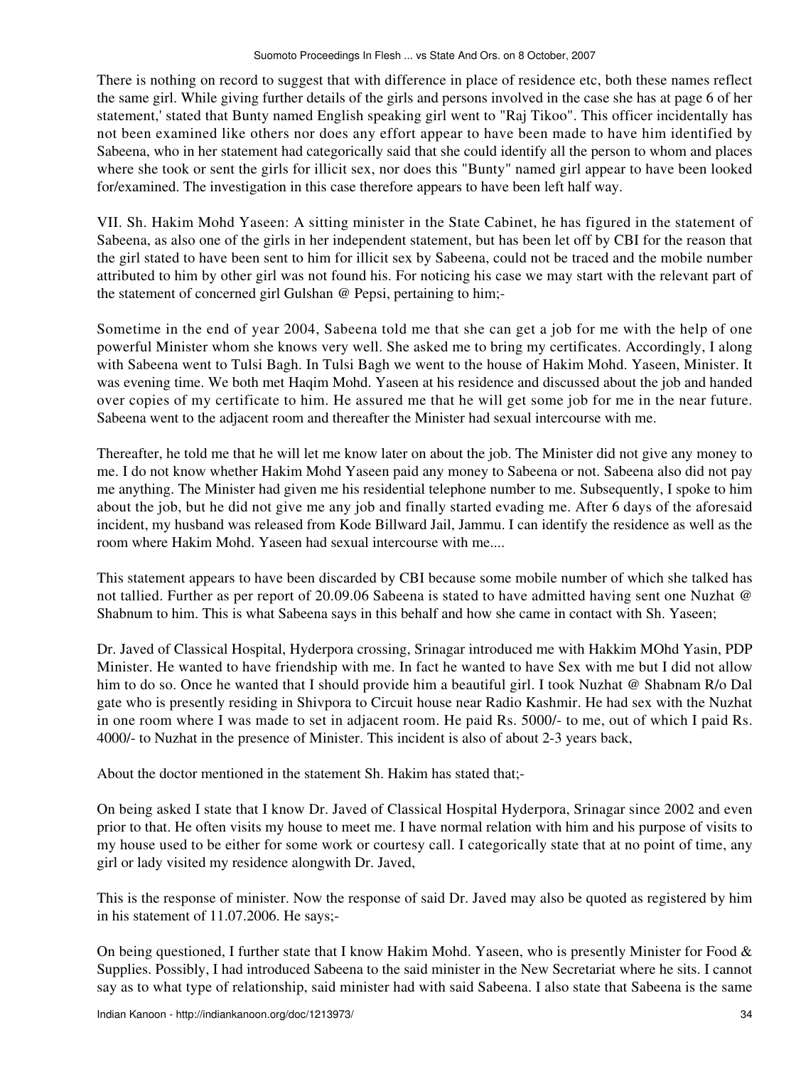There is nothing on record to suggest that with difference in place of residence etc, both these names reflect the same girl. While giving further details of the girls and persons involved in the case she has at page 6 of her statement,' stated that Bunty named English speaking girl went to "Raj Tikoo". This officer incidentally has not been examined like others nor does any effort appear to have been made to have him identified by Sabeena, who in her statement had categorically said that she could identify all the person to whom and places where she took or sent the girls for illicit sex, nor does this "Bunty" named girl appear to have been looked for/examined. The investigation in this case therefore appears to have been left half way.

VII. Sh. Hakim Mohd Yaseen: A sitting minister in the State Cabinet, he has figured in the statement of Sabeena, as also one of the girls in her independent statement, but has been let off by CBI for the reason that the girl stated to have been sent to him for illicit sex by Sabeena, could not be traced and the mobile number attributed to him by other girl was not found his. For noticing his case we may start with the relevant part of the statement of concerned girl Gulshan @ Pepsi, pertaining to him;-

Sometime in the end of year 2004, Sabeena told me that she can get a job for me with the help of one powerful Minister whom she knows very well. She asked me to bring my certificates. Accordingly, I along with Sabeena went to Tulsi Bagh. In Tulsi Bagh we went to the house of Hakim Mohd. Yaseen, Minister. It was evening time. We both met Haqim Mohd. Yaseen at his residence and discussed about the job and handed over copies of my certificate to him. He assured me that he will get some job for me in the near future. Sabeena went to the adjacent room and thereafter the Minister had sexual intercourse with me.

Thereafter, he told me that he will let me know later on about the job. The Minister did not give any money to me. I do not know whether Hakim Mohd Yaseen paid any money to Sabeena or not. Sabeena also did not pay me anything. The Minister had given me his residential telephone number to me. Subsequently, I spoke to him about the job, but he did not give me any job and finally started evading me. After 6 days of the aforesaid incident, my husband was released from Kode Billward Jail, Jammu. I can identify the residence as well as the room where Hakim Mohd. Yaseen had sexual intercourse with me....

This statement appears to have been discarded by CBI because some mobile number of which she talked has not tallied. Further as per report of 20.09.06 Sabeena is stated to have admitted having sent one Nuzhat @ Shabnum to him. This is what Sabeena says in this behalf and how she came in contact with Sh. Yaseen;

Dr. Javed of Classical Hospital, Hyderpora crossing, Srinagar introduced me with Hakkim MOhd Yasin, PDP Minister. He wanted to have friendship with me. In fact he wanted to have Sex with me but I did not allow him to do so. Once he wanted that I should provide him a beautiful girl. I took Nuzhat @ Shabnam R/o Dal gate who is presently residing in Shivpora to Circuit house near Radio Kashmir. He had sex with the Nuzhat in one room where I was made to set in adjacent room. He paid Rs. 5000/- to me, out of which I paid Rs. 4000/- to Nuzhat in the presence of Minister. This incident is also of about 2-3 years back,

About the doctor mentioned in the statement Sh. Hakim has stated that;-

On being asked I state that I know Dr. Javed of Classical Hospital Hyderpora, Srinagar since 2002 and even prior to that. He often visits my house to meet me. I have normal relation with him and his purpose of visits to my house used to be either for some work or courtesy call. I categorically state that at no point of time, any girl or lady visited my residence alongwith Dr. Javed,

This is the response of minister. Now the response of said Dr. Javed may also be quoted as registered by him in his statement of 11.07.2006. He says;-

On being questioned, I further state that I know Hakim Mohd. Yaseen, who is presently Minister for Food & Supplies. Possibly, I had introduced Sabeena to the said minister in the New Secretariat where he sits. I cannot say as to what type of relationship, said minister had with said Sabeena. I also state that Sabeena is the same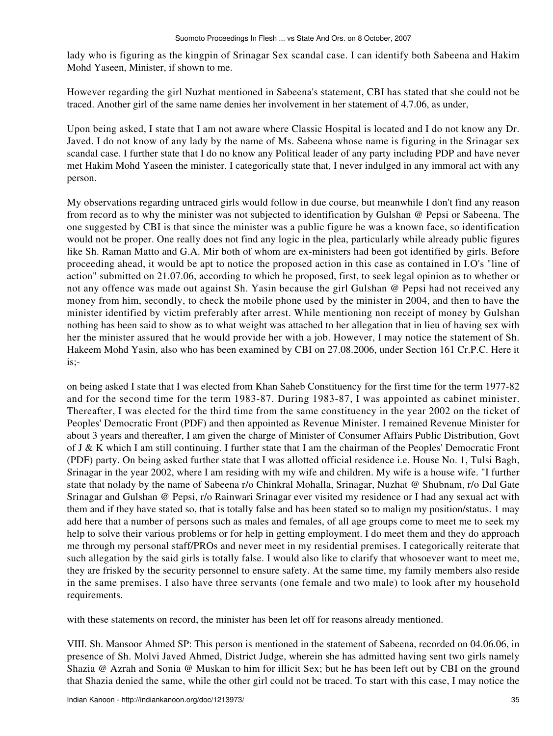lady who is figuring as the kingpin of Srinagar Sex scandal case. I can identify both Sabeena and Hakim Mohd Yaseen, Minister, if shown to me.

However regarding the girl Nuzhat mentioned in Sabeena's statement, CBI has stated that she could not be traced. Another girl of the same name denies her involvement in her statement of 4.7.06, as under,

Upon being asked, I state that I am not aware where Classic Hospital is located and I do not know any Dr. Javed. I do not know of any lady by the name of Ms. Sabeena whose name is figuring in the Srinagar sex scandal case. I further state that I do no know any Political leader of any party including PDP and have never met Hakim Mohd Yaseen the minister. I categorically state that, I never indulged in any immoral act with any person.

My observations regarding untraced girls would follow in due course, but meanwhile I don't find any reason from record as to why the minister was not subjected to identification by Gulshan @ Pepsi or Sabeena. The one suggested by CBI is that since the minister was a public figure he was a known face, so identification would not be proper. One really does not find any logic in the plea, particularly while already public figures like Sh. Raman Matto and G.A. Mir both of whom are ex-ministers had been got identified by girls. Before proceeding ahead, it would be apt to notice the proposed action in this case as contained in I.O's "line of action" submitted on 21.07.06, according to which he proposed, first, to seek legal opinion as to whether or not any offence was made out against Sh. Yasin because the girl Gulshan @ Pepsi had not received any money from him, secondly, to check the mobile phone used by the minister in 2004, and then to have the minister identified by victim preferably after arrest. While mentioning non receipt of money by Gulshan nothing has been said to show as to what weight was attached to her allegation that in lieu of having sex with her the minister assured that he would provide her with a job. However, I may notice the statement of Sh. Hakeem Mohd Yasin, also who has been examined by CBI on 27.08.2006, under Section 161 Cr.P.C. Here it is;-

on being asked I state that I was elected from Khan Saheb Constituency for the first time for the term 1977-82 and for the second time for the term 1983-87. During 1983-87, I was appointed as cabinet minister. Thereafter, I was elected for the third time from the same constituency in the year 2002 on the ticket of Peoples' Democratic Front (PDF) and then appointed as Revenue Minister. I remained Revenue Minister for about 3 years and thereafter, I am given the charge of Minister of Consumer Affairs Public Distribution, Govt of J & K which I am still continuing. I further state that I am the chairman of the Peoples' Democratic Front (PDF) party. On being asked further state that I was allotted official residence i.e. House No. 1, Tulsi Bagh, Srinagar in the year 2002, where I am residing with my wife and children. My wife is a house wife. "I further state that nolady by the name of Sabeena r/o Chinkral Mohalla, Srinagar, Nuzhat @ Shubnam, r/o Dal Gate Srinagar and Gulshan @ Pepsi, r/o Rainwari Srinagar ever visited my residence or I had any sexual act with them and if they have stated so, that is totally false and has been stated so to malign my position/status. 1 may add here that a number of persons such as males and females, of all age groups come to meet me to seek my help to solve their various problems or for help in getting employment. I do meet them and they do approach me through my personal staff/PROs and never meet in my residential premises. I categorically reiterate that such allegation by the said girls is totally false. I would also like to clarify that whosoever want to meet me, they are frisked by the security personnel to ensure safety. At the same time, my family members also reside in the same premises. I also have three servants (one female and two male) to look after my household requirements.

with these statements on record, the minister has been let off for reasons already mentioned.

VIII. Sh. Mansoor Ahmed SP: This person is mentioned in the statement of Sabeena, recorded on 04.06.06, in presence of Sh. Molvi Javed Ahmed, District Judge, wherein she has admitted having sent two girls namely Shazia @ Azrah and Sonia @ Muskan to him for illicit Sex; but he has been left out by CBI on the ground that Shazia denied the same, while the other girl could not be traced. To start with this case, I may notice the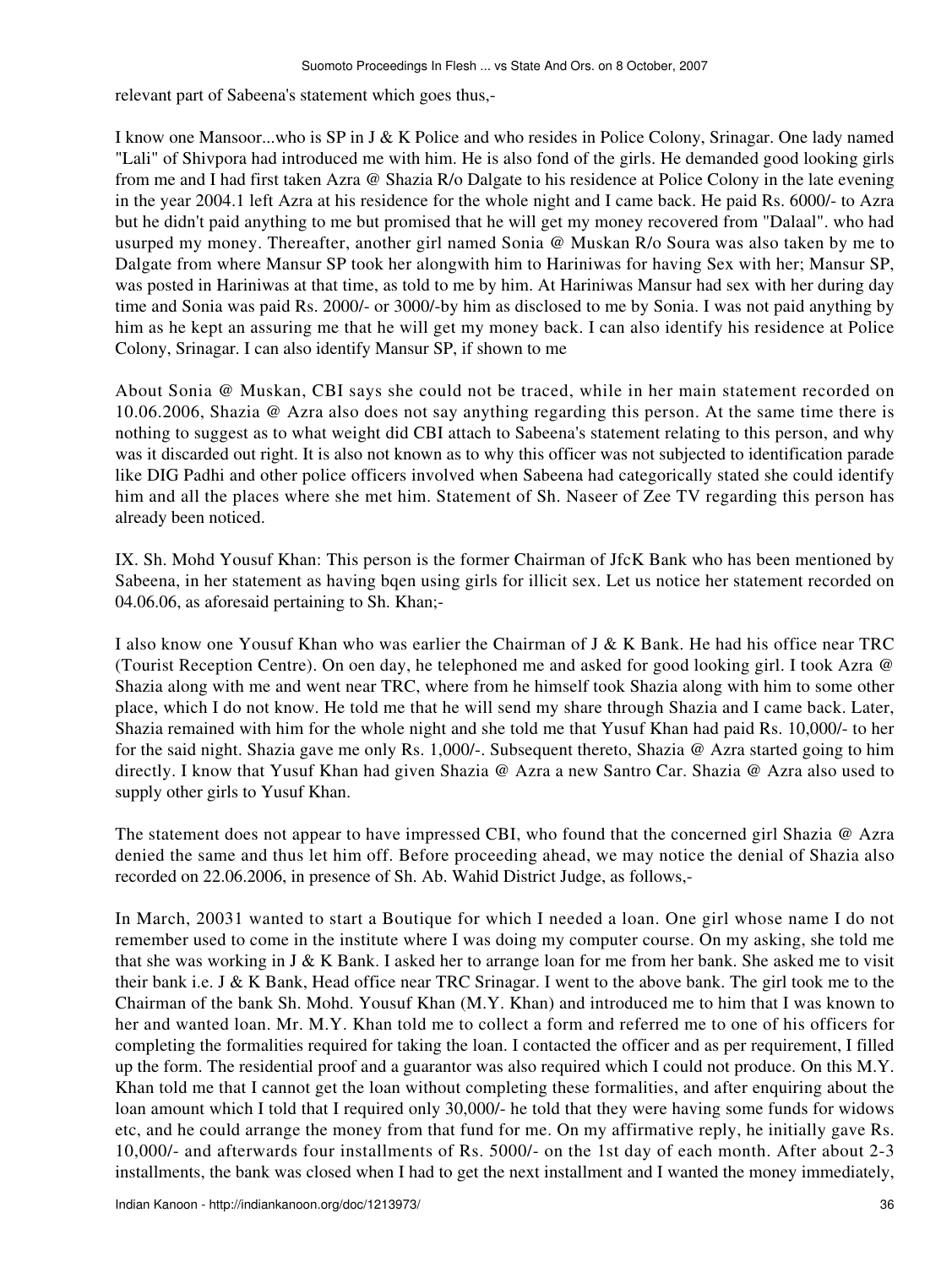relevant part of Sabeena's statement which goes thus,-

I know one Mansoor...who is SP in J & K Police and who resides in Police Colony, Srinagar. One lady named "Lali" of Shivpora had introduced me with him. He is also fond of the girls. He demanded good looking girls from me and I had first taken Azra @ Shazia R/o Dalgate to his residence at Police Colony in the late evening in the year 2004.1 left Azra at his residence for the whole night and I came back. He paid Rs. 6000/- to Azra but he didn't paid anything to me but promised that he will get my money recovered from "Dalaal". who had usurped my money. Thereafter, another girl named Sonia @ Muskan R/o Soura was also taken by me to Dalgate from where Mansur SP took her alongwith him to Hariniwas for having Sex with her; Mansur SP, was posted in Hariniwas at that time, as told to me by him. At Hariniwas Mansur had sex with her during day time and Sonia was paid Rs. 2000/- or 3000/-by him as disclosed to me by Sonia. I was not paid anything by him as he kept an assuring me that he will get my money back. I can also identify his residence at Police Colony, Srinagar. I can also identify Mansur SP, if shown to me

About Sonia @ Muskan, CBI says she could not be traced, while in her main statement recorded on 10.06.2006, Shazia @ Azra also does not say anything regarding this person. At the same time there is nothing to suggest as to what weight did CBI attach to Sabeena's statement relating to this person, and why was it discarded out right. It is also not known as to why this officer was not subjected to identification parade like DIG Padhi and other police officers involved when Sabeena had categorically stated she could identify him and all the places where she met him. Statement of Sh. Naseer of Zee TV regarding this person has already been noticed.

IX. Sh. Mohd Yousuf Khan: This person is the former Chairman of JfcK Bank who has been mentioned by Sabeena, in her statement as having bqen using girls for illicit sex. Let us notice her statement recorded on 04.06.06, as aforesaid pertaining to Sh. Khan;-

I also know one Yousuf Khan who was earlier the Chairman of J & K Bank. He had his office near TRC (Tourist Reception Centre). On oen day, he telephoned me and asked for good looking girl. I took Azra @ Shazia along with me and went near TRC, where from he himself took Shazia along with him to some other place, which I do not know. He told me that he will send my share through Shazia and I came back. Later, Shazia remained with him for the whole night and she told me that Yusuf Khan had paid Rs. 10,000/- to her for the said night. Shazia gave me only Rs. 1,000/-. Subsequent thereto, Shazia @ Azra started going to him directly. I know that Yusuf Khan had given Shazia @ Azra a new Santro Car. Shazia @ Azra also used to supply other girls to Yusuf Khan.

The statement does not appear to have impressed CBI, who found that the concerned girl Shazia @ Azra denied the same and thus let him off. Before proceeding ahead, we may notice the denial of Shazia also recorded on 22.06.2006, in presence of Sh. Ab. Wahid District Judge, as follows,-

In March, 20031 wanted to start a Boutique for which I needed a loan. One girl whose name I do not remember used to come in the institute where I was doing my computer course. On my asking, she told me that she was working in J & K Bank. I asked her to arrange loan for me from her bank. She asked me to visit their bank i.e. J & K Bank, Head office near TRC Srinagar. I went to the above bank. The girl took me to the Chairman of the bank Sh. Mohd. Yousuf Khan (M.Y. Khan) and introduced me to him that I was known to her and wanted loan. Mr. M.Y. Khan told me to collect a form and referred me to one of his officers for completing the formalities required for taking the loan. I contacted the officer and as per requirement, I filled up the form. The residential proof and a guarantor was also required which I could not produce. On this M.Y. Khan told me that I cannot get the loan without completing these formalities, and after enquiring about the loan amount which I told that I required only 30,000/- he told that they were having some funds for widows etc, and he could arrange the money from that fund for me. On my affirmative reply, he initially gave Rs. 10,000/- and afterwards four installments of Rs. 5000/- on the 1st day of each month. After about 2-3 installments, the bank was closed when I had to get the next installment and I wanted the money immediately,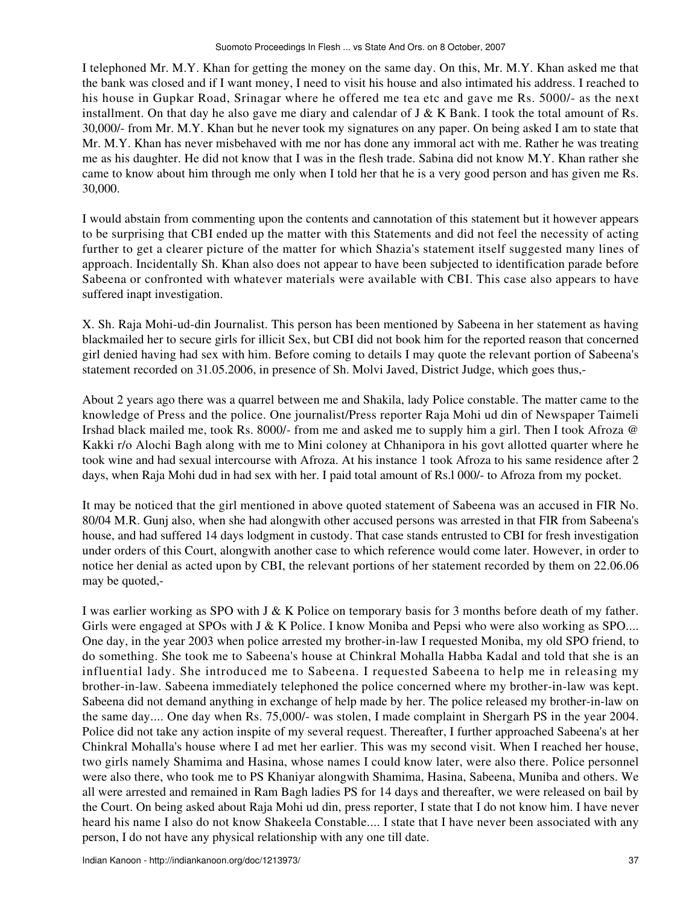I telephoned Mr. M.Y. Khan for getting the money on the same day. On this, Mr. M.Y. Khan asked me that the bank was closed and if I want money, I need to visit his house and also intimated his address. I reached to his house in Gupkar Road, Srinagar where he offered me tea etc and gave me Rs. 5000/- as the next installment. On that day he also gave me diary and calendar of J & K Bank. I took the total amount of Rs. 30,000/- from Mr. M.Y. Khan but he never took my signatures on any paper. On being asked I am to state that Mr. M.Y. Khan has never misbehaved with me nor has done any immoral act with me. Rather he was treating me as his daughter. He did not know that I was in the flesh trade. Sabina did not know M.Y. Khan rather she came to know about him through me only when I told her that he is a very good person and has given me Rs. 30,000.

I would abstain from commenting upon the contents and cannotation of this statement but it however appears to be surprising that CBI ended up the matter with this Statements and did not feel the necessity of acting further to get a clearer picture of the matter for which Shazia's statement itself suggested many lines of approach. Incidentally Sh. Khan also does not appear to have been subjected to identification parade before Sabeena or confronted with whatever materials were available with CBI. This case also appears to have suffered inapt investigation.

X. Sh. Raja Mohi-ud-din Journalist. This person has been mentioned by Sabeena in her statement as having blackmailed her to secure girls for illicit Sex, but CBI did not book him for the reported reason that concerned girl denied having had sex with him. Before coming to details I may quote the relevant portion of Sabeena's statement recorded on 31.05.2006, in presence of Sh. Molvi Javed, District Judge, which goes thus,-

About 2 years ago there was a quarrel between me and Shakila, lady Police constable. The matter came to the knowledge of Press and the police. One journalist/Press reporter Raja Mohi ud din of Newspaper Taimeli Irshad black mailed me, took Rs. 8000/- from me and asked me to supply him a girl. Then I took Afroza @ Kakki r/o Alochi Bagh along with me to Mini colony at Chhanipora in his govt allotted quarter where he took wine and had sexual intercourse with Afroza. At his instance 1 took Afroza to his same residence after 2 days, when Raja Mohi dud in had sex with her. I paid total amount of Rs.l 000/- to Afroza from my pocket.

It may be noticed that the girl mentioned in above quoted statement of Sabeena was an accused in FIR No. 80/04 M.R. Gunj also, when she had alongwith other accused persons was arrested in that FIR from Sabeena's house, and had suffered 14 days lodgment in custody. That case stands entrusted to CBI for fresh investigation under orders of this Court, alongwith another case to which reference would come later. However, in order to notice her denial as acted upon by CBI, the relevant portions of her statement recorded by them on 22.06.06 may be quoted,-

I was earlier working as SPO with J & K Police on temporary basis for 3 months before death of my father. Girls were engaged at SPOs with J & K Police. I know Moniba and Pepsi who were also working as SPO.... One day, in the year 2003 when police arrested my brother-in-law I requested Moniba, my old SPO friend, to do something. She took me to Sabeena's house at Chinkral Mohalla Habba Kadal and told that she is an influential lady. She introduced me to Sabeena. I requested Sabeena to help me in releasing my brother-in-law. Sabeena immediately telephoned the police concerned where my brother-in-law was kept. Sabeena did not demand anything in exchange of help made by her. The police released my brother-in-law on the same day.... One day when Rs. 75,000/- was stolen, I made complaint in Shergarh PS in the year 2004. Police did not take any action inspite of my several request. Thereafter, I further approached Sabeena's at her Chinkral Mohalla's house where I ad met her earlier. This was my second visit. When I reached her house, two girls namely Shamima and Hasina, whose names I could know later, were also there. Police personnel were also there, who took me to PS Khaniyar alongwith Shamima, Hasina, Sabeena, Muniba and others. We all were arrested and remained in Ram Bagh ladies PS for 14 days and thereafter, we were released on bail by the Court. On being asked about Raja Mohi ud din, press reporter, I state that I do not know him. I have never heard his name I also do not know Shakeela Constable.... I state that I have never been associated with any person, I do not have any physical relationship with any one till date.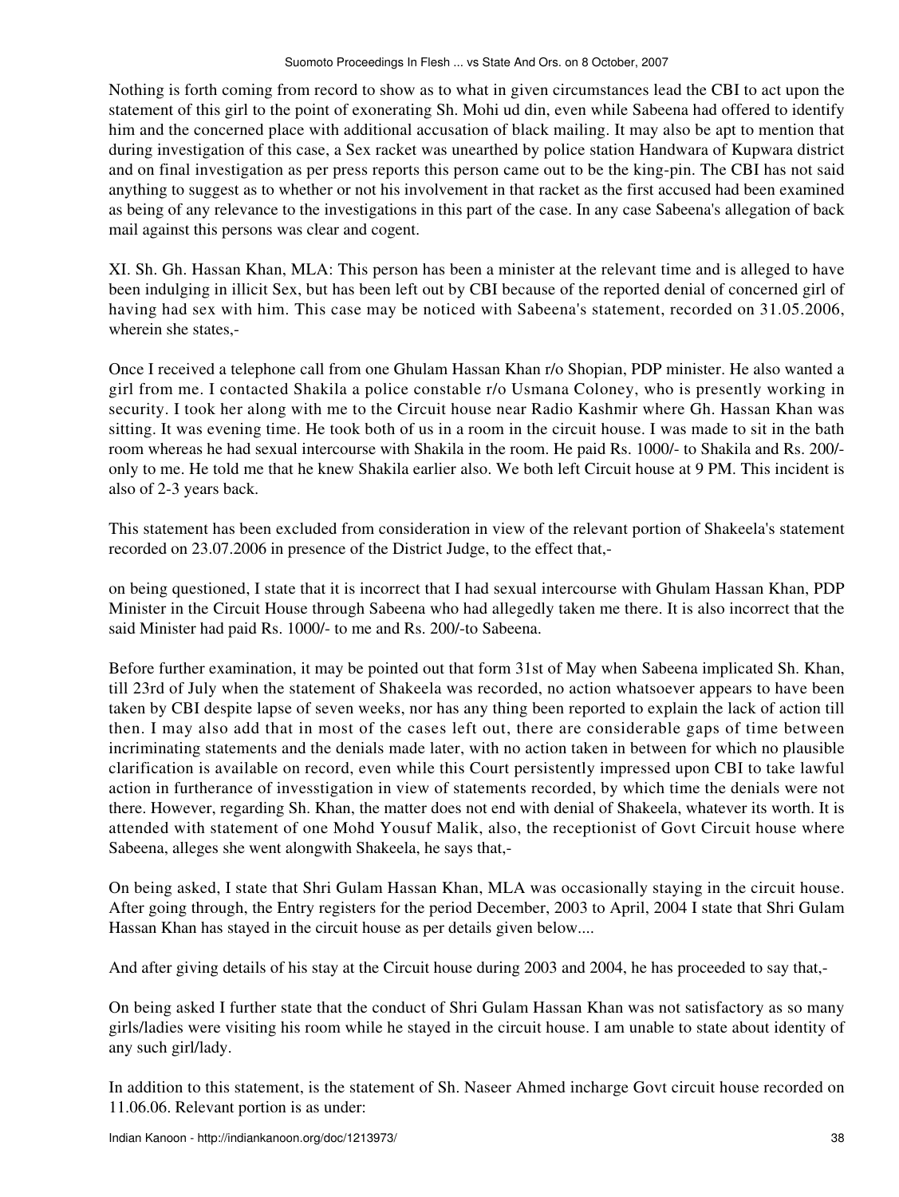Nothing is forth coming from record to show as to what in given circumstances lead the CBI to act upon the statement of this girl to the point of exonerating Sh. Mohi ud din, even while Sabeena had offered to identify him and the concerned place with additional accusation of black mailing. It may also be apt to mention that during investigation of this case, a Sex racket was unearthed by police station Handwara of Kupwara district and on final investigation as per press reports this person came out to be the king-pin. The CBI has not said anything to suggest as to whether or not his involvement in that racket as the first accused had been examined as being of any relevance to the investigations in this part of the case. In any case Sabeena's allegation of back mail against this persons was clear and cogent.

XI. Sh. Gh. Hassan Khan, MLA: This person has been a minister at the relevant time and is alleged to have been indulging in illicit Sex, but has been left out by CBI because of the reported denial of concerned girl of having had sex with him. This case may be noticed with Sabeena's statement, recorded on 31.05.2006, wherein she states,-

Once I received a telephone call from one Ghulam Hassan Khan r/o Shopian, PDP minister. He also wanted a girl from me. I contacted Shakila a police constable r/o Usmana Coloney, who is presently working in security. I took her along with me to the Circuit house near Radio Kashmir where Gh. Hassan Khan was sitting. It was evening time. He took both of us in a room in the circuit house. I was made to sit in the bath room whereas he had sexual intercourse with Shakila in the room. He paid Rs. 1000/- to Shakila and Rs. 200/- only to me. He told me that he knew Shakila earlier also. We both left Circuit house at 9 PM. This incident is also of 2-3 years back.

This statement has been excluded from consideration in view of the relevant portion of Shakeela's statement recorded on 23.07.2006 in presence of the District Judge, to the effect that,-

on being questioned, I state that it is incorrect that I had sexual intercourse with Ghulam Hassan Khan, PDP Minister in the Circuit House through Sabeena who had allegedly taken me there. It is also incorrect that the said Minister had paid Rs. 1000/- to me and Rs. 200/-to Sabeena.

Before further examination, it may be pointed out that form 31st of May when Sabeena implicated Sh. Khan, till 23rd of July when the statement of Shakeela was recorded, no action whatsoever appears to have been taken by CBI despite lapse of seven weeks, nor has any thing been reported to explain the lack of action till then. I may also add that in most of the cases left out, there are considerable gaps of time between incriminating statements and the denials made later, with no action taken in between for which no plausible clarification is available on record, even while this Court persistently impressed upon CBI to take lawful action in furtherance of invesstigation in view of statements recorded, by which time the denials were not there. However, regarding Sh. Khan, the matter does not end with denial of Shakeela, whatever its worth. It is attended with statement of one Mohd Yousuf Malik, also, the receptionist of Govt Circuit house where Sabeena, alleges she went alongwith Shakeela, he says that,-

On being asked, I state that Shri Gulam Hassan Khan, MLA was occasionally staying in the circuit house. After going through, the Entry registers for the period December, 2003 to April, 2004 I state that Shri Gulam Hassan Khan has stayed in the circuit house as per details given below....

And after giving details of his stay at the Circuit house during 2003 and 2004, he has proceeded to say that,-

On being asked I further state that the conduct of Shri Gulam Hassan Khan was not satisfactory as so many girls/ladies were visiting his room while he stayed in the circuit house. I am unable to state about identity of any such girl/lady.

In addition to this statement, is the statement of Sh. Naseer Ahmed incharge Govt circuit house recorded on 11.06.06. Relevant portion is as under: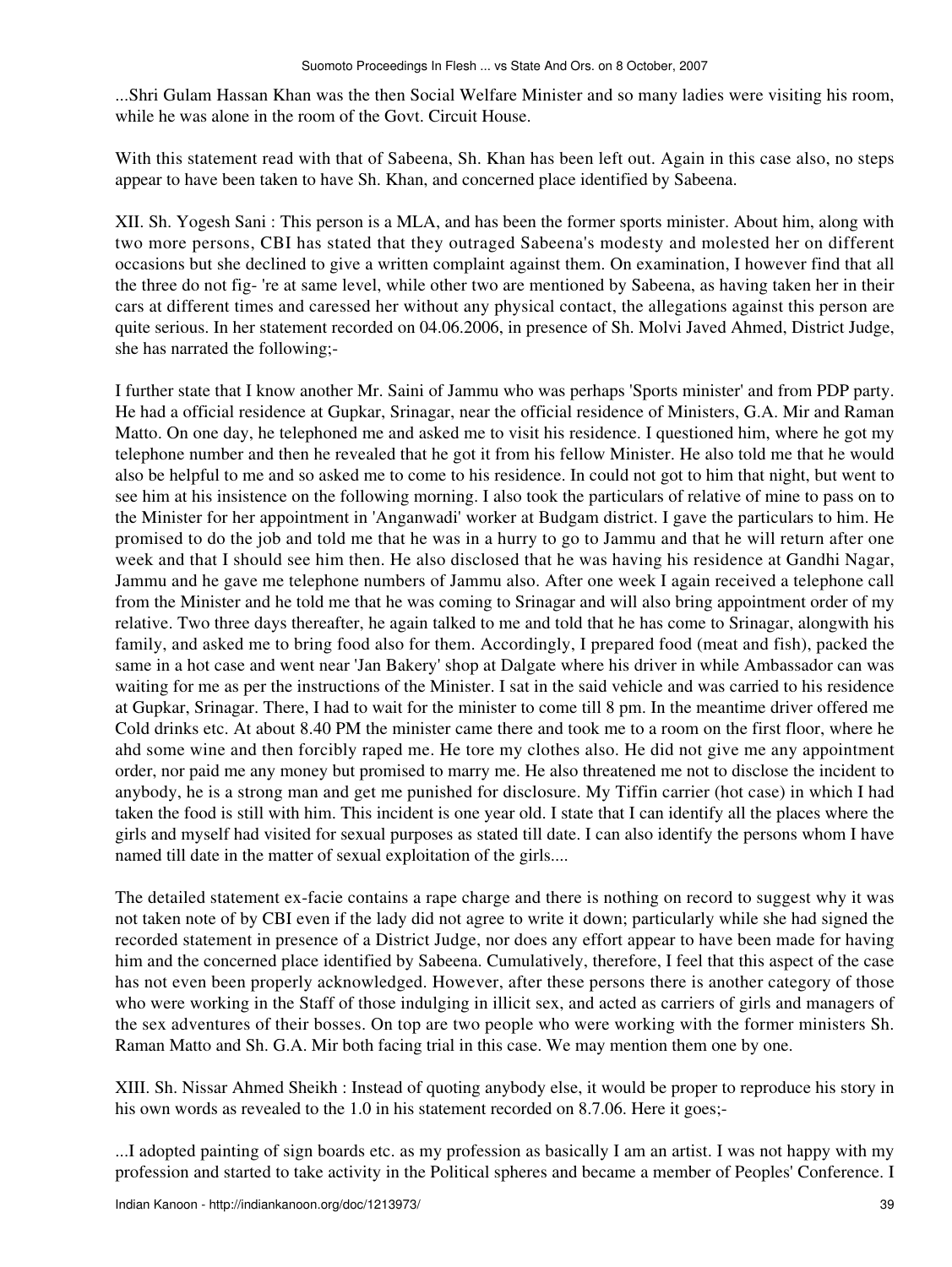...Shri Gulam Hassan Khan was the then Social Welfare Minister and so many ladies were visiting his room, while he was alone in the room of the Govt. Circuit House.

With this statement read with that of Sabeena, Sh. Khan has been left out. Again in this case also, no steps appear to have been taken to have Sh. Khan, and concerned place identified by Sabeena.

XII. Sh. Yogesh Sani : This person is a MLA, and has been the former sports minister. About him, along with two more persons, CBI has stated that they outraged Sabeena's modesty and molested her on different occasions but she declined to give a written complaint against them. On examination, I however find that all the three do not fig- 're at same level, while other two are mentioned by Sabeena, as having taken her in their cars at different times and caressed her without any physical contact, the allegations against this person are quite serious. In her statement recorded on 04.06.2006, in presence of Sh. Molvi Javed Ahmed, District Judge, she has narrated the following;-

I further state that I know another Mr. Saini of Jammu who was perhaps 'Sports minister' and from PDP party. He had a official residence at Gupkar, Srinagar, near the official residence of Ministers, G.A. Mir and Raman Matto. On one day, he telephoned me and asked me to visit his residence. I questioned him, where he got my telephone number and then he revealed that he got it from his fellow Minister. He also told me that he would also be helpful to me and so asked me to come to his residence. In could not got to him that night, but went to see him at his insistence on the following morning. I also took the particulars of relative of mine to pass on to the Minister for her appointment in 'Anganwadi' worker at Budgam district. I gave the particulars to him. He promised to do the job and told me that he was in a hurry to go to Jammu and that he will return after one week and that I should see him then. He also disclosed that he was having his residence at Gandhi Nagar, Jammu and he gave me telephone numbers of Jammu also. After one week I again received a telephone call from the Minister and he told me that he was coming to Srinagar and will also bring appointment order of my relative. Two three days thereafter, he again talked to me and told that he has come to Srinagar, alongwith his family, and asked me to bring food also for them. Accordingly, I prepared food (meat and fish), packed the same in a hot case and went near 'Jan Bakery' shop at Dalgate where his driver in while Ambassador can was waiting for me as per the instructions of the Minister. I sat in the said vehicle and was carried to his residence at Gupkar, Srinagar. There, I had to wait for the minister to come till 8 pm. In the meantime driver offered me Cold drinks etc. At about 8.40 PM the minister came there and took me to a room on the first floor, where he ahd some wine and then forcibly raped me. He tore my clothes also. He did not give me any appointment order, nor paid me any money but promised to marry me. He also threatened me not to disclose the incident to anybody, he is a strong man and get me punished for disclosure. My Tiffin carrier (hot case) in which I had taken the food is still with him. This incident is one year old. I state that I can identify all the places where the girls and myself had visited for sexual purposes as stated till date. I can also identify the persons whom I have named till date in the matter of sexual exploitation of the girls....

The detailed statement ex-facie contains a rape charge and there is nothing on record to suggest why it was not taken note of by CBI even if the lady did not agree to write it down; particularly while she had signed the recorded statement in presence of a District Judge, nor does any effort appear to have been made for having him and the concerned place identified by Sabeena. Cumulatively, therefore, I feel that this aspect of the case has not even been properly acknowledged. However, after these persons there is another category of those who were working in the Staff of those indulging in illicit sex, and acted as carriers of girls and managers of the sex adventures of their bosses. On top are two people who were working with the former ministers Sh. Raman Matto and Sh. G.A. Mir both facing trial in this case. We may mention them one by one.

XIII. Sh. Nissar Ahmed Sheikh : Instead of quoting anybody else, it would be proper to reproduce his story in his own words as revealed to the 1.0 in his statement recorded on 8.7.06. Here it goes;-

...I adopted painting of sign boards etc. as my profession as basically I am an artist. I was not happy with my profession and started to take activity in the Political spheres and became a member of Peoples' Conference. I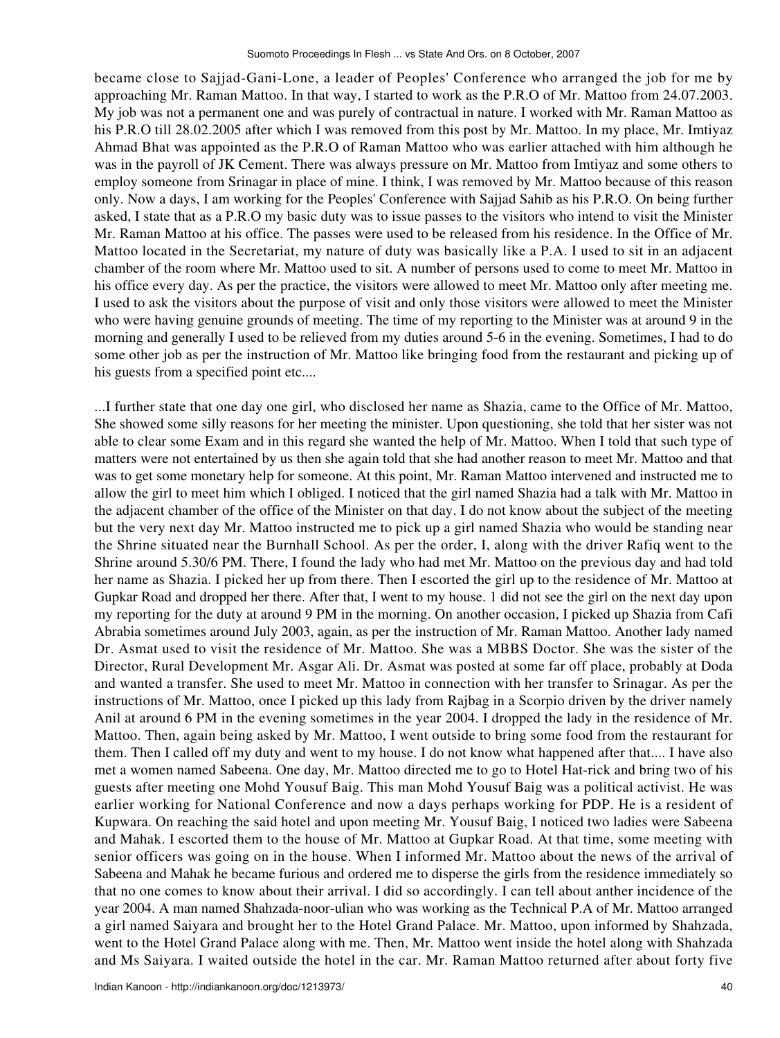became close to Sajjad-Gani-Lone, a leader of Peoples' Conference who arranged the job for me by approaching Mr. Raman Mattoo. In that way, I started to work as the P.R.O of Mr. Mattoo from 24.07.2003. My job was not a permanent one and was purely of contractual in nature. I worked with Mr. Raman Mattoo as his P.R.O till 28.02.2005 after which I was removed from this post by Mr. Mattoo. In my place, Mr. Imtiyaz Ahmad Bhat was appointed as the P.R.O of Raman Mattoo who was earlier attached with him although he was in the payroll of JK Cement. There was always pressure on Mr. Mattoo from Imtiyaz and some others to employ someone from Srinagar in place of mine. I think, I was removed by Mr. Mattoo because of this reason only. Now a days, I am working for the Peoples' Conference with Sajjad Sahib as his P.R.O. On being further asked, I state that as a P.R.O my basic duty was to issue passes to the visitors who intend to visit the Minister Mr. Raman Mattoo at his office. The passes were used to be released from his residence. In the Office of Mr. Mattoo located in the Secretariat, my nature of duty was basically like a P.A. I used to sit in an adjacent chamber of the room where Mr. Mattoo used to sit. A number of persons used to come to meet Mr. Mattoo in his office every day. As per the practice, the visitors were allowed to meet Mr. Mattoo only after meeting me. I used to ask the visitors about the purpose of visit and only those visitors were allowed to meet the Minister who were having genuine grounds of meeting. The time of my reporting to the Minister was at around 9 in the morning and generally I used to be relieved from my duties around 5-6 in the evening. Sometimes, I had to do some other job as per the instruction of Mr. Mattoo like bringing food from the restaurant and picking up of his guests from a specified point etc....

...I further state that one day one girl, who disclosed her name as Shazia, came to the Office of Mr. Mattoo, She showed some silly reasons for her meeting the minister. Upon questioning, she told that her sister was not able to clear some Exam and in this regard she wanted the help of Mr. Mattoo. When I told that such type of matters were not entertained by us then she again told that she had another reason to meet Mr. Mattoo and that was to get some monetary help for someone. At this point, Mr. Raman Mattoo intervened and instructed me to allow the girl to meet him which I obliged. I noticed that the girl named Shazia had a talk with Mr. Mattoo in the adjacent chamber of the office of the Minister on that day. I do not know about the subject of the meeting but the very next day Mr. Mattoo instructed me to pick up a girl named Shazia who would be standing near the Shrine situated near the Burnhall School. As per the order, I, along with the driver Rafiq went to the Shrine around 5.30/6 PM. There, I found the lady who had met Mr. Mattoo on the previous day and had told her name as Shazia. I picked her up from there. Then I escorted the girl up to the residence of Mr. Mattoo at Gupkar Road and dropped her there. After that, I went to my house. 1 did not see the girl on the next day upon my reporting for the duty at around 9 PM in the morning. On another occasion, I picked up Shazia from Cafi Abrabia sometimes around July 2003, again, as per the instruction of Mr. Raman Mattoo. Another lady named Dr. Asmat used to visit the residence of Mr. Mattoo. She was a MBBS Doctor. She was the sister of the Director, Rural Development Mr. Asgar Ali. Dr. Asmat was posted at some far off place, probably at Doda and wanted a transfer. She used to meet Mr. Mattoo in connection with her transfer to Srinagar. As per the instructions of Mr. Mattoo, once I picked up this lady from Rajbag in a Scorpio driven by the driver namely Anil at around 6 PM in the evening sometimes in the year 2004. I dropped the lady in the residence of Mr. Mattoo. Then, again being asked by Mr. Mattoo, I went outside to bring some food from the restaurant for them. Then I called off my duty and went to my house. I do not know what happened after that.... I have also met a women named Sabeena. One day, Mr. Mattoo directed me to go to Hotel Hat-rick and bring two of his guests after meeting one Mohd Yousuf Baig. This man Mohd Yousuf Baig was a political activist. He was earlier working for National Conference and now a days perhaps working for PDP. He is a resident of Kupwara. On reaching the said hotel and upon meeting Mr. Yousuf Baig, I noticed two ladies were Sabeena and Mahak. I escorted them to the house of Mr. Mattoo at Gupkar Road. At that time, some meeting with senior officers was going on in the house. When I informed Mr. Mattoo about the news of the arrival of Sabeena and Mahak he became furious and ordered me to disperse the girls from the residence immediately so that no one comes to know about their arrival. I did so accordingly. I can tell about anther incidence of the year 2004. A man named Shahzada-noor-ulian who was working as the Technical P.A of Mr. Mattoo arranged a girl named Saiyara and brought her to the Hotel Grand Palace. Mr. Mattoo, upon informed by Shahzada, went to the Hotel Grand Palace along with me. Then, Mr. Mattoo went inside the hotel along with Shahzada and Ms Saiyara. I waited outside the hotel in the car. Mr. Raman Mattoo returned after about forty five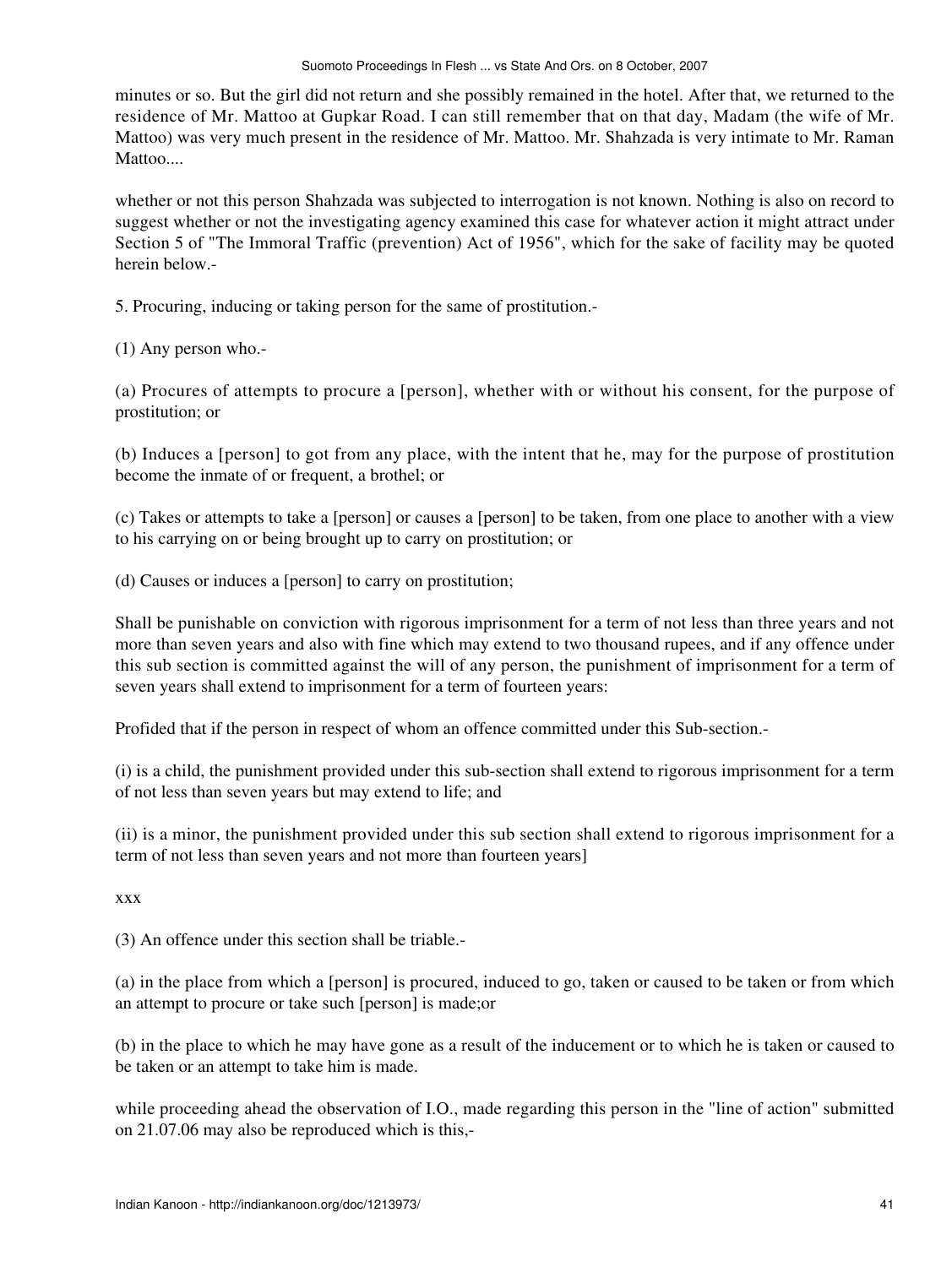minutes or so. But the girl did not return and she possibly remained in the hotel. After that, we returned to the residence of Mr. Mattoo at Gupkar Road. I can still remember that on that day, Madam (the wife of Mr. Mattoo) was very much present in the residence of Mr. Mattoo. Mr. Shahzada is very intimate to Mr. Raman Mattoo....

whether or not this person Shahzada was subjected to interrogation is not known. Nothing is also on record to suggest whether or not the investigating agency examined this case for whatever action it might attract under Section 5 of "The Immoral Traffic (prevention) Act of 1956", which for the sake of facility may be quoted herein below.-

5. Procuring, inducing or taking person for the same of prostitution.-

(1) Any person who.-

(a) Procures of attempts to procure a [person], whether with or without his consent, for the purpose of prostitution; or

(b) Induces a [person] to got from any place, with the intent that he, may for the purpose of prostitution become the inmate of or frequent, a brothel; or

(c) Takes or attempts to take a [person] or causes a [person] to be taken, from one place to another with a view to his carrying on or being brought up to carry on prostitution; or

(d) Causes or induces a [person] to carry on prostitution;

Shall be punishable on conviction with rigorous imprisonment for a term of not less than three years and not more than seven years and also with fine which may extend to two thousand rupees, and if any offence under this sub section is committed against the will of any person, the punishment of imprisonment for a term of seven years shall extend to imprisonment for a term of fourteen years:

Profided that if the person in respect of whom an offence committed under this Sub-section.-

(i) is a child, the punishment provided under this sub-section shall extend to rigorous imprisonment for a term of not less than seven years but may extend to life; and

(ii) is a minor, the punishment provided under this sub section shall extend to rigorous imprisonment for a term of not less than seven years and not more than fourteen years]

xxx

(3) An offence under this section shall be triable.-

(a) in the place from which a [person] is procured, induced to go, taken or caused to be taken or from which an attempt to procure or take such [person] is made;or

(b) in the place to which he may have gone as a result of the inducement or to which he is taken or caused to be taken or an attempt to take him is made.

while proceeding ahead the observation of I.O., made regarding this person in the "line of action" submitted on 21.07.06 may also be reproduced which is this,-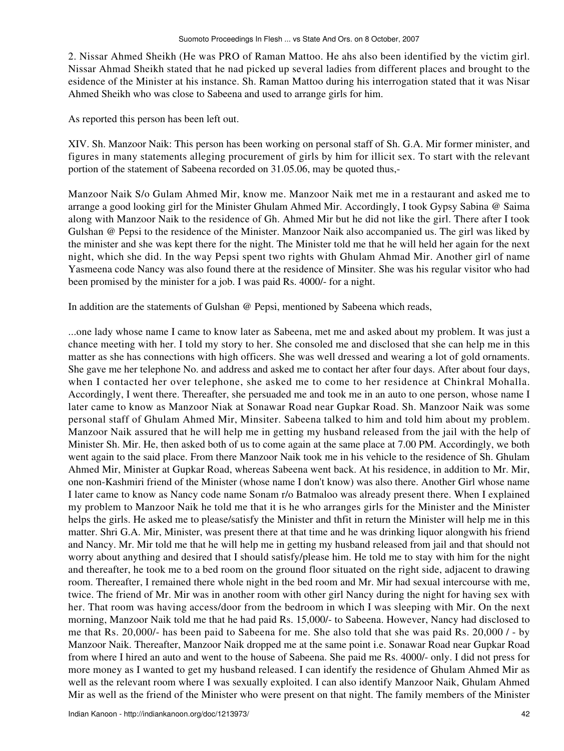2. Nissar Ahmed Sheikh (He was PRO of Raman Mattoo. He ahs also been identified by the victim girl. Nissar Ahmad Sheikh stated that he nad picked up several ladies from different places and brought to the esidence of the Minister at his instance. Sh. Raman Mattoo during his interrogation stated that it was Nisar Ahmed Sheikh who was close to Sabeena and used to arrange girls for him.

As reported this person has been left out.

XIV. Sh. Manzoor Naik: This person has been working on personal staff of Sh. G.A. Mir former minister, and figures in many statements alleging procurement of girls by him for illicit sex. To start with the relevant portion of the statement of Sabeena recorded on 31.05.06, may be quoted thus,-

Manzoor Naik S/o Gulam Ahmed Mir, know me. Manzoor Naik met me in a restaurant and asked me to arrange a good looking girl for the Minister Ghulam Ahmed Mir. Accordingly, I took Gypsy Sabina @ Saima along with Manzoor Naik to the residence of Gh. Ahmed Mir but he did not like the girl. There after I took Gulshan @ Pepsi to the residence of the Minister. Manzoor Naik also accompanied us. The girl was liked by the minister and she was kept there for the night. The Minister told me that he will held her again for the next night, which she did. In the way Pepsi spent two rights with Ghulam Ahmad Mir. Another girl of name Yasmeena code Nancy was also found there at the residence of Minsiter. She was his regular visitor who had been promised by the minister for a job. I was paid Rs. 4000/- for a night.

In addition are the statements of Gulshan @ Pepsi, mentioned by Sabeena which reads,

...one lady whose name I came to know later as Sabeena, met me and asked about my problem. It was just a chance meeting with her. I told my story to her. She consoled me and disclosed that she can help me in this matter as she has connections with high officers. She was well dressed and wearing a lot of gold ornaments. She gave me her telephone No. and address and asked me to contact her after four days. After about four days, when I contacted her over telephone, she asked me to come to her residence at Chinkral Mohalla. Accordingly, I went there. Thereafter, she persuaded me and took me in an auto to one person, whose name I later came to know as Manzoor Niak at Sonawar Road near Gupkar Road. Sh. Manzoor Naik was some personal staff of Ghulam Ahmed Mir, Minsiter. Sabeena talked to him and told him about my problem. Manzoor Naik assured that he will help me in getting my husband released from the jail with the help of Minister Sh. Mir. He, then asked both of us to come again at the same place at 7.00 PM. Accordingly, we both went again to the said place. From there Manzoor Naik took me in his vehicle to the residence of Sh. Ghulam Ahmed Mir, Minister at Gupkar Road, whereas Sabeena went back. At his residence, in addition to Mr. Mir, one non-Kashmiri friend of the Minister (whose name I don't know) was also there. Another Girl whose name I later came to know as Nancy code name Sonam r/o Batmaloo was already present there. When I explained my problem to Manzoor Naik he told me that it is he who arranges girls for the Minister and the Minister helps the girls. He asked me to please/satisfy the Minister and thfit in return the Minister will help me in this matter. Shri G.A. Mir, Minister, was present there at that time and he was drinking liquor alongwith his friend and Nancy. Mr. Mir told me that he will help me in getting my husband released from jail and that should not worry about anything and desired that I should satisfy/please him. He told me to stay with him for the night and thereafter, he took me to a bed room on the ground floor situated on the right side, adjacent to drawing room. Thereafter, I remained there whole night in the bed room and Mr. Mir had sexual intercourse with me, twice. The friend of Mr. Mir was in another room with other girl Nancy during the night for having sex with her. That room was having access/door from the bedroom in which I was sleeping with Mir. On the next morning, Manzoor Naik told me that he had paid Rs. 15,000/- to Sabeena. However, Nancy had disclosed to me that Rs. 20,000/- has been paid to Sabeena for me. She also told that she was paid Rs. 20,000 / - by Manzoor Naik. Thereafter, Manzoor Naik dropped me at the same point i.e. Sonawar Road near Gupkar Road from where I hired an auto and went to the house of Sabeena. She paid me Rs. 4000/- only. I did not press for more money as I wanted to get my husband released. I can identify the residence of Ghulam Ahmed Mir as well as the relevant room where I was sexually exploited. I can also identify Manzoor Naik, Ghulam Ahmed Mir as well as the friend of the Minister who were present on that night. The family members of the Minister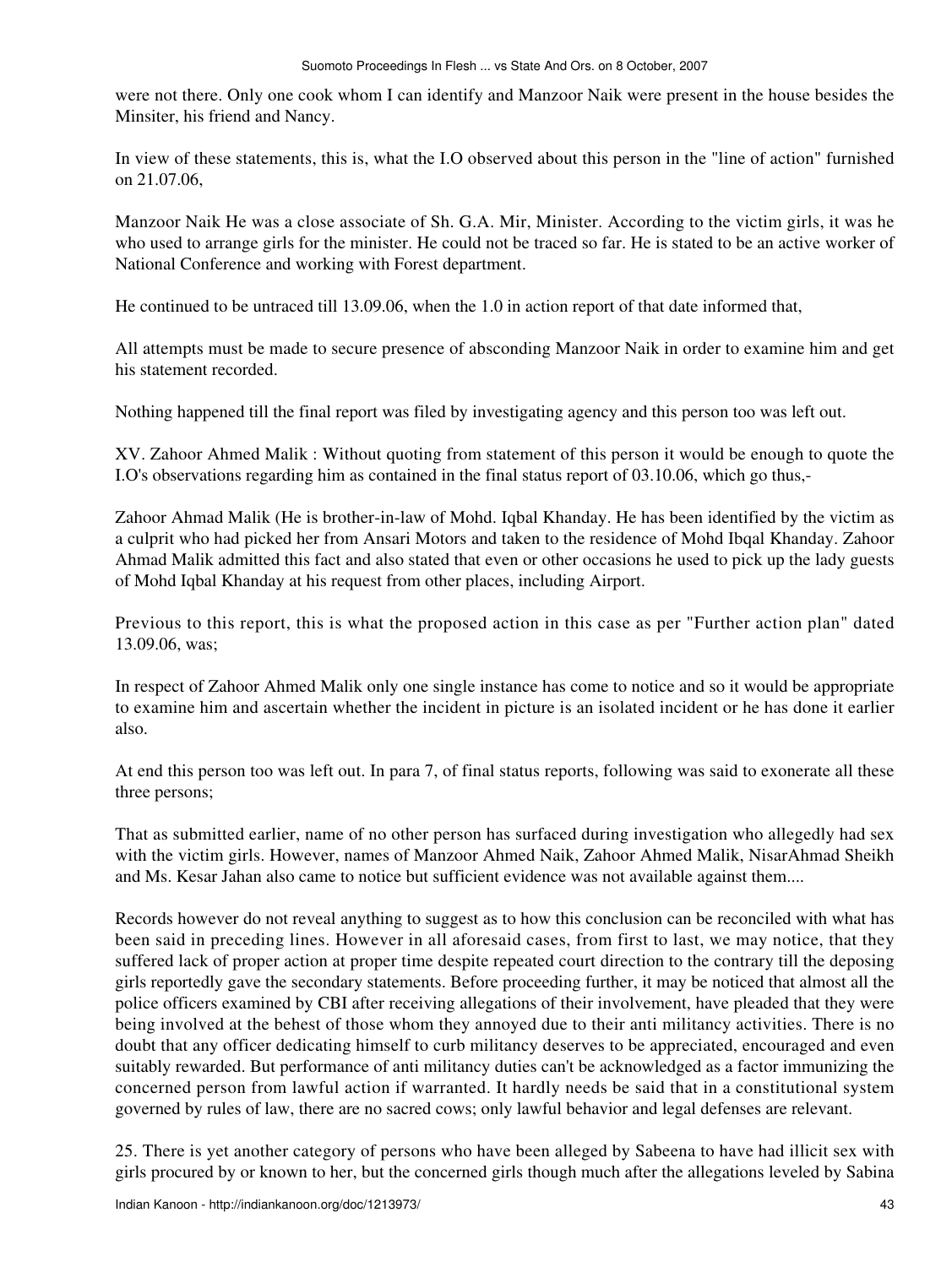were not there. Only one cook whom I can identify and Manzoor Naik were present in the house besides the Minsiter, his friend and Nancy.

In view of these statements, this is, what the I.O observed about this person in the "line of action" furnished on 21.07.06,

Manzoor Naik He was a close associate of Sh. G.A. Mir, Minister. According to the victim girls, it was he who used to arrange girls for the minister. He could not be traced so far. He is stated to be an active worker of National Conference and working with Forest department.

He continued to be untraced till 13.09.06, when the 1.0 in action report of that date informed that,

All attempts must be made to secure presence of absconding Manzoor Naik in order to examine him and get his statement recorded.

Nothing happened till the final report was filed by investigating agency and this person too was left out.

XV. Zahoor Ahmed Malik : Without quoting from statement of this person it would be enough to quote the I.O's observations regarding him as contained in the final status report of 03.10.06, which go thus,-

Zahoor Ahmad Malik (He is brother-in-law of Mohd. Iqbal Khanday. He has been identified by the victim as a culprit who had picked her from Ansari Motors and taken to the residence of Mohd Ibqal Khanday. Zahoor Ahmad Malik admitted this fact and also stated that even or other occasions he used to pick up the lady guests of Mohd Iqbal Khanday at his request from other places, including Airport.

Previous to this report, this is what the proposed action in this case as per "Further action plan" dated 13.09.06, was;

In respect of Zahoor Ahmed Malik only one single instance has come to notice and so it would be appropriate to examine him and ascertain whether the incident in picture is an isolated incident or he has done it earlier also.

At end this person too was left out. In para 7, of final status reports, following was said to exonerate all these three persons;

That as submitted earlier, name of no other person has surfaced during investigation who allegedly had sex with the victim girls. However, names of Manzoor Ahmed Naik, Zahoor Ahmed Malik, NisarAhmad Sheikh and Ms. Kesar Jahan also came to notice but sufficient evidence was not available against them....

Records however do not reveal anything to suggest as to how this conclusion can be reconciled with what has been said in preceding lines. However in all aforesaid cases, from first to last, we may notice, that they suffered lack of proper action at proper time despite repeated court direction to the contrary till the deposing girls reportedly gave the secondary statements. Before proceeding further, it may be noticed that almost all the police officers examined by CBI after receiving allegations of their involvement, have pleaded that they were being involved at the behest of those whom they annoyed due to their anti militancy activities. There is no doubt that any officer dedicating himself to curb militancy deserves to be appreciated, encouraged and even suitably rewarded. But performance of anti militancy duties can't be acknowledged as a factor immunizing the concerned person from lawful action if warranted. It hardly needs be said that in a constitutional system governed by rules of law, there are no sacred cows; only lawful behavior and legal defenses are relevant.

25. There is yet another category of persons who have been alleged by Sabeena to have had illicit sex with girls procured by or known to her, but the concerned girls though much after the allegations leveled by Sabina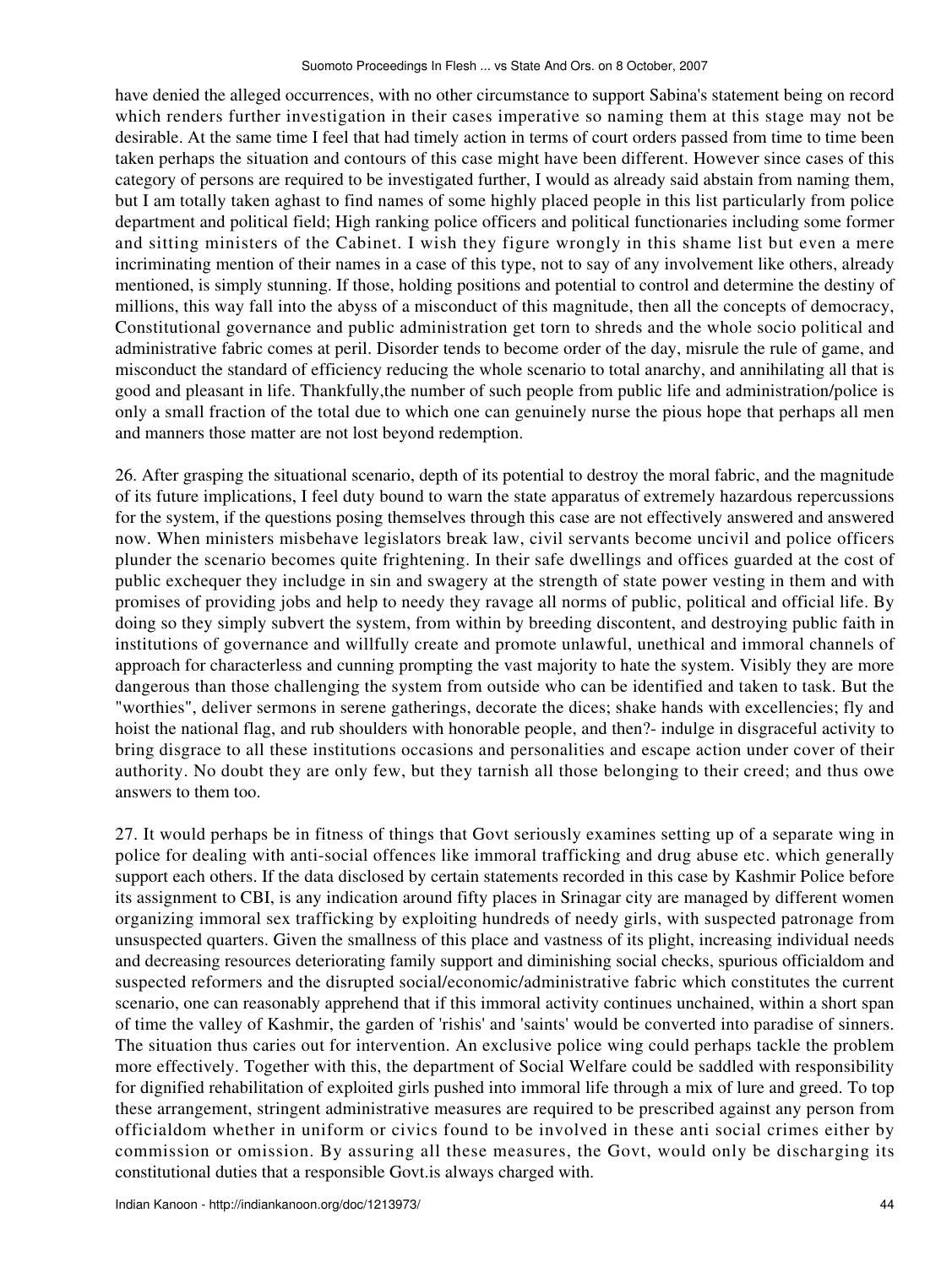have denied the alleged occurrences, with no other circumstance to support Sabina's statement being on record which renders further investigation in their cases imperative so naming them at this stage may not be desirable. At the same time I feel that had timely action in terms of court orders passed from time to time been taken perhaps the situation and contours of this case might have been different. However since cases of this category of persons are required to be investigated further, I would as already said abstain from naming them, but I am totally taken aghast to find names of some highly placed people in this list particularly from police department and political field; High ranking police officers and political functionaries including some former and sitting ministers of the Cabinet. I wish they figure wrongly in this shame list but even a mere incriminating mention of their names in a case of this type, not to say of any involvement like others, already mentioned, is simply stunning. If those, holding positions and potential to control and determine the destiny of millions, this way fall into the abyss of a misconduct of this magnitude, then all the concepts of democracy, Constitutional governance and public administration get torn to shreds and the whole socio political and administrative fabric comes at peril. Disorder tends to become order of the day, misrule the rule of game, and misconduct the standard of efficiency reducing the whole scenario to total anarchy, and annihilating all that is good and pleasant in life. Thankfully,the number of such people from public life and administration/police is only a small fraction of the total due to which one can genuinely nurse the pious hope that perhaps all men and manners those matter are not lost beyond redemption.

26. After grasping the situational scenario, depth of its potential to destroy the moral fabric, and the magnitude of its future implications, I feel duty bound to warn the state apparatus of extremely hazardous repercussions for the system, if the questions posing themselves through this case are not effectively answered and answered now. When ministers misbehave legislators break law, civil servants become uncivil and police officers plunder the scenario becomes quite frightening. In their safe dwellings and offices guarded at the cost of public exchequer they includge in sin and swagery at the strength of state power vesting in them and with promises of providing jobs and help to needy they ravage all norms of public, political and official life. By doing so they simply subvert the system, from within by breeding discontent, and destroying public faith in institutions of governance and willfully create and promote unlawful, unethical and immoral channels of approach for characterless and cunning prompting the vast majority to hate the system. Visibly they are more dangerous than those challenging the system from outside who can be identified and taken to task. But the "worthies", deliver sermons in serene gatherings, decorate the dices; shake hands with excellencies; fly and hoist the national flag, and rub shoulders with honorable people, and then?- indulge in disgraceful activity to bring disgrace to all these institutions occasions and personalities and escape action under cover of their authority. No doubt they are only few, but they tarnish all those belonging to their creed; and thus owe answers to them too.

27. It would perhaps be in fitness of things that Govt seriously examines setting up of a separate wing in police for dealing with anti-social offences like immoral trafficking and drug abuse etc. which generally support each others. If the data disclosed by certain statements recorded in this case by Kashmir Police before its assignment to CBI, is any indication around fifty places in Srinagar city are managed by different women organizing immoral sex trafficking by exploiting hundreds of needy girls, with suspected patronage from unsuspected quarters. Given the smallness of this place and vastness of its plight, increasing individual needs and decreasing resources deteriorating family support and diminishing social checks, spurious officialdom and suspected reformers and the disrupted social/economic/administrative fabric which constitutes the current scenario, one can reasonably apprehend that if this immoral activity continues unchained, within a short span of time the valley of Kashmir, the garden of 'rishis' and 'saints' would be converted into paradise of sinners. The situation thus caries out for intervention. An exclusive police wing could perhaps tackle the problem more effectively. Together with this, the department of Social Welfare could be saddled with responsibility for dignified rehabilitation of exploited girls pushed into immoral life through a mix of lure and greed. To top these arrangement, stringent administrative measures are required to be prescribed against any person from officialdom whether in uniform or civics found to be involved in these anti social crimes either by commission or omission. By assuring all these measures, the Govt, would only be discharging its constitutional duties that a responsible Govt.is always charged with.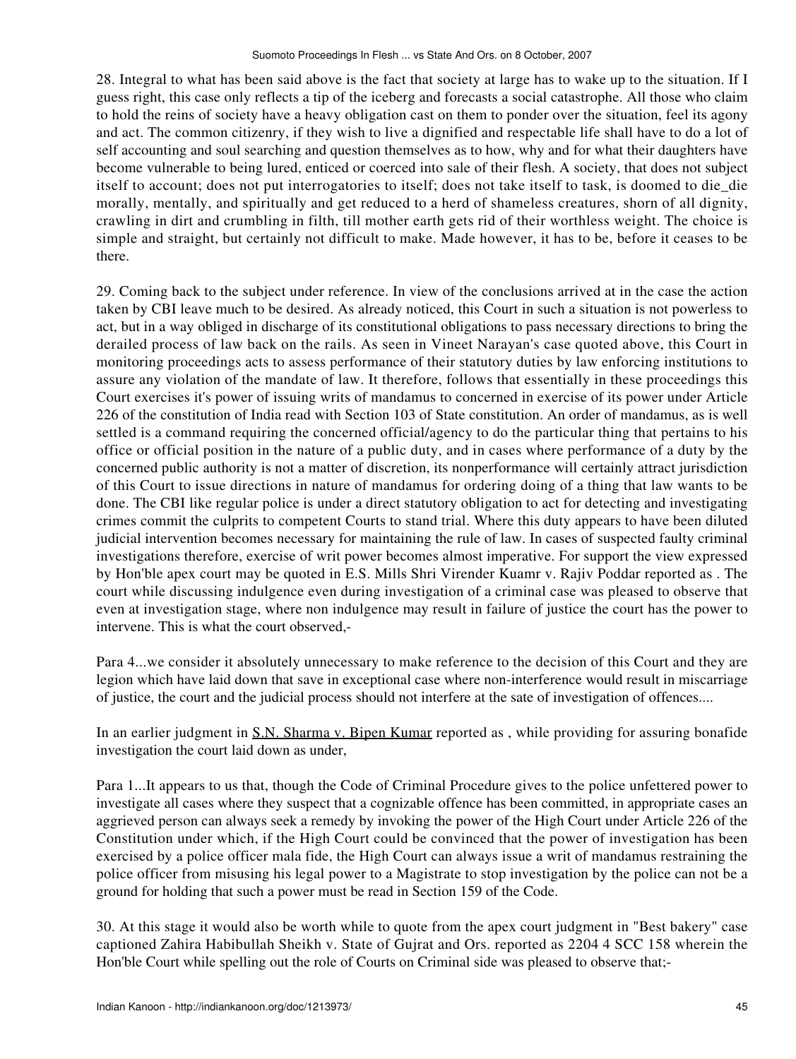28. Integral to what has been said above is the fact that society at large has to wake up to the situation. If I guess right, this case only reflects a tip of the iceberg and forecasts a social catastrophe. All those who claim to hold the reins of society have a heavy obligation cast on them to ponder over the situation, feel its agony and act. The common citizenry, if they wish to live a dignified and respectable life shall have to do a lot of self accounting and soul searching and question themselves as to how, why and for what their daughters have become vulnerable to being lured, enticed or coerced into sale of their flesh. A society, that does not subject itself to account; does not put interrogatories to itself; does not take itself to task, is doomed to die_die morally, mentally, and spiritually and get reduced to a herd of shameless creatures, shorn of all dignity, crawling in dirt and crumbling in filth, till mother earth gets rid of their worthless weight. The choice is simple and straight, but certainly not difficult to make. Made however, it has to be, before it ceases to be there.

29. Coming back to the subject under reference. In view of the conclusions arrived at in the case the action taken by CBI leave much to be desired. As already noticed, this Court in such a situation is not powerless to act, but in a way obliged in discharge of its constitutional obligations to pass necessary directions to bring the derailed process of law back on the rails. As seen in Vineet Narayan's case quoted above, this Court in monitoring proceedings acts to assess performance of their statutory duties by law enforcing institutions to assure any violation of the mandate of law. It therefore, follows that essentially in these proceedings this Court exercises it's power of issuing writs of mandamus to concerned in exercise of its power under Article 226 of the constitution of India read with Section 103 of State constitution. An order of mandamus, as is well settled is a command requiring the concerned official/agency to do the particular thing that pertains to his office or official position in the nature of a public duty, and in cases where performance of a duty by the concerned public authority is not a matter of discretion, its nonperformance will certainly attract jurisdiction of this Court to issue directions in nature of mandamus for ordering doing of a thing that law wants to be done. The CBI like regular police is under a direct statutory obligation to act for detecting and investigating crimes commit the culprits to competent Courts to stand trial. Where this duty appears to have been diluted judicial intervention becomes necessary for maintaining the rule of law. In cases of suspected faulty criminal investigations therefore, exercise of writ power becomes almost imperative. For support the view expressed by Hon'ble apex court may be quoted in E.S. Mills Shri Virender Kuamr v. Rajiv Poddar reported as . The court while discussing indulgence even during investigation of a criminal case was pleased to observe that even at investigation stage, where non indulgence may result in failure of justice the court has the power to intervene. This is what the court observed,-

Para 4...we consider it absolutely unnecessary to make reference to the decision of this Court and they are legion which have laid down that save in exceptional case where non-interference would result in miscarriage of justice, the court and the judicial process should not interfere at the sate of investigation of offences....

In an earlier judgment in S.N. Sharma v. Bipen Kumar reported as , while providing for assuring bonafide investigation the court laid down as under,

Para 1...It appears to us that, though the Code of Criminal Procedure gives to the police unfettered power to investigate all cases where they suspect that a cognizable offence has been committed, in appropriate cases an aggrieved person can always seek a remedy by invoking the power of the High Court under Article 226 of the Constitution under which, if the High Court could be convinced that the power of investigation has been exercised by a police officer mala fide, the High Court can always issue a writ of mandamus restraining the police officer from misusing his legal power to a Magistrate to stop investigation by the police can not be a ground for holding that such a power must be read in Section 159 of the Code.

30. At this stage it would also be worth while to quote from the apex court judgment in "Best bakery" case captioned Zahira Habibullah Sheikh v. State of Gujrat and Ors. reported as 2204 4 SCC 158 wherein the Hon'ble Court while spelling out the role of Courts on Criminal side was pleased to observe that;-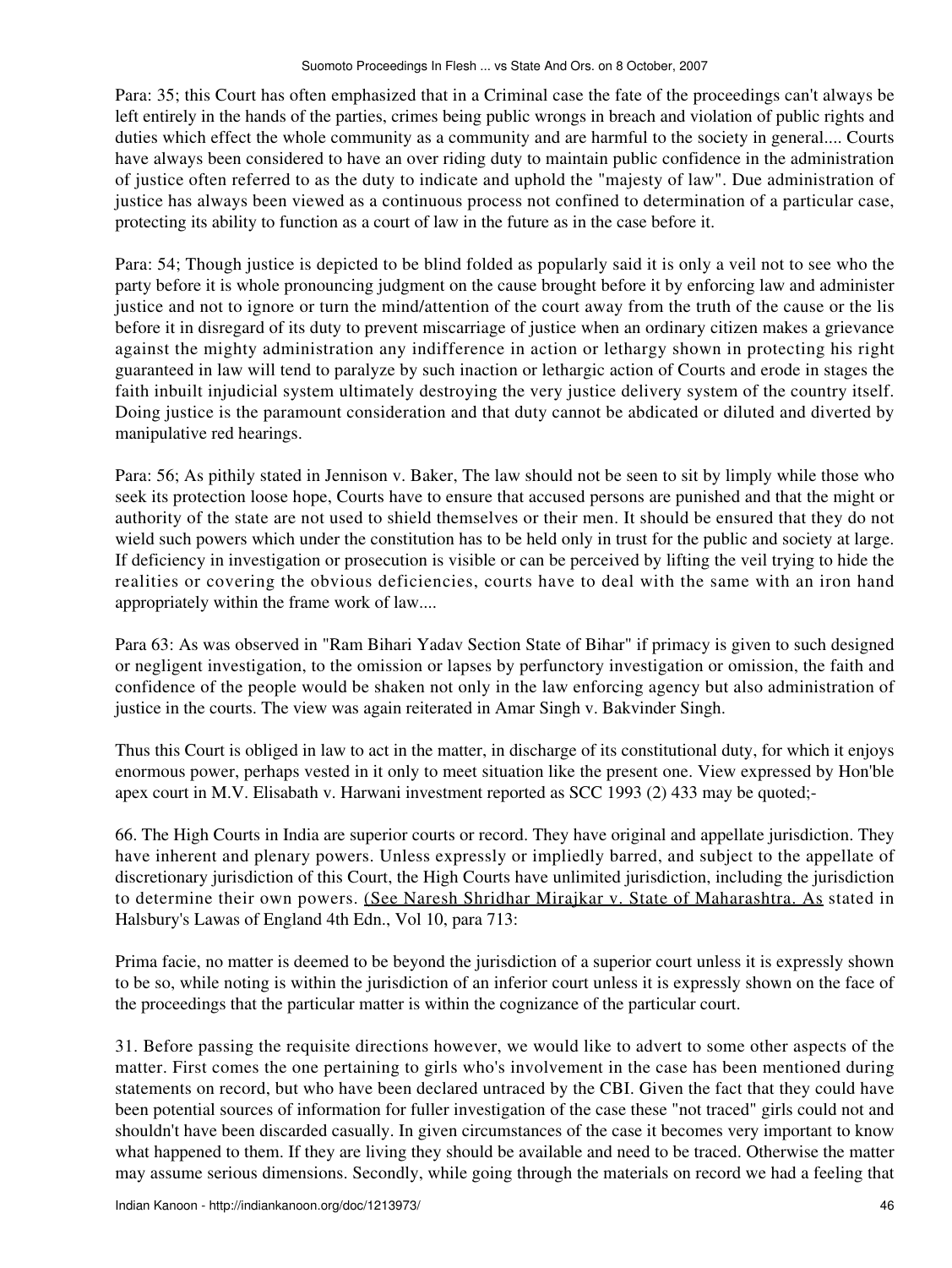Para: 35; this Court has often emphasized that in a Criminal case the fate of the proceedings can't always be left entirely in the hands of the parties, crimes being public wrongs in breach and violation of public rights and duties which effect the whole community as a community and are harmful to the society in general.... Courts have always been considered to have an over riding duty to maintain public confidence in the administration of justice often referred to as the duty to indicate and uphold the "majesty of law". Due administration of justice has always been viewed as a continuous process not confined to determination of a particular case, protecting its ability to function as a court of law in the future as in the case before it.

Para: 54; Though justice is depicted to be blind folded as popularly said it is only a veil not to see who the party before it is whole pronouncing judgment on the cause brought before it by enforcing law and administer justice and not to ignore or turn the mind/attention of the court away from the truth of the cause or the lis before it in disregard of its duty to prevent miscarriage of justice when an ordinary citizen makes a grievance against the mighty administration any indifference in action or lethargy shown in protecting his right guaranteed in law will tend to paralyze by such inaction or lethargic action of Courts and erode in stages the faith inbuilt injudicial system ultimately destroying the very justice delivery system of the country itself. Doing justice is the paramount consideration and that duty cannot be abdicated or diluted and diverted by manipulative red hearings.

Para: 56; As pithily stated in Jennison v. Baker, The law should not be seen to sit by limply while those who seek its protection loose hope, Courts have to ensure that accused persons are punished and that the might or authority of the state are not used to shield themselves or their men. It should be ensured that they do not wield such powers which under the constitution has to be held only in trust for the public and society at large. If deficiency in investigation or prosecution is visible or can be perceived by lifting the veil trying to hide the realities or covering the obvious deficiencies, courts have to deal with the same with an iron hand appropriately within the frame work of law....

Para 63: As was observed in "Ram Bihari Yadav Section State of Bihar" if primacy is given to such designed or negligent investigation, to the omission or lapses by perfunctory investigation or omission, the faith and confidence of the people would be shaken not only in the law enforcing agency but also administration of justice in the courts. The view was again reiterated in Amar Singh v. Bakvinder Singh.

Thus this Court is obliged in law to act in the matter, in discharge of its constitutional duty, for which it enjoys enormous power, perhaps vested in it only to meet situation like the present one. View expressed by Hon'ble apex court in M.V. Elisabath v. Harwani investment reported as SCC 1993 (2) 433 may be quoted;-

66. The High Courts in India are superior courts or record. They have original and appellate jurisdiction. They have inherent and plenary powers. Unless expressly or impliedly barred, and subject to the appellate of discretionary jurisdiction of this Court, the High Courts have unlimited jurisdiction, including the jurisdiction to determine their own powers. (See Naresh Shridhar Mirajkar v. State of Maharashtra. As stated in Halsbury's Lawas of England 4th Edn., Vol 10, para 713:

Prima facie, no matter is deemed to be beyond the jurisdiction of a superior court unless it is expressly shown to be so, while noting is within the jurisdiction of an inferior court unless it is expressly shown on the face of the proceedings that the particular matter is within the cognizance of the particular court.

31. Before passing the requisite directions however, we would like to advert to some other aspects of the matter. First comes the one pertaining to girls who's involvement in the case has been mentioned during statements on record, but who have been declared untraced by the CBI. Given the fact that they could have been potential sources of information for fuller investigation of the case these "not traced" girls could not and shouldn't have been discarded casually. In given circumstances of the case it becomes very important to know what happened to them. If they are living they should be available and need to be traced. Otherwise the matter may assume serious dimensions. Secondly, while going through the materials on record we had a feeling that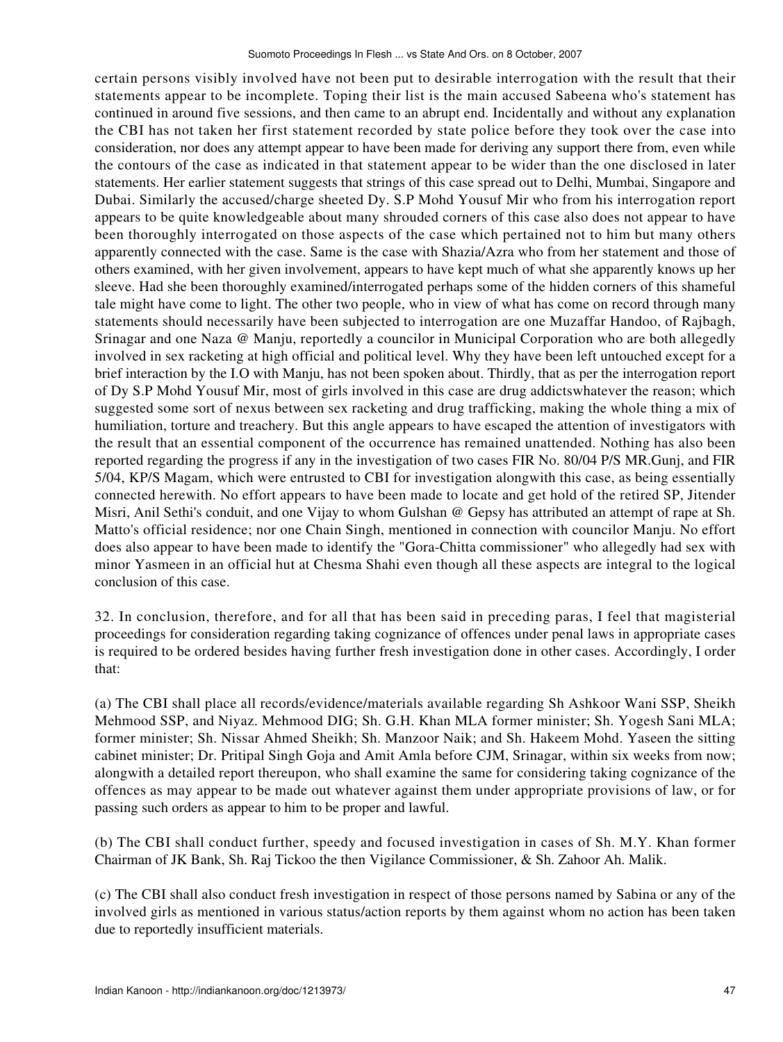certain persons visibly involved have not been put to desirable interrogation with the result that their statements appear to be incomplete. Toping their list is the main accused Sabeena who's statement has continued in around five sessions, and then came to an abrupt end. Incidentally and without any explanation the CBI has not taken her first statement recorded by state police before they took over the case into consideration, nor does any attempt appear to have been made for deriving any support there from, even while the contours of the case as indicated in that statement appear to be wider than the one disclosed in later statements. Her earlier statement suggests that strings of this case spread out to Delhi, Mumbai, Singapore and Dubai. Similarly the accused/charge sheeted Dy. S.P Mohd Yousuf Mir who from his interrogation report appears to be quite knowledgeable about many shrouded corners of this case also does not appear to have been thoroughly interrogated on those aspects of the case which pertained not to him but many others apparently connected with the case. Same is the case with Shazia/Azra who from her statement and those of others examined, with her given involvement, appears to have kept much of what she apparently knows up her sleeve. Had she been thoroughly examined/interrogated perhaps some of the hidden corners of this shameful tale might have come to light. The other two people, who in view of what has come on record through many statements should necessarily have been subjected to interrogation are one Muzaffar Handoo, of Rajbagh, Srinagar and one Naza @ Manju, reportedly a councilor in Municipal Corporation who are both allegedly involved in sex racketing at high official and political level. Why they have been left untouched except for a brief interaction by the I.O with Manju, has not been spoken about. Thirdly, that as per the interrogation report of Dy S.P Mohd Yousuf Mir, most of girls involved in this case are drug addictswhatever the reason; which suggested some sort of nexus between sex racketing and drug trafficking, making the whole thing a mix of humiliation, torture and treachery. But this angle appears to have escaped the attention of investigators with the result that an essential component of the occurrence has remained unattended. Nothing has also been reported regarding the progress if any in the investigation of two cases FIR No. 80/04 P/S MR.Gunj, and FIR 5/04, KP/S Magam, which were entrusted to CBI for investigation alongwith this case, as being essentially connected herewith. No effort appears to have been made to locate and get hold of the retired SP, Jitender Misri, Anil Sethi's conduit, and one Vijay to whom Gulshan @ Gepsy has attributed an attempt of rape at Sh. Matto's official residence; nor one Chain Singh, mentioned in connection with councilor Manju. No effort does also appear to have been made to identify the "Gora-Chitta commissioner" who allegedly had sex with minor Yasmeen in an official hut at Chesma Shahi even though all these aspects are integral to the logical conclusion of this case.

32. In conclusion, therefore, and for all that has been said in preceding paras, I feel that magisterial proceedings for consideration regarding taking cognizance of offences under penal laws in appropriate cases is required to be ordered besides having further fresh investigation done in other cases. Accordingly, I order that:

(a) The CBI shall place all records/evidence/materials available regarding Sh Ashkoor Wani SSP, Sheikh Mehmood SSP, and Niyaz. Mehmood DIG; Sh. G.H. Khan MLA former minister; Sh. Yogesh Sani MLA; former minister; Sh. Nissar Ahmed Sheikh; Sh. Manzoor Naik; and Sh. Hakeem Mohd. Yaseen the sitting cabinet minister; Dr. Pritipal Singh Goja and Amit Amla before CJM, Srinagar, within six weeks from now; alongwith a detailed report thereupon, who shall examine the same for considering taking cognizance of the offences as may appear to be made out whatever against them under appropriate provisions of law, or for passing such orders as appear to him to be proper and lawful.

(b) The CBI shall conduct further, speedy and focused investigation in cases of Sh. M.Y. Khan former Chairman of JK Bank, Sh. Raj Tickoo the then Vigilance Commissioner, & Sh. Zahoor Ah. Malik.

(c) The CBI shall also conduct fresh investigation in respect of those persons named by Sabina or any of the involved girls as mentioned in various status/action reports by them against whom no action has been taken due to reportedly insufficient materials.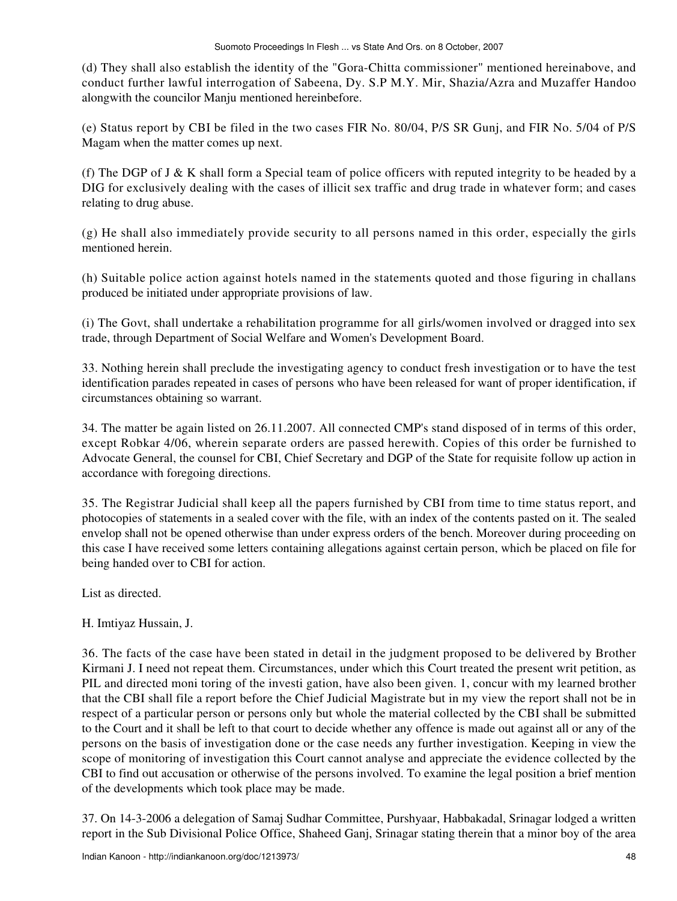(d) They shall also establish the identity of the "Gora-Chitta commissioner" mentioned hereinabove, and conduct further lawful interrogation of Sabeena, Dy. S.P M.Y. Mir, Shazia/Azra and Muzaffer Handoo alongwith the councilor Manju mentioned hereinbefore.

(e) Status report by CBI be filed in the two cases FIR No. 80/04, P/S SR Gunj, and FIR No. 5/04 of P/S Magam when the matter comes up next.

(f) The DGP of J & K shall form a Special team of police officers with reputed integrity to be headed by a DIG for exclusively dealing with the cases of illicit sex traffic and drug trade in whatever form; and cases relating to drug abuse.

(g) He shall also immediately provide security to all persons named in this order, especially the girls mentioned herein.

(h) Suitable police action against hotels named in the statements quoted and those figuring in challans produced be initiated under appropriate provisions of law.

(i) The Govt, shall undertake a rehabilitation programme for all girls/women involved or dragged into sex trade, through Department of Social Welfare and Women's Development Board.

33. Nothing herein shall preclude the investigating agency to conduct fresh investigation or to have the test identification parades repeated in cases of persons who have been released for want of proper identification, if circumstances obtaining so warrant.

34. The matter be again listed on 26.11.2007. All connected CMP's stand disposed of in terms of this order, except Robkar 4/06, wherein separate orders are passed herewith. Copies of this order be furnished to Advocate General, the counsel for CBI, Chief Secretary and DGP of the State for requisite follow up action in accordance with foregoing directions.

35. The Registrar Judicial shall keep all the papers furnished by CBI from time to time status report, and photocopies of statements in a sealed cover with the file, with an index of the contents pasted on it. The sealed envelop shall not be opened otherwise than under express orders of the bench. Moreover during proceeding on this case I have received some letters containing allegations against certain person, which be placed on file for being handed over to CBI for action.

List as directed.

H. Imtiyaz Hussain, J.

36. The facts of the case have been stated in detail in the judgment proposed to be delivered by Brother Kirmani J. I need not repeat them. Circumstances, under which this Court treated the present writ petition, as PIL and directed moni toring of the investi gation, have also been given. 1, concur with my learned brother that the CBI shall file a report before the Chief Judicial Magistrate but in my view the report shall not be in respect of a particular person or persons only but whole the material collected by the CBI shall be submitted to the Court and it shall be left to that court to decide whether any offence is made out against all or any of the persons on the basis of investigation done or the case needs any further investigation. Keeping in view the scope of monitoring of investigation this Court cannot analyse and appreciate the evidence collected by the CBI to find out accusation or otherwise of the persons involved. To examine the legal position a brief mention of the developments which took place may be made.

37. On 14-3-2006 a delegation of Samaj Sudhar Committee, Purshyaar, Habbakadal, Srinagar lodged a written report in the Sub Divisional Police Office, Shaheed Ganj, Srinagar stating therein that a minor boy of the area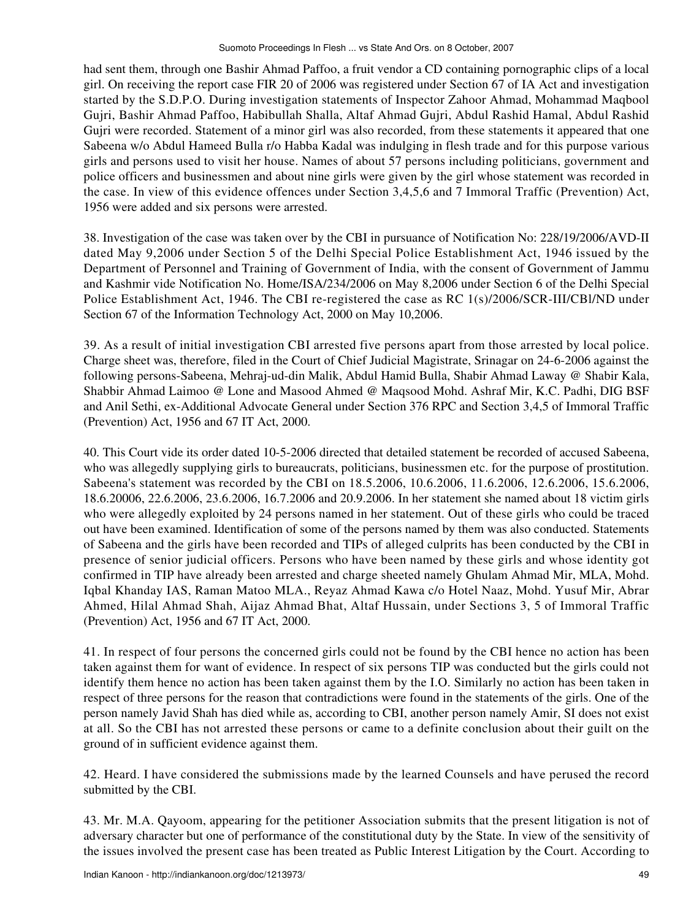had sent them, through one Bashir Ahmad Paffoo, a fruit vendor a CD containing pornographic clips of a local girl. On receiving the report case FIR 20 of 2006 was registered under Section 67 of IA Act and investigation started by the S.D.P.O. During investigation statements of Inspector Zahoor Ahmad, Mohammad Maqbool Gujri, Bashir Ahmad Paffoo, Habibullah Shalla, Altaf Ahmad Gujri, Abdul Rashid Hamal, Abdul Rashid Gujri were recorded. Statement of a minor girl was also recorded, from these statements it appeared that one Sabeena w/o Abdul Hameed Bulla r/o Habba Kadal was indulging in flesh trade and for this purpose various girls and persons used to visit her house. Names of about 57 persons including politicians, government and police officers and businessmen and about nine girls were given by the girl whose statement was recorded in the case. In view of this evidence offences under Section 3,4,5,6 and 7 Immoral Traffic (Prevention) Act, 1956 were added and six persons were arrested.

38. Investigation of the case was taken over by the CBI in pursuance of Notification No: 228/19/2006/AVD-II dated May 9,2006 under Section 5 of the Delhi Special Police Establishment Act, 1946 issued by the Department of Personnel and Training of Government of India, with the consent of Government of Jammu and Kashmir vide Notification No. Home/ISA/234/2006 on May 8,2006 under Section 6 of the Delhi Special Police Establishment Act, 1946. The CBI re-registered the case as RC 1(s)/2006/SCR-III/CBl/ND under Section 67 of the Information Technology Act, 2000 on May 10,2006.

39. As a result of initial investigation CBI arrested five persons apart from those arrested by local police. Charge sheet was, therefore, filed in the Court of Chief Judicial Magistrate, Srinagar on 24-6-2006 against the following persons-Sabeena, Mehraj-ud-din Malik, Abdul Hamid Bulla, Shabir Ahmad Laway @ Shabir Kala, Shabbir Ahmad Laimoo @ Lone and Masood Ahmed @ Maqsood Mohd. Ashraf Mir, K.C. Padhi, DIG BSF and Anil Sethi, ex-Additional Advocate General under Section 376 RPC and Section 3,4,5 of Immoral Traffic (Prevention) Act, 1956 and 67 IT Act, 2000.

40. This Court vide its order dated 10-5-2006 directed that detailed statement be recorded of accused Sabeena, who was allegedly supplying girls to bureaucrats, politicians, businessmen etc. for the purpose of prostitution. Sabeena's statement was recorded by the CBI on 18.5.2006, 10.6.2006, 11.6.2006, 12.6.2006, 15.6.2006, 18.6.20006, 22.6.2006, 23.6.2006, 16.7.2006 and 20.9.2006. In her statement she named about 18 victim girls who were allegedly exploited by 24 persons named in her statement. Out of these girls who could be traced out have been examined. Identification of some of the persons named by them was also conducted. Statements of Sabeena and the girls have been recorded and TIPs of alleged culprits has been conducted by the CBI in presence of senior judicial officers. Persons who have been named by these girls and whose identity got confirmed in TIP have already been arrested and charge sheeted namely Ghulam Ahmad Mir, MLA, Mohd. Iqbal Khanday IAS, Raman Matoo MLA., Reyaz Ahmad Kawa c/o Hotel Naaz, Mohd. Yusuf Mir, Abrar Ahmed, Hilal Ahmad Shah, Aijaz Ahmad Bhat, Altaf Hussain, under Sections 3, 5 of Immoral Traffic (Prevention) Act, 1956 and 67 IT Act, 2000.

41. In respect of four persons the concerned girls could not be found by the CBI hence no action has been taken against them for want of evidence. In respect of six persons TIP was conducted but the girls could not identify them hence no action has been taken against them by the I.O. Similarly no action has been taken in respect of three persons for the reason that contradictions were found in the statements of the girls. One of the person namely Javid Shah has died while as, according to CBI, another person namely Amir, SI does not exist at all. So the CBI has not arrested these persons or came to a definite conclusion about their guilt on the ground of in sufficient evidence against them.

42. Heard. I have considered the submissions made by the learned Counsels and have perused the record submitted by the CBI.

43. Mr. M.A. Qayoom, appearing for the petitioner Association submits that the present litigation is not of adversary character but one of performance of the constitutional duty by the State. In view of the sensitivity of the issues involved the present case has been treated as Public Interest Litigation by the Court. According to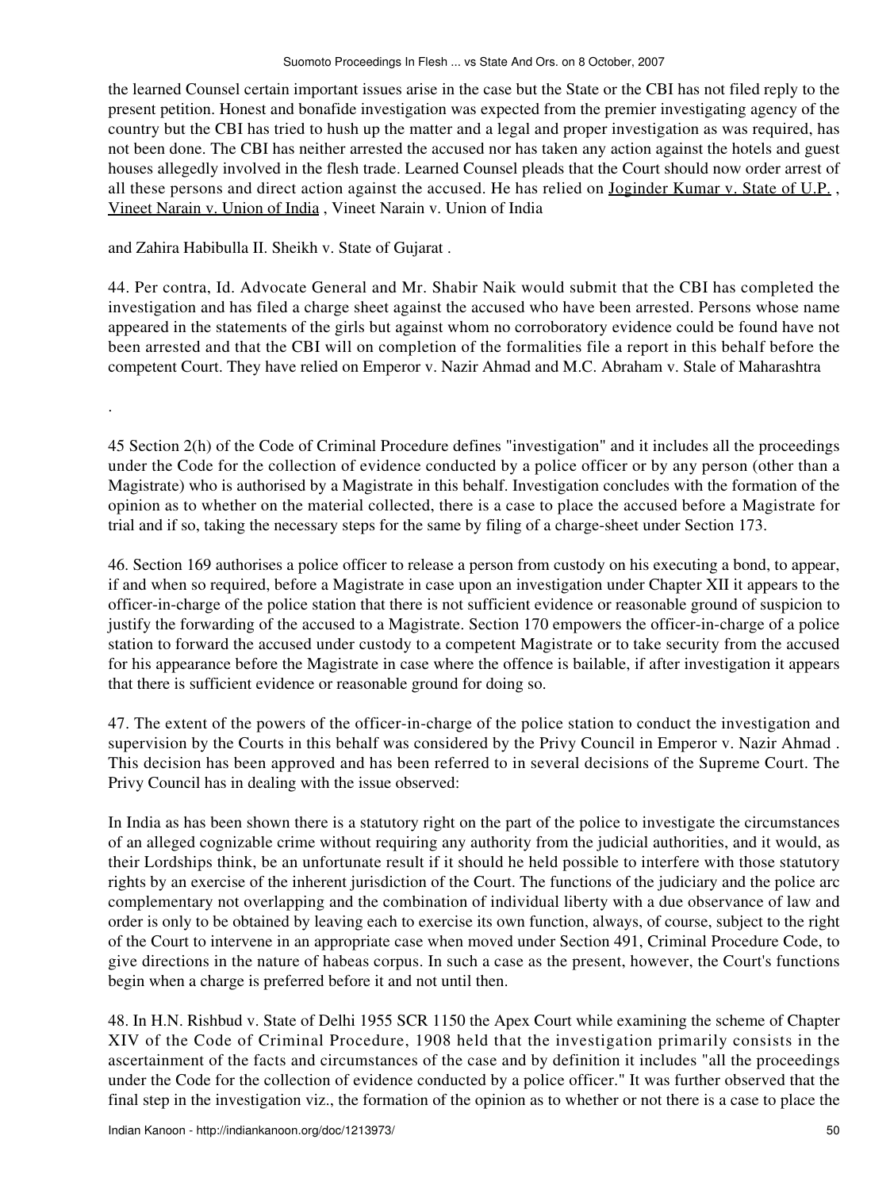the learned Counsel certain important issues arise in the case but the State or the CBI has not filed reply to the present petition. Honest and bonafide investigation was expected from the premier investigating agency of the country but the CBI has tried to hush up the matter and a legal and proper investigation as was required, has not been done. The CBI has neither arrested the accused nor has taken any action against the hotels and guest houses allegedly involved in the flesh trade. Learned Counsel pleads that the Court should now order arrest of all these persons and direct action against the accused. He has relied on Joginder Kumar v. State of U.P. , Vineet Narain v. Union of India , Vineet Narain v. Union of India

and Zahira Habibulla II. Sheikh v. State of Gujarat .

44. Per contra, Id. Advocate General and Mr. Shabir Naik would submit that the CBI has completed the investigation and has filed a charge sheet against the accused who have been arrested. Persons whose name appeared in the statements of the girls but against whom no corroboratory evidence could be found have not been arrested and that the CBI will on completion of the formalities file a report in this behalf before the competent Court. They have relied on Emperor v. Nazir Ahmad and M.C. Abraham v. Stale of Maharashtra

.

45 Section 2(h) of the Code of Criminal Procedure defines "investigation" and it includes all the proceedings under the Code for the collection of evidence conducted by a police officer or by any person (other than a Magistrate) who is authorised by a Magistrate in this behalf. Investigation concludes with the formation of the opinion as to whether on the material collected, there is a case to place the accused before a Magistrate for trial and if so, taking the necessary steps for the same by filing of a charge-sheet under Section 173.

46. Section 169 authorises a police officer to release a person from custody on his executing a bond, to appear, if and when so required, before a Magistrate in case upon an investigation under Chapter XII it appears to the officer-in-charge of the police station that there is not sufficient evidence or reasonable ground of suspicion to justify the forwarding of the accused to a Magistrate. Section 170 empowers the officer-in-charge of a police station to forward the accused under custody to a competent Magistrate or to take security from the accused for his appearance before the Magistrate in case where the offence is bailable, if after investigation it appears that there is sufficient evidence or reasonable ground for doing so.

47. The extent of the powers of the officer-in-charge of the police station to conduct the investigation and supervision by the Courts in this behalf was considered by the Privy Council in Emperor v. Nazir Ahmad . This decision has been approved and has been referred to in several decisions of the Supreme Court. The Privy Council has in dealing with the issue observed:

In India as has been shown there is a statutory right on the part of the police to investigate the circumstances of an alleged cognizable crime without requiring any authority from the judicial authorities, and it would, as their Lordships think, be an unfortunate result if it should he held possible to interfere with those statutory rights by an exercise of the inherent jurisdiction of the Court. The functions of the judiciary and the police arc complementary not overlapping and the combination of individual liberty with a due observance of law and order is only to be obtained by leaving each to exercise its own function, always, of course, subject to the right of the Court to intervene in an appropriate case when moved under Section 491, Criminal Procedure Code, to give directions in the nature of habeas corpus. In such a case as the present, however, the Court's functions begin when a charge is preferred before it and not until then.

48. In H.N. Rishbud v. State of Delhi 1955 SCR 1150 the Apex Court while examining the scheme of Chapter XIV of the Code of Criminal Procedure, 1908 held that the investigation primarily consists in the ascertainment of the facts and circumstances of the case and by definition it includes "all the proceedings under the Code for the collection of evidence conducted by a police officer." It was further observed that the final step in the investigation viz., the formation of the opinion as to whether or not there is a case to place the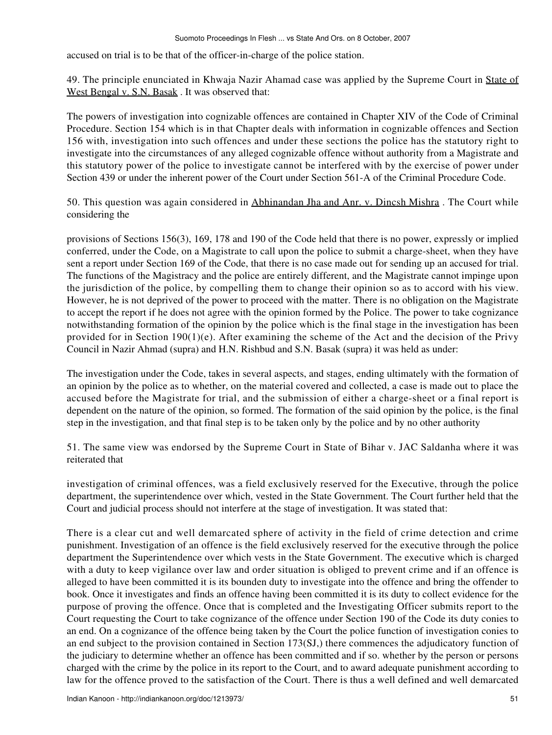accused on trial is to be that of the officer-in-charge of the police station.

49. The principle enunciated in Khwaja Nazir Ahamad case was applied by the Supreme Court in State of West Bengal v. S.N. Basak . It was observed that:

The powers of investigation into cognizable offences are contained in Chapter XIV of the Code of Criminal Procedure. Section 154 which is in that Chapter deals with information in cognizable offences and Section 156 with, investigation into such offences and under these sections the police has the statutory right to investigate into the circumstances of any alleged cognizable offence without authority from a Magistrate and this statutory power of the police to investigate cannot be interfered with by the exercise of power under Section 439 or under the inherent power of the Court under Section 561-A of the Criminal Procedure Code.

50. This question was again considered in Abhinandan Jha and Anr. v. Dincsh Mishra . The Court while considering the

provisions of Sections 156(3), 169, 178 and 190 of the Code held that there is no power, expressly or implied conferred, under the Code, on a Magistrate to call upon the police to submit a charge-sheet, when they have sent a report under Section 169 of the Code, that there is no case made out for sending up an accused for trial. The functions of the Magistracy and the police are entirely different, and the Magistrate cannot impinge upon the jurisdiction of the police, by compelling them to change their opinion so as to accord with his view. However, he is not deprived of the power to proceed with the matter. There is no obligation on the Magistrate to accept the report if he does not agree with the opinion formed by the Police. The power to take cognizance notwithstanding formation of the opinion by the police which is the final stage in the investigation has been provided for in Section 190(1)(e). After examining the scheme of the Act and the decision of the Privy Council in Nazir Ahmad (supra) and H.N. Rishbud and S.N. Basak (supra) it was held as under:

The investigation under the Code, takes in several aspects, and stages, ending ultimately with the formation of an opinion by the police as to whether, on the material covered and collected, a case is made out to place the accused before the Magistrate for trial, and the submission of either a charge-sheet or a final report is dependent on the nature of the opinion, so formed. The formation of the said opinion by the police, is the final step in the investigation, and that final step is to be taken only by the police and by no other authority

51. The same view was endorsed by the Supreme Court in State of Bihar v. JAC Saldanha where it was reiterated that

investigation of criminal offences, was a field exclusively reserved for the Executive, through the police department, the superintendence over which, vested in the State Government. The Court further held that the Court and judicial process should not interfere at the stage of investigation. It was stated that:

There is a clear cut and well demarcated sphere of activity in the field of crime detection and crime punishment. Investigation of an offence is the field exclusively reserved for the executive through the police department the Superintendence over which vests in the State Government. The executive which is charged with a duty to keep vigilance over law and order situation is obliged to prevent crime and if an offence is alleged to have been committed it is its bounden duty to investigate into the offence and bring the offender to book. Once it investigates and finds an offence having been committed it is its duty to collect evidence for the purpose of proving the offence. Once that is completed and the Investigating Officer submits report to the Court requesting the Court to take cognizance of the offence under Section 190 of the Code its duty conies to an end. On a cognizance of the offence being taken by the Court the police function of investigation conies to an end subject to the provision contained in Section 173(SJ,) there commences the adjudicatory function of the judiciary to determine whether an offence has been committed and if so. whether by the person or persons charged with the crime by the police in its report to the Court, and to award adequate punishment according to law for the offence proved to the satisfaction of the Court. There is thus a well defined and well demarcated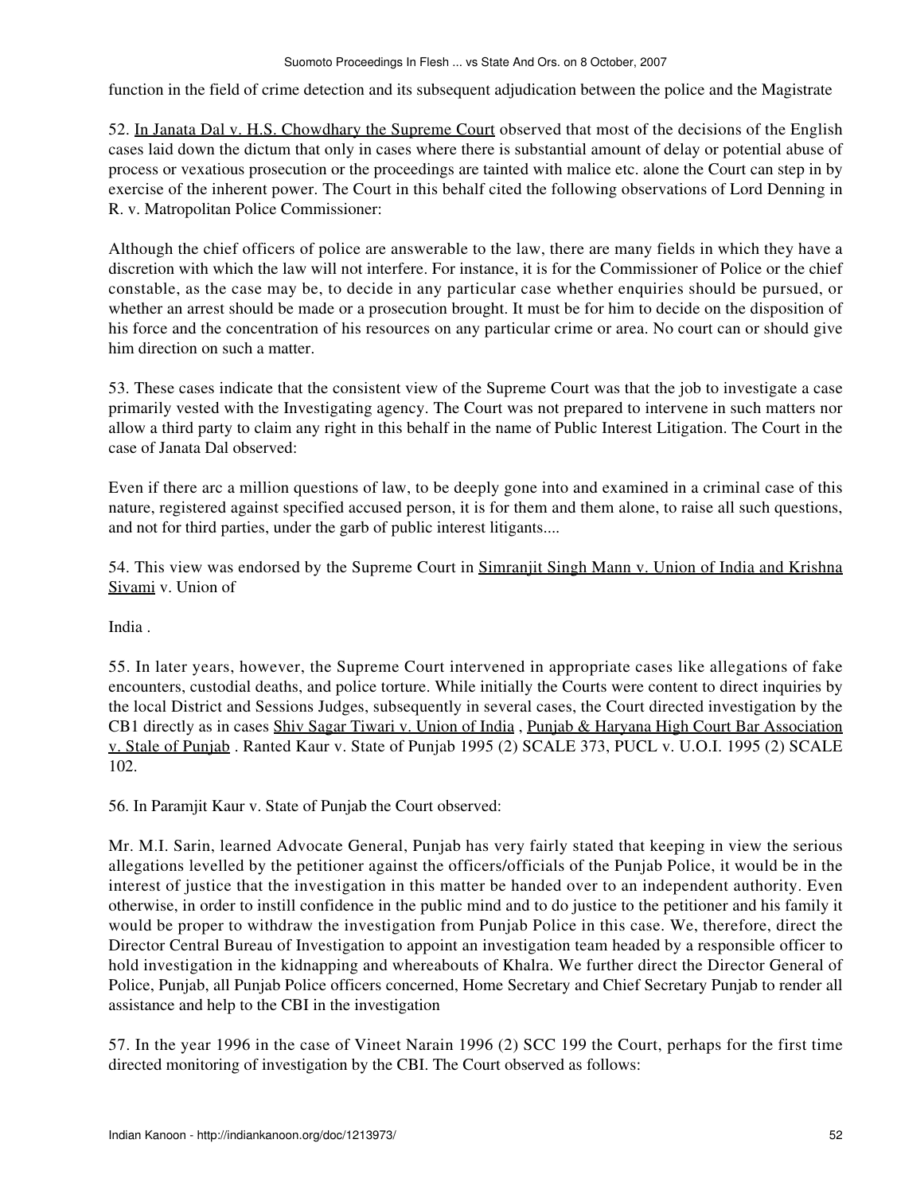function in the field of crime detection and its subsequent adjudication between the police and the Magistrate

52. In Janata Dal v. H.S. Chowdhary the Supreme Court observed that most of the decisions of the English cases laid down the dictum that only in cases where there is substantial amount of delay or potential abuse of process or vexatious prosecution or the proceedings are tainted with malice etc. alone the Court can step in by exercise of the inherent power. The Court in this behalf cited the following observations of Lord Denning in R. v. Matropolitan Police Commissioner:

Although the chief officers of police are answerable to the law, there are many fields in which they have a discretion with which the law will not interfere. For instance, it is for the Commissioner of Police or the chief constable, as the case may be, to decide in any particular case whether enquiries should be pursued, or whether an arrest should be made or a prosecution brought. It must be for him to decide on the disposition of his force and the concentration of his resources on any particular crime or area. No court can or should give him direction on such a matter.

53. These cases indicate that the consistent view of the Supreme Court was that the job to investigate a case primarily vested with the Investigating agency. The Court was not prepared to intervene in such matters nor allow a third party to claim any right in this behalf in the name of Public Interest Litigation. The Court in the case of Janata Dal observed:

Even if there arc a million questions of law, to be deeply gone into and examined in a criminal case of this nature, registered against specified accused person, it is for them and them alone, to raise all such questions, and not for third parties, under the garb of public interest litigants....

54. This view was endorsed by the Supreme Court in Simranjit Singh Mann v. Union of India and Krishna Sivami v. Union of

India .

55. In later years, however, the Supreme Court intervened in appropriate cases like allegations of fake encounters, custodial deaths, and police torture. While initially the Courts were content to direct inquiries by the local District and Sessions Judges, subsequently in several cases, the Court directed investigation by the CB1 directly as in cases Shiv Sagar Tiwari v. Union of India , Punjab & Haryana High Court Bar Association v. Stale of Punjab . Ranted Kaur v. State of Punjab 1995 (2) SCALE 373, PUCL v. U.O.I. 1995 (2) SCALE 102.

56. In Paramjit Kaur v. State of Punjab the Court observed:

Mr. M.I. Sarin, learned Advocate General, Punjab has very fairly stated that keeping in view the serious allegations levelled by the petitioner against the officers/officials of the Punjab Police, it would be in the interest of justice that the investigation in this matter be handed over to an independent authority. Even otherwise, in order to instill confidence in the public mind and to do justice to the petitioner and his family it would be proper to withdraw the investigation from Punjab Police in this case. We, therefore, direct the Director Central Bureau of Investigation to appoint an investigation team headed by a responsible officer to hold investigation in the kidnapping and whereabouts of Khalra. We further direct the Director General of Police, Punjab, all Punjab Police officers concerned, Home Secretary and Chief Secretary Punjab to render all assistance and help to the CBI in the investigation

57. In the year 1996 in the case of Vineet Narain 1996 (2) SCC 199 the Court, perhaps for the first time directed monitoring of investigation by the CBI. The Court observed as follows: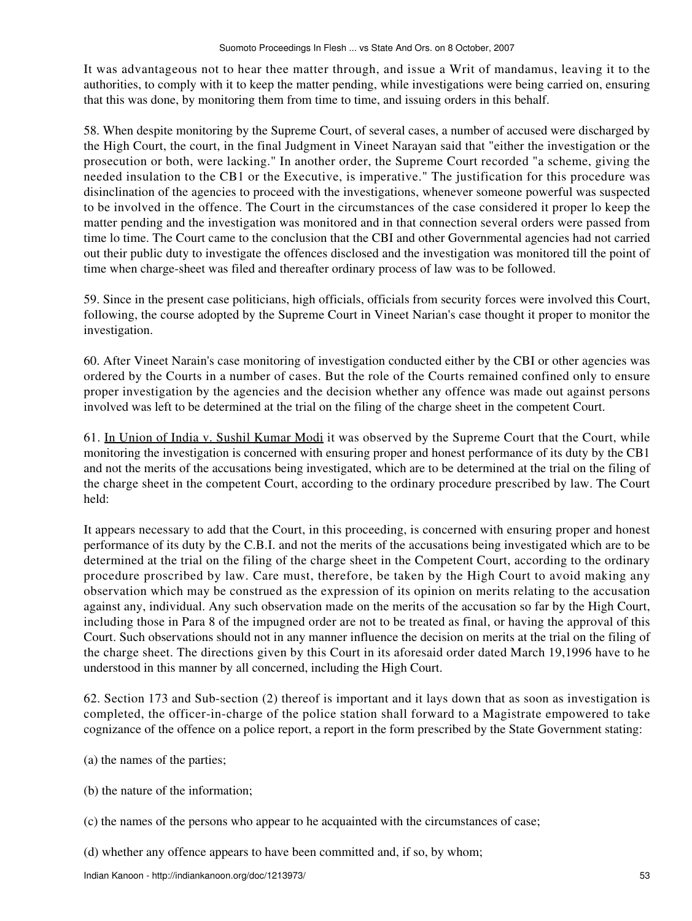It was advantageous not to hear thee matter through, and issue a Writ of mandamus, leaving it to the authorities, to comply with it to keep the matter pending, while investigations were being carried on, ensuring that this was done, by monitoring them from time to time, and issuing orders in this behalf.

58. When despite monitoring by the Supreme Court, of several cases, a number of accused were discharged by the High Court, the court, in the final Judgment in Vineet Narayan said that "either the investigation or the prosecution or both, were lacking." In another order, the Supreme Court recorded "a scheme, giving the needed insulation to the CB1 or the Executive, is imperative." The justification for this procedure was disinclination of the agencies to proceed with the investigations, whenever someone powerful was suspected to be involved in the offence. The Court in the circumstances of the case considered it proper lo keep the matter pending and the investigation was monitored and in that connection several orders were passed from time lo time. The Court came to the conclusion that the CBI and other Governmental agencies had not carried out their public duty to investigate the offences disclosed and the investigation was monitored till the point of time when charge-sheet was filed and thereafter ordinary process of law was to be followed.

59. Since in the present case politicians, high officials, officials from security forces were involved this Court, following, the course adopted by the Supreme Court in Vineet Narian's case thought it proper to monitor the investigation.

60. After Vineet Narain's case monitoring of investigation conducted either by the CBI or other agencies was ordered by the Courts in a number of cases. But the role of the Courts remained confined only to ensure proper investigation by the agencies and the decision whether any offence was made out against persons involved was left to be determined at the trial on the filing of the charge sheet in the competent Court.

61. In Union of India v. Sushil Kumar Modi it was observed by the Supreme Court that the Court, while monitoring the investigation is concerned with ensuring proper and honest performance of its duty by the CB1 and not the merits of the accusations being investigated, which are to be determined at the trial on the filing of the charge sheet in the competent Court, according to the ordinary procedure prescribed by law. The Court held:

It appears necessary to add that the Court, in this proceeding, is concerned with ensuring proper and honest performance of its duty by the C.B.I. and not the merits of the accusations being investigated which are to be determined at the trial on the filing of the charge sheet in the Competent Court, according to the ordinary procedure proscribed by law. Care must, therefore, be taken by the High Court to avoid making any observation which may be construed as the expression of its opinion on merits relating to the accusation against any, individual. Any such observation made on the merits of the accusation so far by the High Court, including those in Para 8 of the impugned order are not to be treated as final, or having the approval of this Court. Such observations should not in any manner influence the decision on merits at the trial on the filing of the charge sheet. The directions given by this Court in its aforesaid order dated March 19,1996 have to he understood in this manner by all concerned, including the High Court.

62. Section 173 and Sub-section (2) thereof is important and it lays down that as soon as investigation is completed, the officer-in-charge of the police station shall forward to a Magistrate empowered to take cognizance of the offence on a police report, a report in the form prescribed by the State Government stating:

(a) the names of the parties;

(b) the nature of the information;

(c) the names of the persons who appear to he acquainted with the circumstances of case;

(d) whether any offence appears to have been committed and, if so, by whom;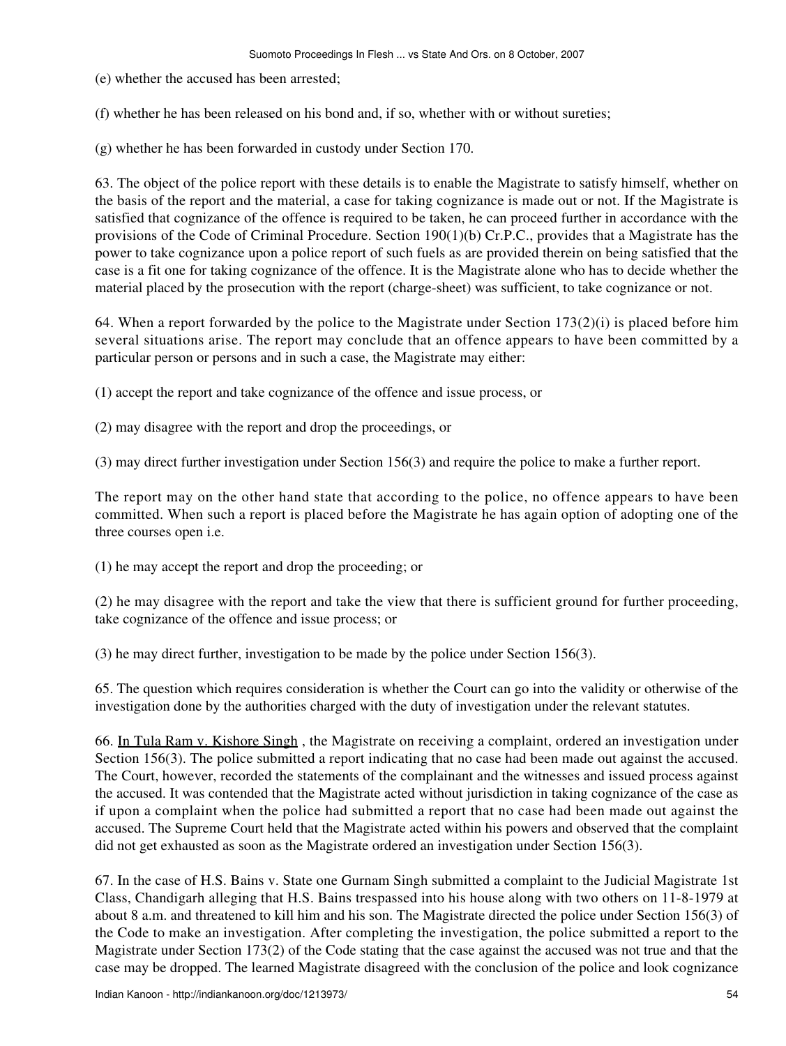(e) whether the accused has been arrested;

(f) whether he has been released on his bond and, if so, whether with or without sureties;

(g) whether he has been forwarded in custody under Section 170.

63. The object of the police report with these details is to enable the Magistrate to satisfy himself, whether on the basis of the report and the material, a case for taking cognizance is made out or not. If the Magistrate is satisfied that cognizance of the offence is required to be taken, he can proceed further in accordance with the provisions of the Code of Criminal Procedure. Section 190(1)(b) Cr.P.C., provides that a Magistrate has the power to take cognizance upon a police report of such fuels as are provided therein on being satisfied that the case is a fit one for taking cognizance of the offence. It is the Magistrate alone who has to decide whether the material placed by the prosecution with the report (charge-sheet) was sufficient, to take cognizance or not.

64. When a report forwarded by the police to the Magistrate under Section 173(2)(i) is placed before him several situations arise. The report may conclude that an offence appears to have been committed by a particular person or persons and in such a case, the Magistrate may either:

(1) accept the report and take cognizance of the offence and issue process, or

(2) may disagree with the report and drop the proceedings, or

(3) may direct further investigation under Section 156(3) and require the police to make a further report.

The report may on the other hand state that according to the police, no offence appears to have been committed. When such a report is placed before the Magistrate he has again option of adopting one of the three courses open i.e.

(1) he may accept the report and drop the proceeding; or

(2) he may disagree with the report and take the view that there is sufficient ground for further proceeding, take cognizance of the offence and issue process; or

(3) he may direct further, investigation to be made by the police under Section 156(3).

65. The question which requires consideration is whether the Court can go into the validity or otherwise of the investigation done by the authorities charged with the duty of investigation under the relevant statutes.

66. In Tula Ram v. Kishore Singh , the Magistrate on receiving a complaint, ordered an investigation under Section 156(3). The police submitted a report indicating that no case had been made out against the accused. The Court, however, recorded the statements of the complainant and the witnesses and issued process against the accused. It was contended that the Magistrate acted without jurisdiction in taking cognizance of the case as if upon a complaint when the police had submitted a report that no case had been made out against the accused. The Supreme Court held that the Magistrate acted within his powers and observed that the complaint did not get exhausted as soon as the Magistrate ordered an investigation under Section 156(3).

67. In the case of H.S. Bains v. State one Gurnam Singh submitted a complaint to the Judicial Magistrate 1st Class, Chandigarh alleging that H.S. Bains trespassed into his house along with two others on 11-8-1979 at about 8 a.m. and threatened to kill him and his son. The Magistrate directed the police under Section 156(3) of the Code to make an investigation. After completing the investigation, the police submitted a report to the Magistrate under Section 173(2) of the Code stating that the case against the accused was not true and that the case may be dropped. The learned Magistrate disagreed with the conclusion of the police and look cognizance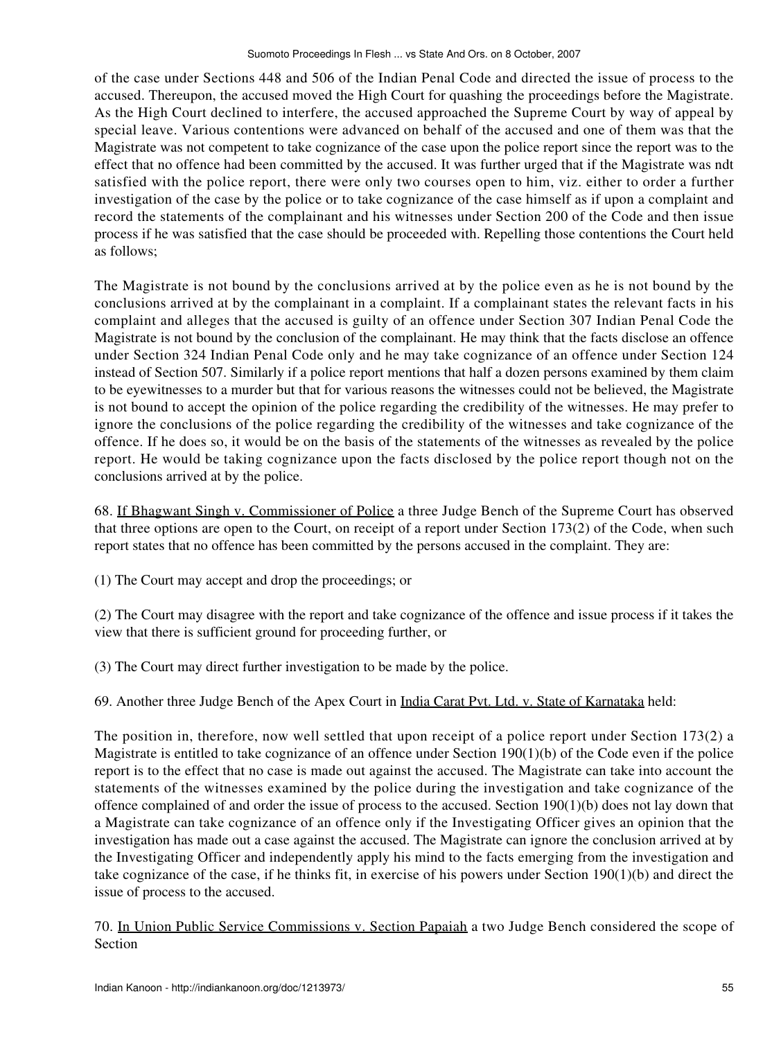of the case under Sections 448 and 506 of the Indian Penal Code and directed the issue of process to the accused. Thereupon, the accused moved the High Court for quashing the proceedings before the Magistrate. As the High Court declined to interfere, the accused approached the Supreme Court by way of appeal by special leave. Various contentions were advanced on behalf of the accused and one of them was that the Magistrate was not competent to take cognizance of the case upon the police report since the report was to the effect that no offence had been committed by the accused. It was further urged that if the Magistrate was ndt satisfied with the police report, there were only two courses open to him, viz. either to order a further investigation of the case by the police or to take cognizance of the case himself as if upon a complaint and record the statements of the complainant and his witnesses under Section 200 of the Code and then issue process if he was satisfied that the case should be proceeded with. Repelling those contentions the Court held as follows;

The Magistrate is not bound by the conclusions arrived at by the police even as he is not bound by the conclusions arrived at by the complainant in a complaint. If a complainant states the relevant facts in his complaint and alleges that the accused is guilty of an offence under Section 307 Indian Penal Code the Magistrate is not bound by the conclusion of the complainant. He may think that the facts disclose an offence under Section 324 Indian Penal Code only and he may take cognizance of an offence under Section 124 instead of Section 507. Similarly if a police report mentions that half a dozen persons examined by them claim to be eyewitnesses to a murder but that for various reasons the witnesses could not be believed, the Magistrate is not bound to accept the opinion of the police regarding the credibility of the witnesses. He may prefer to ignore the conclusions of the police regarding the credibility of the witnesses and take cognizance of the offence. If he does so, it would be on the basis of the statements of the witnesses as revealed by the police report. He would be taking cognizance upon the facts disclosed by the police report though not on the conclusions arrived at by the police.

68. If Bhagwant Singh v. Commissioner of Police a three Judge Bench of the Supreme Court has observed that three options are open to the Court, on receipt of a report under Section 173(2) of the Code, when such report states that no offence has been committed by the persons accused in the complaint. They are:

(1) The Court may accept and drop the proceedings; or

(2) The Court may disagree with the report and take cognizance of the offence and issue process if it takes the view that there is sufficient ground for proceeding further, or

(3) The Court may direct further investigation to be made by the police.

69. Another three Judge Bench of the Apex Court in India Carat Pvt. Ltd. v. State of Karnataka held:

The position in, therefore, now well settled that upon receipt of a police report under Section 173(2) a Magistrate is entitled to take cognizance of an offence under Section 190(1)(b) of the Code even if the police report is to the effect that no case is made out against the accused. The Magistrate can take into account the statements of the witnesses examined by the police during the investigation and take cognizance of the offence complained of and order the issue of process to the accused. Section 190(1)(b) does not lay down that a Magistrate can take cognizance of an offence only if the Investigating Officer gives an opinion that the investigation has made out a case against the accused. The Magistrate can ignore the conclusion arrived at by the Investigating Officer and independently apply his mind to the facts emerging from the investigation and take cognizance of the case, if he thinks fit, in exercise of his powers under Section 190(1)(b) and direct the issue of process to the accused.

70. In Union Public Service Commissions v. Section Papaiah a two Judge Bench considered the scope of Section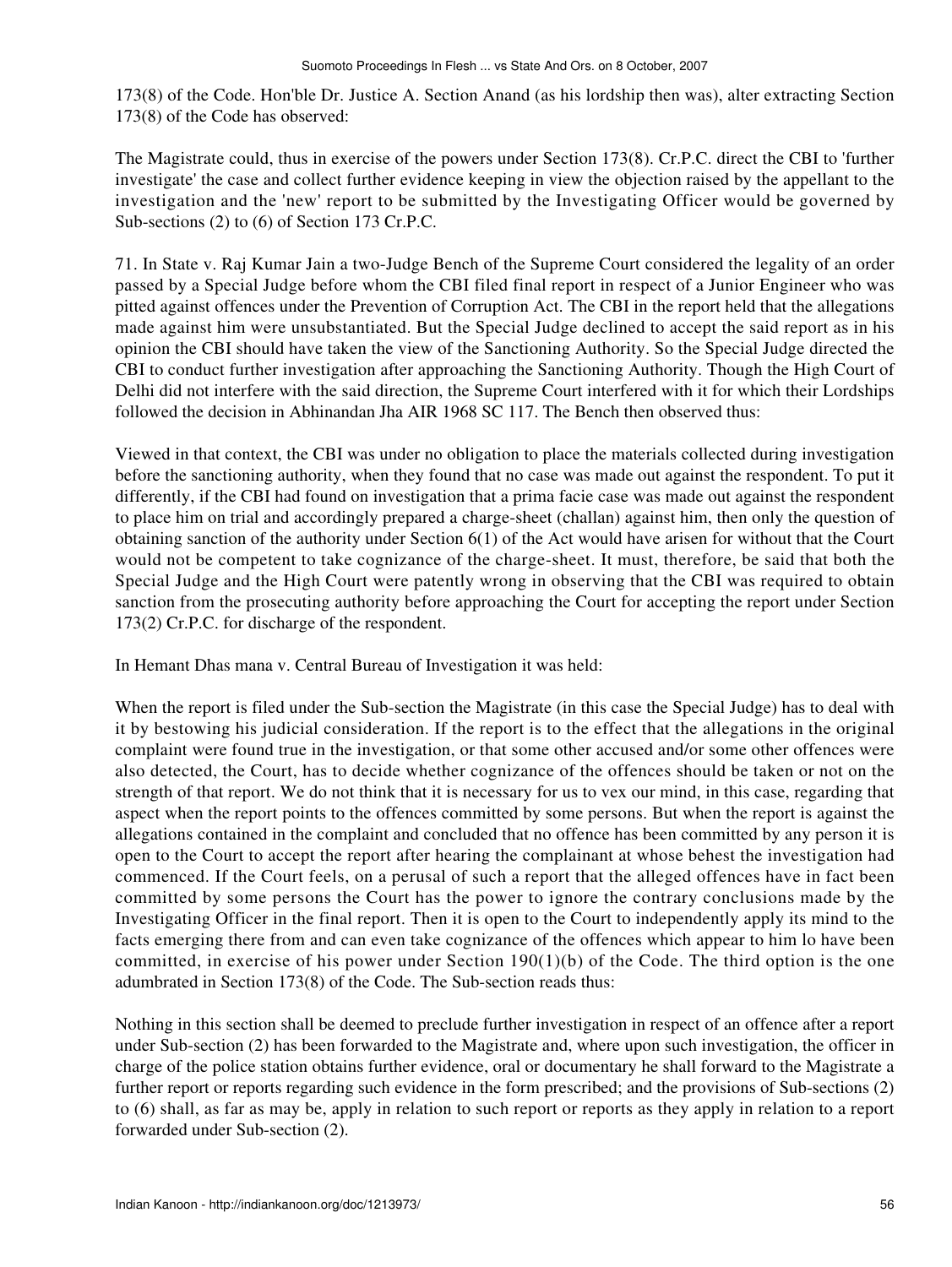173(8) of the Code. Hon'ble Dr. Justice A. Section Anand (as his lordship then was), alter extracting Section 173(8) of the Code has observed:

The Magistrate could, thus in exercise of the powers under Section 173(8). Cr.P.C. direct the CBI to 'further investigate' the case and collect further evidence keeping in view the objection raised by the appellant to the investigation and the 'new' report to be submitted by the Investigating Officer would be governed by Sub-sections (2) to (6) of Section 173 Cr.P.C.

71. In State v. Raj Kumar Jain a two-Judge Bench of the Supreme Court considered the legality of an order passed by a Special Judge before whom the CBI filed final report in respect of a Junior Engineer who was pitted against offences under the Prevention of Corruption Act. The CBI in the report held that the allegations made against him were unsubstantiated. But the Special Judge declined to accept the said report as in his opinion the CBI should have taken the view of the Sanctioning Authority. So the Special Judge directed the CBI to conduct further investigation after approaching the Sanctioning Authority. Though the High Court of Delhi did not interfere with the said direction, the Supreme Court interfered with it for which their Lordships followed the decision in Abhinandan Jha AIR 1968 SC 117. The Bench then observed thus:

Viewed in that context, the CBI was under no obligation to place the materials collected during investigation before the sanctioning authority, when they found that no case was made out against the respondent. To put it differently, if the CBI had found on investigation that a prima facie case was made out against the respondent to place him on trial and accordingly prepared a charge-sheet (challan) against him, then only the question of obtaining sanction of the authority under Section 6(1) of the Act would have arisen for without that the Court would not be competent to take cognizance of the charge-sheet. It must, therefore, be said that both the Special Judge and the High Court were patently wrong in observing that the CBI was required to obtain sanction from the prosecuting authority before approaching the Court for accepting the report under Section 173(2) Cr.P.C. for discharge of the respondent.

In Hemant Dhas mana v. Central Bureau of Investigation it was held:

When the report is filed under the Sub-section the Magistrate (in this case the Special Judge) has to deal with it by bestowing his judicial consideration. If the report is to the effect that the allegations in the original complaint were found true in the investigation, or that some other accused and/or some other offences were also detected, the Court, has to decide whether cognizance of the offences should be taken or not on the strength of that report. We do not think that it is necessary for us to vex our mind, in this case, regarding that aspect when the report points to the offences committed by some persons. But when the report is against the allegations contained in the complaint and concluded that no offence has been committed by any person it is open to the Court to accept the report after hearing the complainant at whose behest the investigation had commenced. If the Court feels, on a perusal of such a report that the alleged offences have in fact been committed by some persons the Court has the power to ignore the contrary conclusions made by the Investigating Officer in the final report. Then it is open to the Court to independently apply its mind to the facts emerging there from and can even take cognizance of the offences which appear to him lo have been committed, in exercise of his power under Section 190(1)(b) of the Code. The third option is the one adumbrated in Section 173(8) of the Code. The Sub-section reads thus:

Nothing in this section shall be deemed to preclude further investigation in respect of an offence after a report under Sub-section (2) has been forwarded to the Magistrate and, where upon such investigation, the officer in charge of the police station obtains further evidence, oral or documentary he shall forward to the Magistrate a further report or reports regarding such evidence in the form prescribed; and the provisions of Sub-sections (2) to (6) shall, as far as may be, apply in relation to such report or reports as they apply in relation to a report forwarded under Sub-section (2).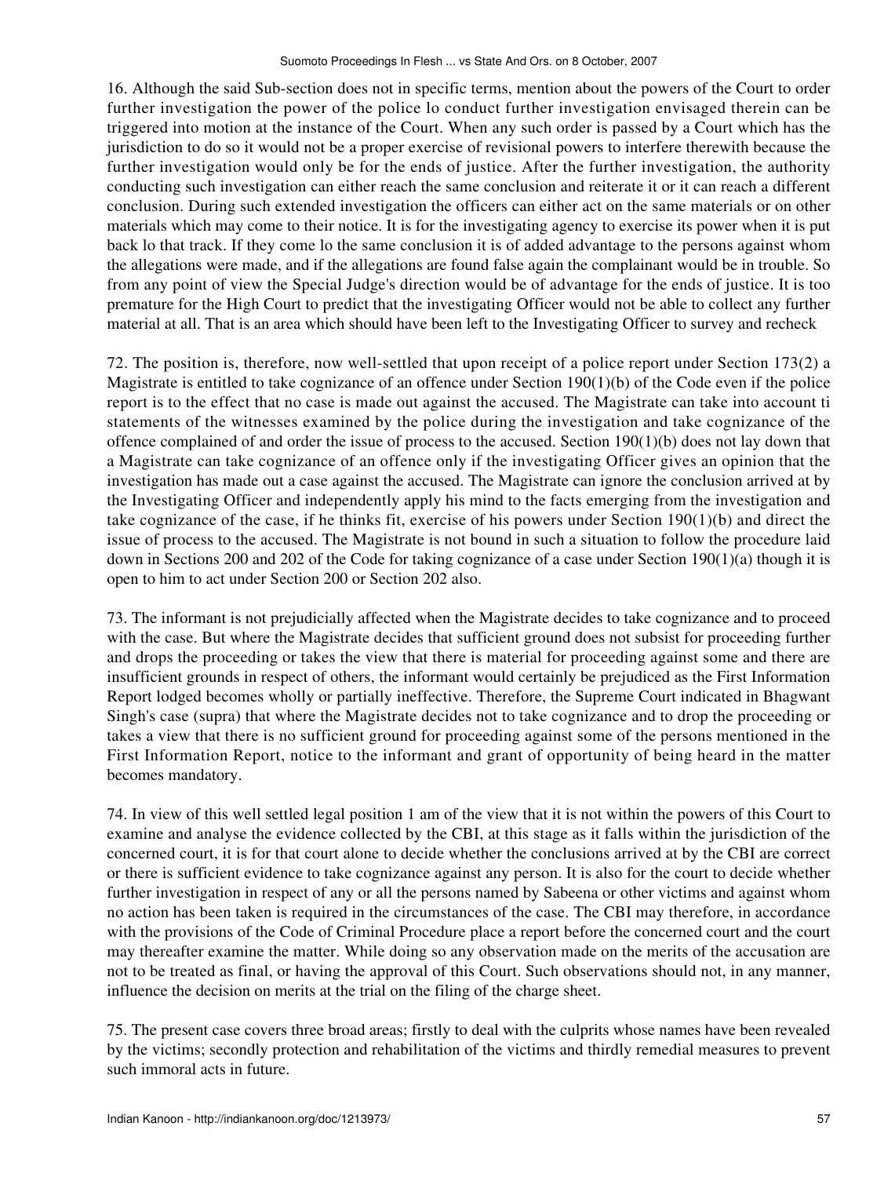16. Although the said Sub-section does not in specific terms, mention about the powers of the Court to order further investigation the power of the police lo conduct further investigation envisaged therein can be triggered into motion at the instance of the Court. When any such order is passed by a Court which has the jurisdiction to do so it would not be a proper exercise of revisional powers to interfere therewith because the further investigation would only be for the ends of justice. After the further investigation, the authority conducting such investigation can either reach the same conclusion and reiterate it or it can reach a different conclusion. During such extended investigation the officers can either act on the same materials or on other materials which may come to their notice. It is for the investigating agency to exercise its power when it is put back lo that track. If they come lo the same conclusion it is of added advantage to the persons against whom the allegations were made, and if the allegations are found false again the complainant would be in trouble. So from any point of view the Special Judge's direction would be of advantage for the ends of justice. It is too premature for the High Court to predict that the investigating Officer would not be able to collect any further material at all. That is an area which should have been left to the Investigating Officer to survey and recheck

72. The position is, therefore, now well-settled that upon receipt of a police report under Section 173(2) a Magistrate is entitled to take cognizance of an offence under Section 190(1)(b) of the Code even if the police report is to the effect that no case is made out against the accused. The Magistrate can take into account ti statements of the witnesses examined by the police during the investigation and take cognizance of the offence complained of and order the issue of process to the accused. Section 190(1)(b) does not lay down that a Magistrate can take cognizance of an offence only if the investigating Officer gives an opinion that the investigation has made out a case against the accused. The Magistrate can ignore the conclusion arrived at by the Investigating Officer and independently apply his mind to the facts emerging from the investigation and take cognizance of the case, if he thinks fit, exercise of his powers under Section 190(1)(b) and direct the issue of process to the accused. The Magistrate is not bound in such a situation to follow the procedure laid down in Sections 200 and 202 of the Code for taking cognizance of a case under Section 190(1)(a) though it is open to him to act under Section 200 or Section 202 also.

73. The informant is not prejudicially affected when the Magistrate decides to take cognizance and to proceed with the case. But where the Magistrate decides that sufficient ground does not subsist for proceeding further and drops the proceeding or takes the view that there is material for proceeding against some and there are insufficient grounds in respect of others, the informant would certainly be prejudiced as the First Information Report lodged becomes wholly or partially ineffective. Therefore, the Supreme Court indicated in Bhagwant Singh's case (supra) that where the Magistrate decides not to take cognizance and to drop the proceeding or takes a view that there is no sufficient ground for proceeding against some of the persons mentioned in the First Information Report, notice to the informant and grant of opportunity of being heard in the matter becomes mandatory.

74. In view of this well settled legal position 1 am of the view that it is not within the powers of this Court to examine and analyse the evidence collected by the CBI, at this stage as it falls within the jurisdiction of the concerned court, it is for that court alone to decide whether the conclusions arrived at by the CBI are correct or there is sufficient evidence to take cognizance against any person. It is also for the court to decide whether further investigation in respect of any or all the persons named by Sabeena or other victims and against whom no action has been taken is required in the circumstances of the case. The CBI may therefore, in accordance with the provisions of the Code of Criminal Procedure place a report before the concerned court and the court may thereafter examine the matter. While doing so any observation made on the merits of the accusation are not to be treated as final, or having the approval of this Court. Such observations should not, in any manner, influence the decision on merits at the trial on the filing of the charge sheet.

75. The present case covers three broad areas; firstly to deal with the culprits whose names have been revealed by the victims; secondly protection and rehabilitation of the victims and thirdly remedial measures to prevent such immoral acts in future.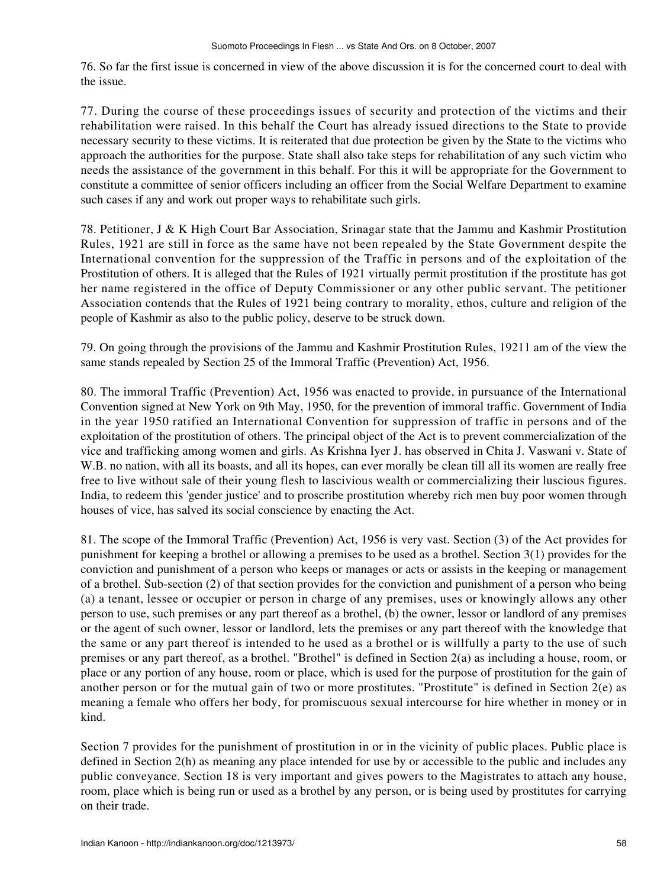76. So far the first issue is concerned in view of the above discussion it is for the concerned court to deal with the issue.

77. During the course of these proceedings issues of security and protection of the victims and their rehabilitation were raised. In this behalf the Court has already issued directions to the State to provide necessary security to these victims. It is reiterated that due protection be given by the State to the victims who approach the authorities for the purpose. State shall also take steps for rehabilitation of any such victim who needs the assistance of the government in this behalf. For this it will be appropriate for the Government to constitute a committee of senior officers including an officer from the Social Welfare Department to examine such cases if any and work out proper ways to rehabilitate such girls.

78. Petitioner, J & K High Court Bar Association, Srinagar state that the Jammu and Kashmir Prostitution Rules, 1921 are still in force as the same have not been repealed by the State Government despite the International convention for the suppression of the Traffic in persons and of the exploitation of the Prostitution of others. It is alleged that the Rules of 1921 virtually permit prostitution if the prostitute has got her name registered in the office of Deputy Commissioner or any other public servant. The petitioner Association contends that the Rules of 1921 being contrary to morality, ethos, culture and religion of the people of Kashmir as also to the public policy, deserve to be struck down.

79. On going through the provisions of the Jammu and Kashmir Prostitution Rules, 19211 am of the view the same stands repealed by Section 25 of the Immoral Traffic (Prevention) Act, 1956.

80. The immoral Traffic (Prevention) Act, 1956 was enacted to provide, in pursuance of the International Convention signed at New York on 9th May, 1950, for the prevention of immoral traffic. Government of India in the year 1950 ratified an International Convention for suppression of traffic in persons and of the exploitation of the prostitution of others. The principal object of the Act is to prevent commercialization of the vice and trafficking among women and girls. As Krishna Iyer J. has observed in Chita J. Vaswani v. State of W.B. no nation, with all its boasts, and all its hopes, can ever morally be clean till all its women are really free free to live without sale of their young flesh to lascivious wealth or commercializing their luscious figures. India, to redeem this 'gender justice' and to proscribe prostitution whereby rich men buy poor women through houses of vice, has salved its social conscience by enacting the Act.

81. The scope of the Immoral Traffic (Prevention) Act, 1956 is very vast. Section (3) of the Act provides for punishment for keeping a brothel or allowing a premises to be used as a brothel. Section 3(1) provides for the conviction and punishment of a person who keeps or manages or acts or assists in the keeping or management of a brothel. Sub-section (2) of that section provides for the conviction and punishment of a person who being (a) a tenant, lessee or occupier or person in charge of any premises, uses or knowingly allows any other person to use, such premises or any part thereof as a brothel, (b) the owner, lessor or landlord of any premises or the agent of such owner, lessor or landlord, lets the premises or any part thereof with the knowledge that the same or any part thereof is intended to he used as a brothel or is willfully a party to the use of such premises or any part thereof, as a brothel. "Brothel" is defined in Section 2(a) as including a house, room, or place or any portion of any house, room or place, which is used for the purpose of prostitution for the gain of another person or for the mutual gain of two or more prostitutes. "Prostitute" is defined in Section 2(e) as meaning a female who offers her body, for promiscuous sexual intercourse for hire whether in money or in kind.

Section 7 provides for the punishment of prostitution in or in the vicinity of public places. Public place is defined in Section 2(h) as meaning any place intended for use by or accessible to the public and includes any public conveyance. Section 18 is very important and gives powers to the Magistrates to attach any house, room, place which is being run or used as a brothel by any person, or is being used by prostitutes for carrying on their trade.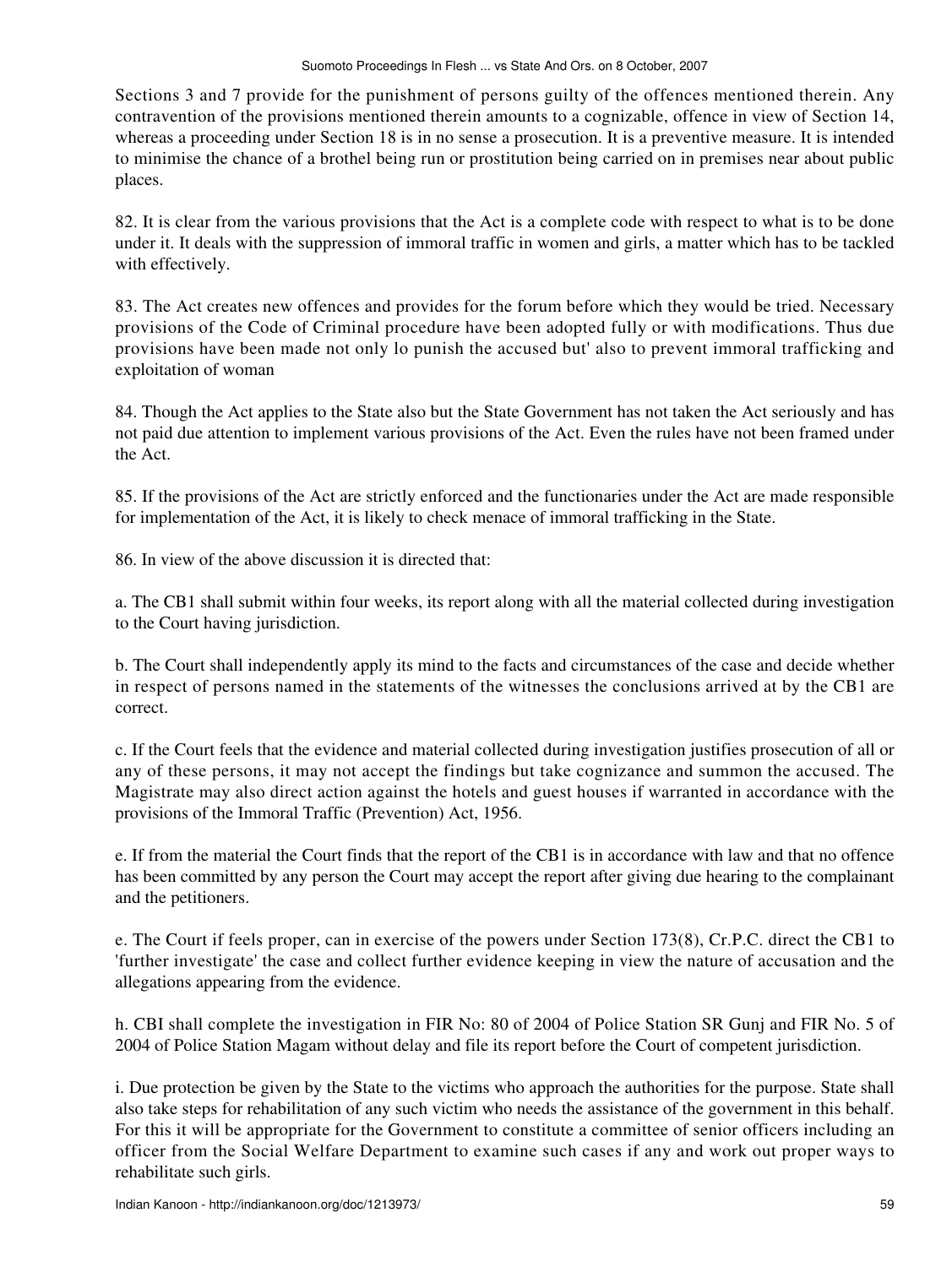Sections 3 and 7 provide for the punishment of persons guilty of the offences mentioned therein. Any contravention of the provisions mentioned therein amounts to a cognizable, offence in view of Section 14, whereas a proceeding under Section 18 is in no sense a prosecution. It is a preventive measure. It is intended to minimise the chance of a brothel being run or prostitution being carried on in premises near about public places.

82. It is clear from the various provisions that the Act is a complete code with respect to what is to be done under it. It deals with the suppression of immoral traffic in women and girls, a matter which has to be tackled with effectively.

83. The Act creates new offences and provides for the forum before which they would be tried. Necessary provisions of the Code of Criminal procedure have been adopted fully or with modifications. Thus due provisions have been made not only lo punish the accused but' also to prevent immoral trafficking and exploitation of woman

84. Though the Act applies to the State also but the State Government has not taken the Act seriously and has not paid due attention to implement various provisions of the Act. Even the rules have not been framed under the Act.

85. If the provisions of the Act are strictly enforced and the functionaries under the Act are made responsible for implementation of the Act, it is likely to check menace of immoral trafficking in the State.

86. In view of the above discussion it is directed that:

a. The CB1 shall submit within four weeks, its report along with all the material collected during investigation to the Court having jurisdiction.

b. The Court shall independently apply its mind to the facts and circumstances of the case and decide whether in respect of persons named in the statements of the witnesses the conclusions arrived at by the CB1 are correct.

c. If the Court feels that the evidence and material collected during investigation justifies prosecution of all or any of these persons, it may not accept the findings but take cognizance and summon the accused. The Magistrate may also direct action against the hotels and guest houses if warranted in accordance with the provisions of the Immoral Traffic (Prevention) Act, 1956.

e. If from the material the Court finds that the report of the CB1 is in accordance with law and that no offence has been committed by any person the Court may accept the report after giving due hearing to the complainant and the petitioners.

e. The Court if feels proper, can in exercise of the powers under Section 173(8), Cr.P.C. direct the CB1 to 'further investigate' the case and collect further evidence keeping in view the nature of accusation and the allegations appearing from the evidence.

h. CBI shall complete the investigation in FIR No: 80 of 2004 of Police Station SR Gunj and FIR No. 5 of 2004 of Police Station Magam without delay and file its report before the Court of competent jurisdiction.

i. Due protection be given by the State to the victims who approach the authorities for the purpose. State shall also take steps for rehabilitation of any such victim who needs the assistance of the government in this behalf. For this it will be appropriate for the Government to constitute a committee of senior officers including an officer from the Social Welfare Department to examine such cases if any and work out proper ways to rehabilitate such girls.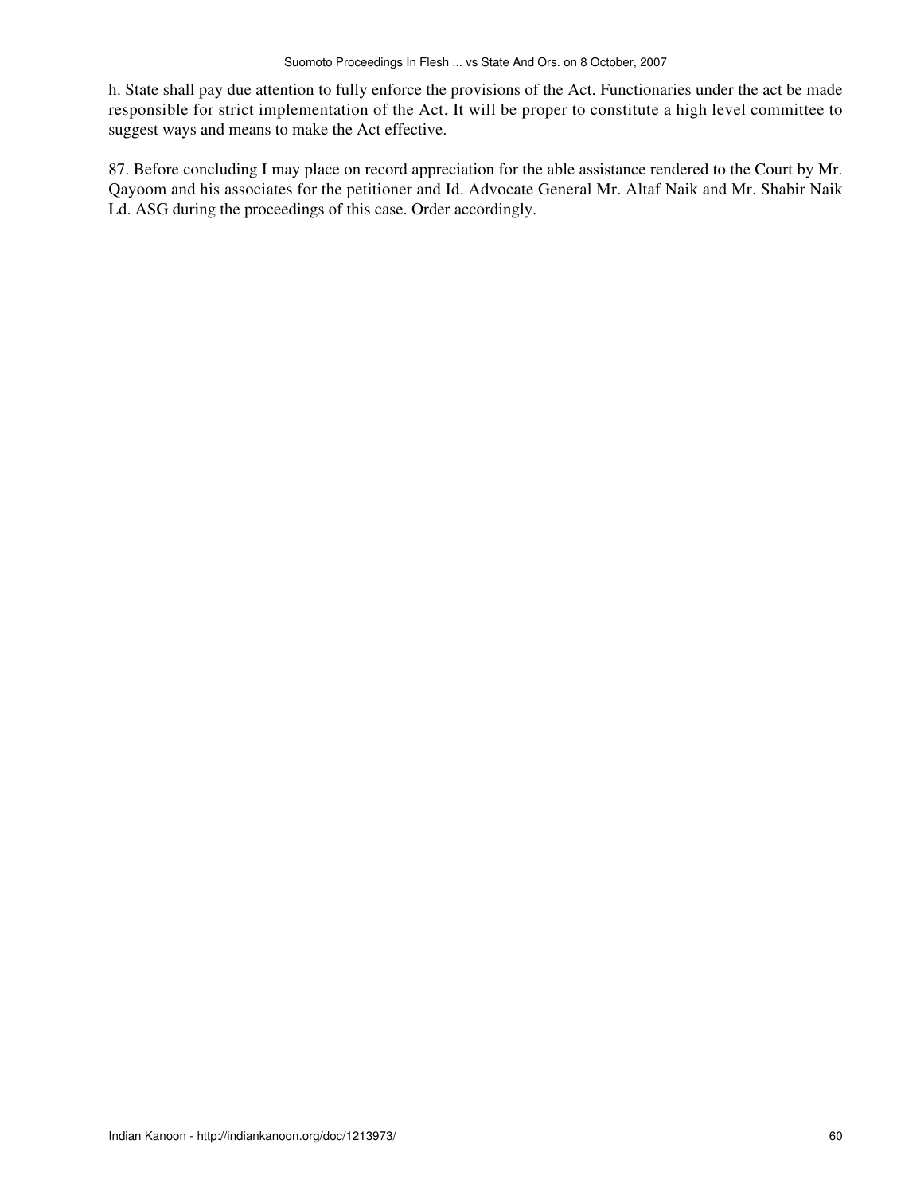h. State shall pay due attention to fully enforce the provisions of the Act. Functionaries under the act be made responsible for strict implementation of the Act. It will be proper to constitute a high level committee to suggest ways and means to make the Act effective.

87. Before concluding I may place on record appreciation for the able assistance rendered to the Court by Mr. Qayoom and his associates for the petitioner and Id. Advocate General Mr. Altaf Naik and Mr. Shabir Naik Ld. ASG during the proceedings of this case. Order accordingly.